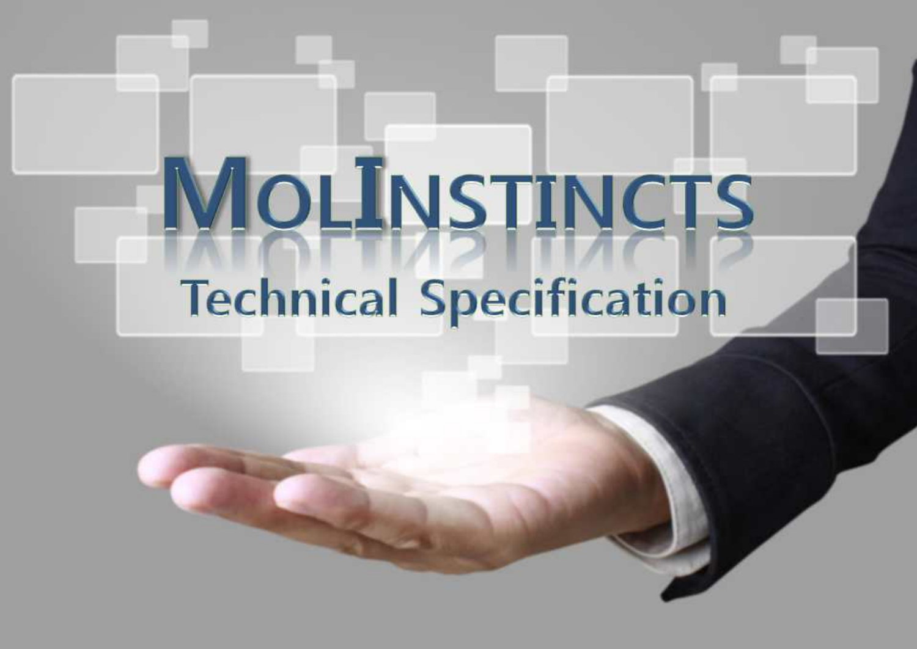# MolInstincts

## Technical Specification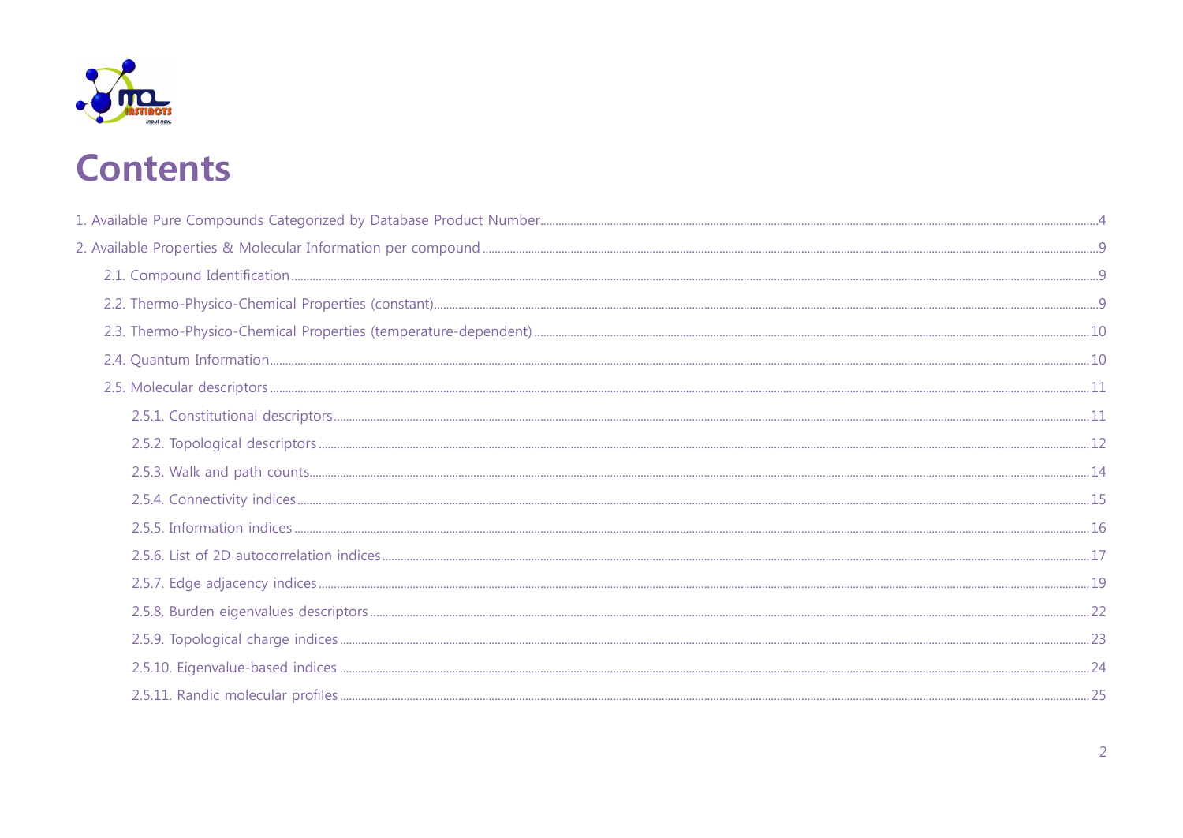# Contents

1. Available Pure Compounds Categorized by Database Product Number ..... 4
2. Available Properties & Molecular Information per compound ..... 9
   - 2.1. Compound Identification ..... 9
   - 2.2. Thermo-Physico-Chemical Properties (constant) ..... 9
   - 2.3. Thermo-Physico-Chemical Properties (temperature-dependent) ..... 10
   - 2.4. Quantum Information ..... 10
   - 2.5. Molecular descriptors ..... 11
     - 2.5.1. Constitutional descriptors ..... 11
     - 2.5.2. Topological descriptors ..... 12
     - 2.5.3. Walk and path counts ..... 14
     - 2.5.4. Connectivity indices ..... 15
     - 2.5.5. Information indices ..... 16
     - 2.5.6. List of 2D autocorrelation indices ..... 17
     - 2.5.7. Edge adjacency indices ..... 19
     - 2.5.8. Burden eigenvalues descriptors ..... 22
     - 2.5.9. Topological charge indices ..... 23
     - 2.5.10. Eigenvalue-based indices ..... 24
     - 2.5.11. Randic molecular profiles ..... 25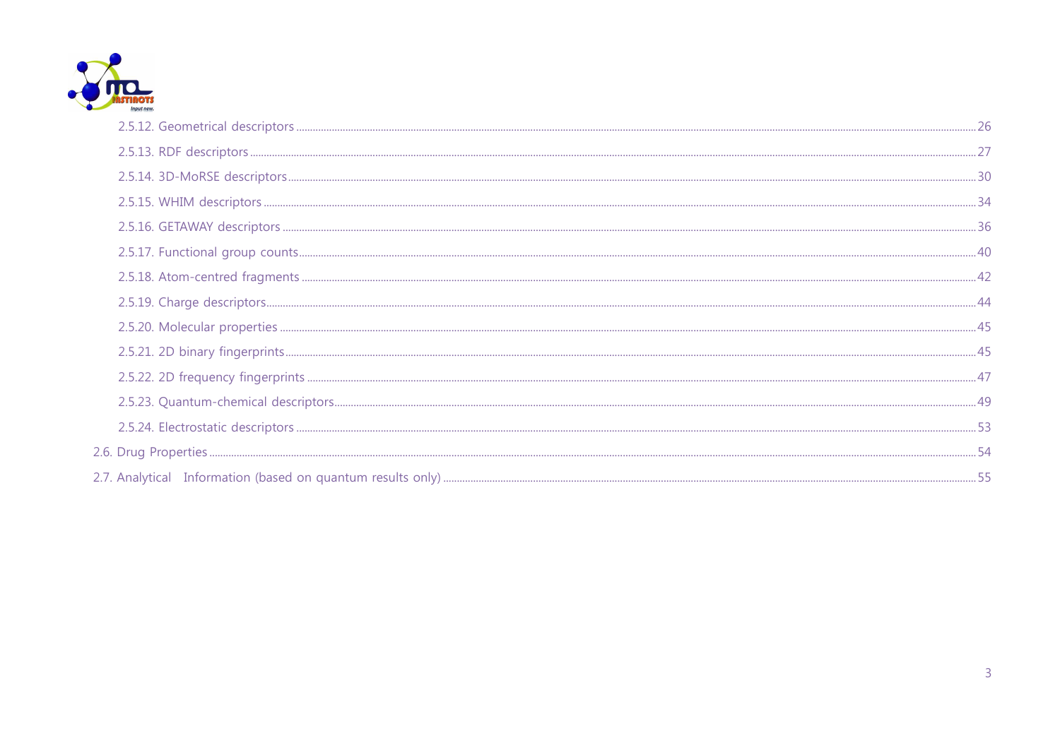2.5.12. Geometrical descriptors ........ 26

2.5.13. RDF descriptors ........ 27

2.5.14. 3D-MoRSE descriptors ........ 30

2.5.15. WHIM descriptors ........ 34

2.5.16. GETAWAY descriptors ........ 36

2.5.17. Functional group counts ........ 40

2.5.18. Atom-centred fragments ........ 42

2.5.19. Charge descriptors ........ 44

2.5.20. Molecular properties ........ 45

2.5.21. 2D binary fingerprints ........ 45

2.5.22. 2D frequency fingerprints ........ 47

2.5.23. Quantum-chemical descriptors ........ 49

2.5.24. Electrostatic descriptors ........ 53

2.6. Drug Properties ........ 54

2.7. Analytical Information (based on quantum results only) ........ 55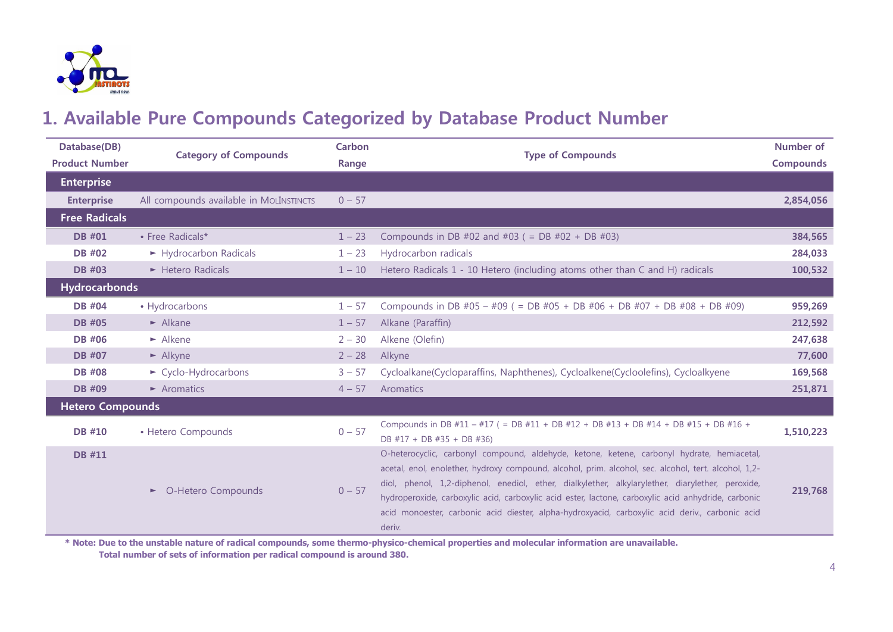## 1. Available Pure Compounds Categorized by Database Product Number

| Database(DB) Product Number | Category of Compounds | Carbon Range | Type of Compounds | Number of Compounds |
|---|---|---|---|---|
| **Enterprise** | | | | |
| **Enterprise** | All compounds available in MolInstincts | 0 – 57 | | **2,854,056** |
| **Free Radicals** | | | | |
| **DB #01** | • Free Radicals* | 1 – 23 | Compounds in DB #02 and #03 ( = DB #02 + DB #03) | **384,565** |
| **DB #02** | ► Hydrocarbon Radicals | 1 – 23 | Hydrocarbon radicals | **284,033** |
| **DB #03** | ► Hetero Radicals | 1 – 10 | Hetero Radicals 1 - 10 Hetero (including atoms other than C and H) radicals | **100,532** |
| **Hydrocarbonds** | | | | |
| **DB #04** | • Hydrocarbons | 1 – 57 | Compounds in DB #05 – #09 ( = DB #05 + DB #06 + DB #07 + DB #08 + DB #09) | **959,269** |
| **DB #05** | ► Alkane | 1 – 57 | Alkane (Paraffin) | **212,592** |
| **DB #06** | ► Alkene | 2 – 30 | Alkene (Olefin) | **247,638** |
| **DB #07** | ► Alkyne | 2 – 28 | Alkyne | **77,600** |
| **DB #08** | ► Cyclo-Hydrocarbons | 3 – 57 | Cycloalkane(Cycloparaffins, Naphthenes), Cycloalkene(Cycloolefins), Cycloalkyene | **169,568** |
| **DB #09** | ► Aromatics | 4 – 57 | Aromatics | **251,871** |
| **Hetero Compounds** | | | | |
| **DB #10** | • Hetero Compounds | 0 – 57 | Compounds in DB #11 – #17 ( = DB #11 + DB #12 + DB #13 + DB #14 + DB #15 + DB #16 + DB #17 + DB #35 + DB #36) | **1,510,223** |
| **DB #11** | ► O-Hetero Compounds | 0 – 57 | O-heterocyclic, carbonyl compound, aldehyde, ketone, ketene, carbonyl hydrate, hemiacetal, acetal, enol, enolether, hydroxy compound, alcohol, prim. alcohol, sec. alcohol, tert. alcohol, 1,2-diol, phenol, 1,2-diphenol, enediol, ether, dialkylether, alkylarylether, diarylether, peroxide, hydroperoxide, carboxylic acid, carboxylic acid ester, lactone, carboxylic acid anhydride, carbonic acid monoester, carbonic acid diester, alpha-hydroxyacid, carboxylic acid deriv., carbonic acid deriv. | **219,768** |

**\* Note: Due to the unstable nature of radical compounds, some thermo-physico-chemical properties and molecular information are unavailable. Total number of sets of information per radical compound is around 380.**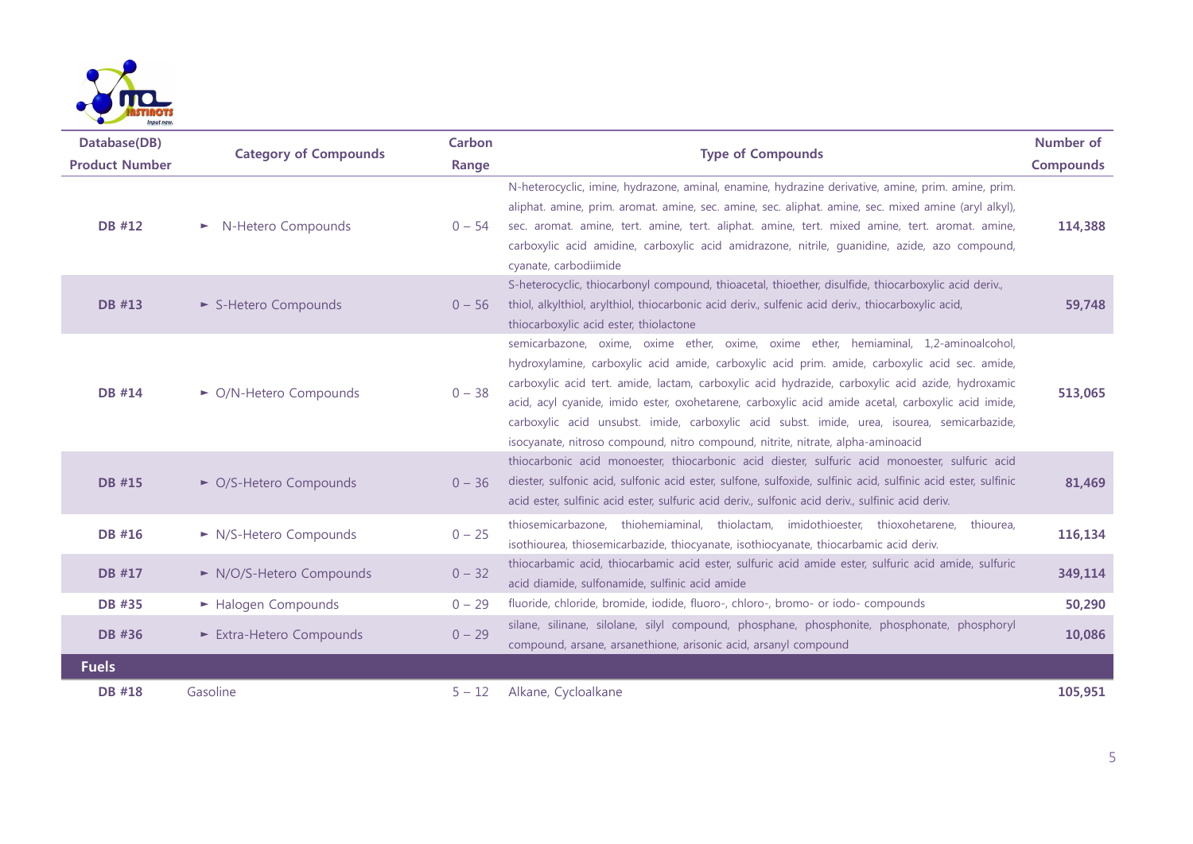| Database(DB) Product Number | Category of Compounds | Carbon Range | Type of Compounds | Number of Compounds |
|---|---|---|---|---|
| DB #12 | ► N-Hetero Compounds | 0 – 54 | N-heterocyclic, imine, hydrazone, aminal, enamine, hydrazine derivative, amine, prim. amine, prim. aliphat. amine, prim. aromat. amine, sec. amine, sec. aliphat. amine, sec. mixed amine (aryl alkyl), sec. aromat. amine, tert. amine, tert. aliphat. amine, tert. mixed amine, tert. aromat. amine, carboxylic acid amidine, carboxylic acid amidrazone, nitrile, guanidine, azide, azo compound, cyanate, carbodiimide | 114,388 |
| DB #13 | ► S-Hetero Compounds | 0 – 56 | S-heterocyclic, thiocarbonyl compound, thioacetal, thioether, disulfide, thiocarboxylic acid deriv., thiol, alkylthiol, arylthiol, thiocarbonic acid deriv., sulfenic acid deriv., thiocarboxylic acid, thiocarboxylic acid ester, thiolactone | 59,748 |
| DB #14 | ► O/N-Hetero Compounds | 0 – 38 | semicarbazone, oxime, oxime ether, oxime, oxime ether, hemiaminal, 1,2-aminoalcohol, hydroxylamine, carboxylic acid amide, carboxylic acid prim. amide, carboxylic acid sec. amide, carboxylic acid tert. amide, lactam, carboxylic acid hydrazide, carboxylic acid azide, hydroxamic acid, acyl cyanide, imido ester, oxohetarene, carboxylic acid amide acetal, carboxylic acid imide, carboxylic acid unsubst. imide, carboxylic acid subst. imide, urea, isourea, semicarbazide, isocyanate, nitroso compound, nitro compound, nitrite, nitrate, alpha-aminoacid | 513,065 |
| DB #15 | ► O/S-Hetero Compounds | 0 – 36 | thiocarbonic acid monoester, thiocarbonic acid diester, sulfuric acid monoester, sulfuric acid diester, sulfonic acid, sulfonic acid ester, sulfone, sulfoxide, sulfinic acid, sulfinic acid ester, sulfinic acid ester, sulfinic acid ester, sulfuric acid deriv., sulfonic acid deriv., sulfinic acid deriv. | 81,469 |
| DB #16 | ► N/S-Hetero Compounds | 0 – 25 | thiosemicarbazone, thiohemiaminal, thiolactam, imidothioester, thioxohetarene, thiourea, isothiourea, thiosemicarbazide, thiocyanate, isothiocyanate, thiocarbamic acid deriv. | 116,134 |
| DB #17 | ► N/O/S-Hetero Compounds | 0 – 32 | thiocarbamic acid, thiocarbamic acid ester, sulfuric acid amide ester, sulfuric acid amide, sulfuric acid diamide, sulfonamide, sulfinic acid amide | 349,114 |
| DB #35 | ► Halogen Compounds | 0 – 29 | fluoride, chloride, bromide, iodide, fluoro-, chloro-, bromo- or iodo- compounds | 50,290 |
| DB #36 | ► Extra-Hetero Compounds | 0 – 29 | silane, silinane, silolane, silyl compound, phosphane, phosphonite, phosphonate, phosphoryl compound, arsane, arsanethione, arisonic acid, arsanyl compound | 10,086 |
| **Fuels** | | | | |
| DB #18 | Gasoline | 5 – 12 | Alkane, Cycloalkane | 105,951 |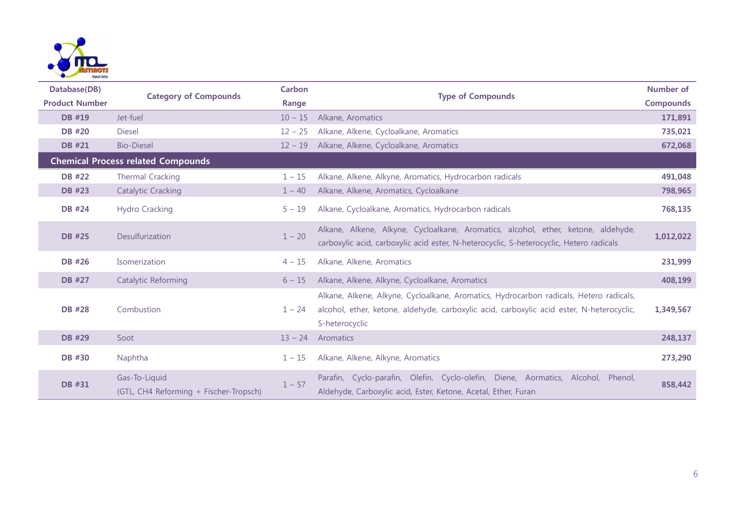| Database(DB) Product Number | Category of Compounds | Carbon Range | Type of Compounds | Number of Compounds |
|---|---|---|---|---|
| **DB #19** | Jet-fuel | 10 – 15 | Alkane, Aromatics | **171,891** |
| **DB #20** | Diesel | 12 – 25 | Alkane, Alkene, Cycloalkane, Aromatics | **735,021** |
| **DB #21** | Bio-Diesel | 12 – 19 | Alkane, Alkene, Cycloalkane, Aromatics | **672,068** |
| **Chemical Process related Compounds** | | | | |
| **DB #22** | Thermal Cracking | 1 – 15 | Alkane, Alkene, Alkyne, Aromatics, Hydrocarbon radicals | **491,048** |
| **DB #23** | Catalytic Cracking | 1 – 40 | Alkane, Alkene, Aromatics, Cycloalkane | **798,965** |
| **DB #24** | Hydro Cracking | 5 – 19 | Alkane, Cycloalkane, Aromatics, Hydrocarbon radicals | **768,135** |
| **DB #25** | Desulfurization | 1 – 20 | Alkane, Alkene, Alkyne, Cycloalkane, Aromatics, alcohol, ether, ketone, aldehyde, carboxylic acid, carboxylic acid ester, N-heterocyclic, S-heterocyclic, Hetero radicals | **1,012,022** |
| **DB #26** | Isomerization | 4 – 15 | Alkane, Alkene, Aromatics | **231,999** |
| **DB #27** | Catalytic Reforming | 6 – 15 | Alkane, Alkene, Alkyne, Cycloalkane, Aromatics | **408,199** |
| **DB #28** | Combustion | 1 – 24 | Alkane, Alkene, Alkyne, Cycloalkane, Aromatics, Hydrocarbon radicals, Hetero radicals, alcohol, ether, ketone, aldehyde, carboxylic acid, carboxylic acid ester, N-heterocyclic, S-heterocyclic | **1,349,567** |
| **DB #29** | Soot | 13 – 24 | Aromatics | **248,137** |
| **DB #30** | Naphtha | 1 – 15 | Alkane, Alkene, Alkyne, Aromatics | **273,290** |
| **DB #31** | Gas-To-Liquid (GTL, CH4 Reforming + Fischer-Tropsch) | 1 – 57 | Parafin, Cyclo-parafin, Olefin, Cyclo-olefin, Diene, Aormatics, Alcohol, Phenol, Aldehyde, Carboxylic acid, Ester, Ketone, Acetal, Ether, Furan | **858,442** |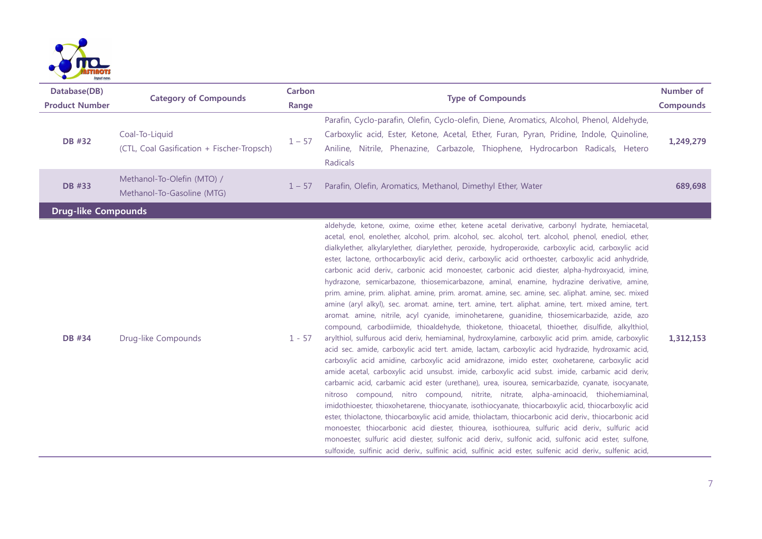| Database(DB) Product Number | Category of Compounds | Carbon Range | Type of Compounds | Number of Compounds |
|---|---|---|---|---|
| DB #32 | Coal-To-Liquid (CTL, Coal Gasification + Fischer-Tropsch) | 1 – 57 | Parafin, Cyclo-parafin, Olefin, Cyclo-olefin, Diene, Aromatics, Alcohol, Phenol, Aldehyde, Carboxylic acid, Ester, Ketone, Acetal, Ether, Furan, Pyran, Pridine, Indole, Quinoline, Aniline, Nitrile, Phenazine, Carbazole, Thiophene, Hydrocarbon Radicals, Hetero Radicals | 1,249,279 |
| DB #33 | Methanol-To-Olefin (MTO) / Methanol-To-Gasoline (MTG) | 1 – 57 | Parafin, Olefin, Aromatics, Methanol, Dimethyl Ether, Water | 689,698 |
| **Drug-like Compounds** | | | | |
| DB #34 | Drug-like Compounds | 1 - 57 | aldehyde, ketone, oxime, oxime ether, ketene acetal derivative, carbonyl hydrate, hemiacetal, acetal, enol, enolether, alcohol, prim. alcohol, sec. alcohol, tert. alcohol, phenol, enediol, ether, dialkylether, alkylarylether, diarylether, peroxide, hydroperoxide, carboxylic acid, carboxylic acid ester, lactone, orthocarboxylic acid deriv., carboxylic acid orthoester, carboxylic acid anhydride, carbonic acid deriv., carbonic acid monoester, carbonic acid diester, alpha-hydroxyacid, imine, hydrazone, semicarbazone, thiosemicarbazone, aminal, enamine, hydrazine derivative, amine, prim. amine, prim. aliphat. amine, prim. aromat. amine, sec. amine, sec. aliphat. amine, sec. mixed amine (aryl alkyl), sec. aromat. amine, tert. amine, tert. aliphat. amine, tert. mixed amine, tert. aromat. amine, nitrile, acyl cyanide, iminohetarene, guanidine, thiosemicarbazide, azide, azo compound, carbodiimide, thioaldehyde, thioketone, thioacetal, thioether, disulfide, alkylthiol, arylthiol, sulfurous acid deriv, hemiaminal, hydroxylamine, carboxylic acid prim. amide, carboxylic acid sec. amide, carboxylic acid tert. amide, lactam, carboxylic acid hydrazide, hydroxamic acid, carboxylic acid amidine, carboxylic acid amidrazone, imido ester, oxohetarene, carboxylic acid amide acetal, carboxylic acid unsubst. imide, carboxylic acid subst. imide, carbamic acid deriv, carbamic acid, carbamic acid ester (urethane), urea, isourea, semicarbazide, cyanate, isocyanate, nitroso compound, nitro compound, nitrite, nitrate, alpha-aminoacid, thiohemiaminal, imidothioester, thioxohetarene, thiocyanate, isothiocyanate, thiocarboxylic acid, thiocarboxylic acid ester, thiolactone, thiocarboxylic acid amide, thiolactam, thiocarbonic acid deriv., thiocarbonic acid monoester, thiocarbonic acid diester, thiourea, isothiourea, sulfuric acid deriv., sulfuric acid monoester, sulfuric acid diester, sulfonic acid deriv., sulfonic acid, sulfonic acid ester, sulfone, sulfoxide, sulfinic acid deriv., sulfinic acid, sulfinic acid ester, sulfenic acid deriv., sulfenic acid, | 1,312,153 |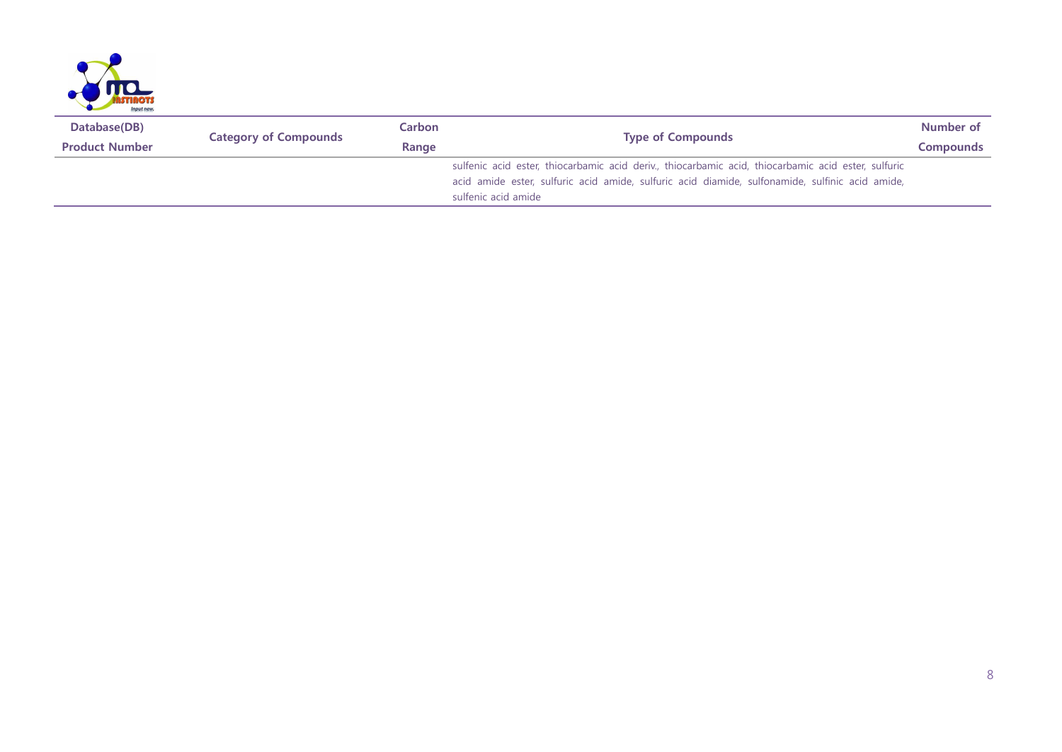| Database(DB) Product Number | Category of Compounds | Carbon Range | Type of Compounds | Number of Compounds |
|---|---|---|---|---|
| | | | sulfenic acid ester, thiocarbamic acid deriv., thiocarbamic acid, thiocarbamic acid ester, sulfuric acid amide ester, sulfuric acid amide, sulfuric acid diamide, sulfonamide, sulfinic acid amide, sulfenic acid amide | |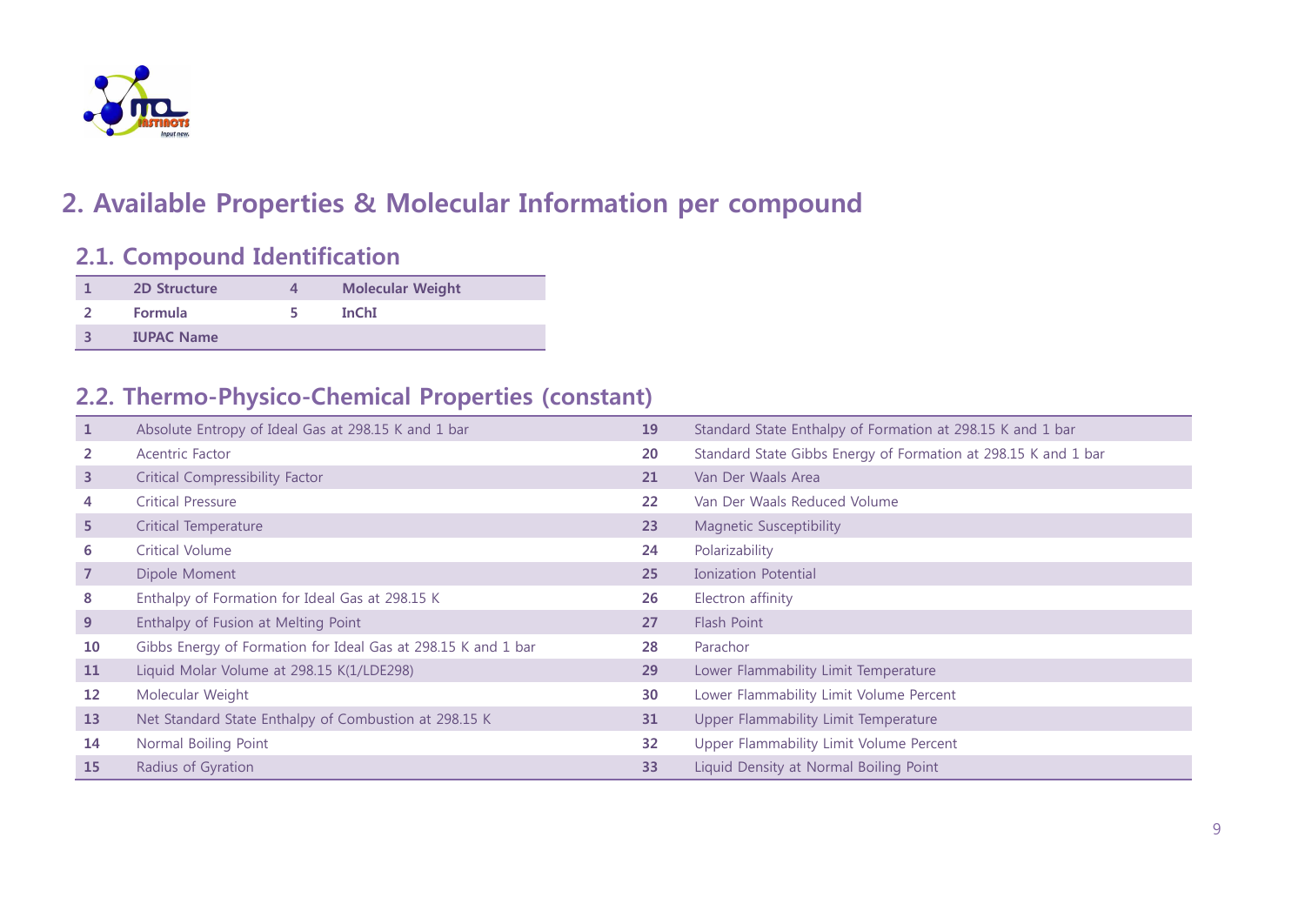## 2. Available Properties & Molecular Information per compound

### 2.1. Compound Identification

| | | | |
|---|---|---|---|
| 1 | **2D Structure** | 4 | **Molecular Weight** |
| 2 | **Formula** | 5 | **InChI** |
| 3 | **IUPAC Name** | | |

### 2.2. Thermo-Physico-Chemical Properties (constant)

| | | | |
|---|---|---|---|
| 1 | Absolute Entropy of Ideal Gas at 298.15 K and 1 bar | 19 | Standard State Enthalpy of Formation at 298.15 K and 1 bar |
| 2 | Acentric Factor | 20 | Standard State Gibbs Energy of Formation at 298.15 K and 1 bar |
| 3 | Critical Compressibility Factor | 21 | Van Der Waals Area |
| 4 | Critical Pressure | 22 | Van Der Waals Reduced Volume |
| 5 | Critical Temperature | 23 | Magnetic Susceptibility |
| 6 | Critical Volume | 24 | Polarizability |
| 7 | Dipole Moment | 25 | Ionization Potential |
| 8 | Enthalpy of Formation for Ideal Gas at 298.15 K | 26 | Electron affinity |
| 9 | Enthalpy of Fusion at Melting Point | 27 | Flash Point |
| 10 | Gibbs Energy of Formation for Ideal Gas at 298.15 K and 1 bar | 28 | Parachor |
| 11 | Liquid Molar Volume at 298.15 K(1/LDE298) | 29 | Lower Flammability Limit Temperature |
| 12 | Molecular Weight | 30 | Lower Flammability Limit Volume Percent |
| 13 | Net Standard State Enthalpy of Combustion at 298.15 K | 31 | Upper Flammability Limit Temperature |
| 14 | Normal Boiling Point | 32 | Upper Flammability Limit Volume Percent |
| 15 | Radius of Gyration | 33 | Liquid Density at Normal Boiling Point |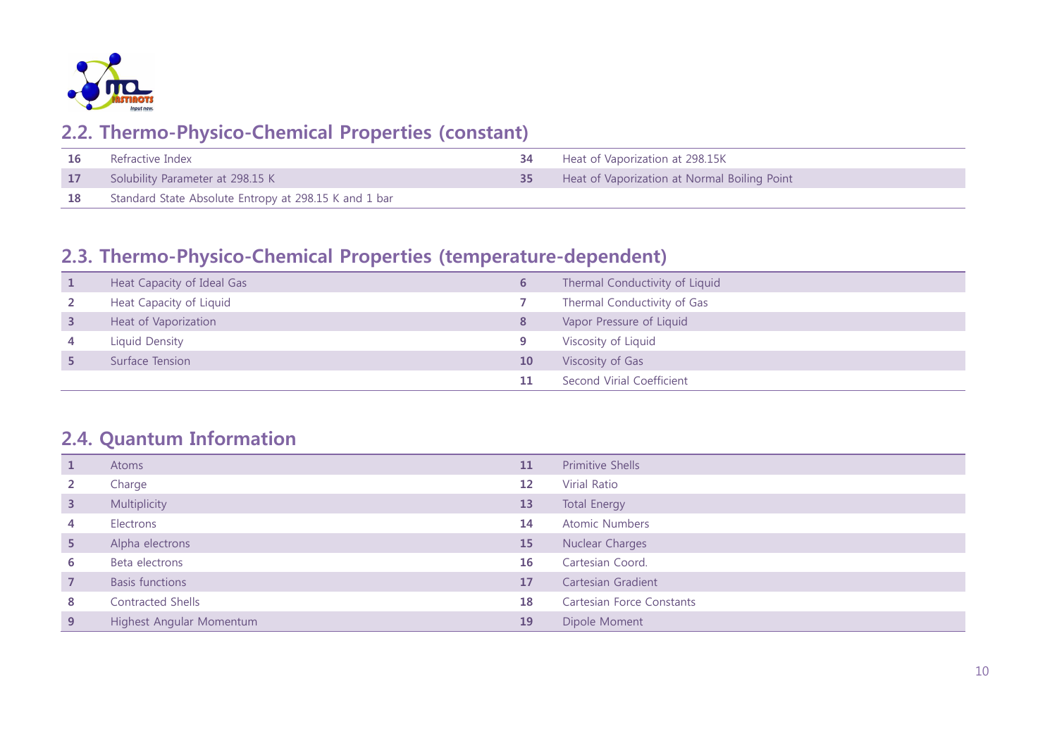## 2.2. Thermo-Physico-Chemical Properties (constant)

| | | | |
|---|---|---|---|
| 16 | Refractive Index | 34 | Heat of Vaporization at 298.15K |
| 17 | Solubility Parameter at 298.15 K | 35 | Heat of Vaporization at Normal Boiling Point |
| 18 | Standard State Absolute Entropy at 298.15 K and 1 bar | | |

## 2.3. Thermo-Physico-Chemical Properties (temperature-dependent)

| | | | |
|---|---|---|---|
| 1 | Heat Capacity of Ideal Gas | 6 | Thermal Conductivity of Liquid |
| 2 | Heat Capacity of Liquid | 7 | Thermal Conductivity of Gas |
| 3 | Heat of Vaporization | 8 | Vapor Pressure of Liquid |
| 4 | Liquid Density | 9 | Viscosity of Liquid |
| 5 | Surface Tension | 10 | Viscosity of Gas |
| | | 11 | Second Virial Coefficient |

## 2.4. Quantum Information

| | | | |
|---|---|---|---|
| 1 | Atoms | 11 | Primitive Shells |
| 2 | Charge | 12 | Virial Ratio |
| 3 | Multiplicity | 13 | Total Energy |
| 4 | Electrons | 14 | Atomic Numbers |
| 5 | Alpha electrons | 15 | Nuclear Charges |
| 6 | Beta electrons | 16 | Cartesian Coord. |
| 7 | Basis functions | 17 | Cartesian Gradient |
| 8 | Contracted Shells | 18 | Cartesian Force Constants |
| 9 | Highest Angular Momentum | 19 | Dipole Moment |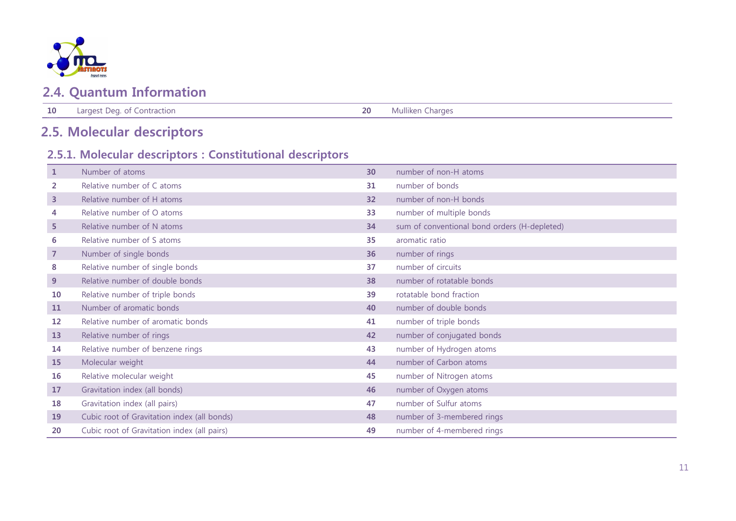## 2.4. Quantum Information

| | | | |
|---|---|---|---|
| 10 | Largest Deg. of Contraction | 20 | Mulliken Charges |

## 2.5. Molecular descriptors

### 2.5.1. Molecular descriptors : Constitutional descriptors

| | | | |
|---|---|---|---|
| 1 | Number of atoms | 30 | number of non-H atoms |
| 2 | Relative number of C atoms | 31 | number of bonds |
| 3 | Relative number of H atoms | 32 | number of non-H bonds |
| 4 | Relative number of O atoms | 33 | number of multiple bonds |
| 5 | Relative number of N atoms | 34 | sum of conventional bond orders (H-depleted) |
| 6 | Relative number of S atoms | 35 | aromatic ratio |
| 7 | Number of single bonds | 36 | number of rings |
| 8 | Relative number of single bonds | 37 | number of circuits |
| 9 | Relative number of double bonds | 38 | number of rotatable bonds |
| 10 | Relative number of triple bonds | 39 | rotatable bond fraction |
| 11 | Number of aromatic bonds | 40 | number of double bonds |
| 12 | Relative number of aromatic bonds | 41 | number of triple bonds |
| 13 | Relative number of rings | 42 | number of conjugated bonds |
| 14 | Relative number of benzene rings | 43 | number of Hydrogen atoms |
| 15 | Molecular weight | 44 | number of Carbon atoms |
| 16 | Relative molecular weight | 45 | number of Nitrogen atoms |
| 17 | Gravitation index (all bonds) | 46 | number of Oxygen atoms |
| 18 | Gravitation index (all pairs) | 47 | number of Sulfur atoms |
| 19 | Cubic root of Gravitation index (all bonds) | 48 | number of 3-membered rings |
| 20 | Cubic root of Gravitation index (all pairs) | 49 | number of 4-membered rings |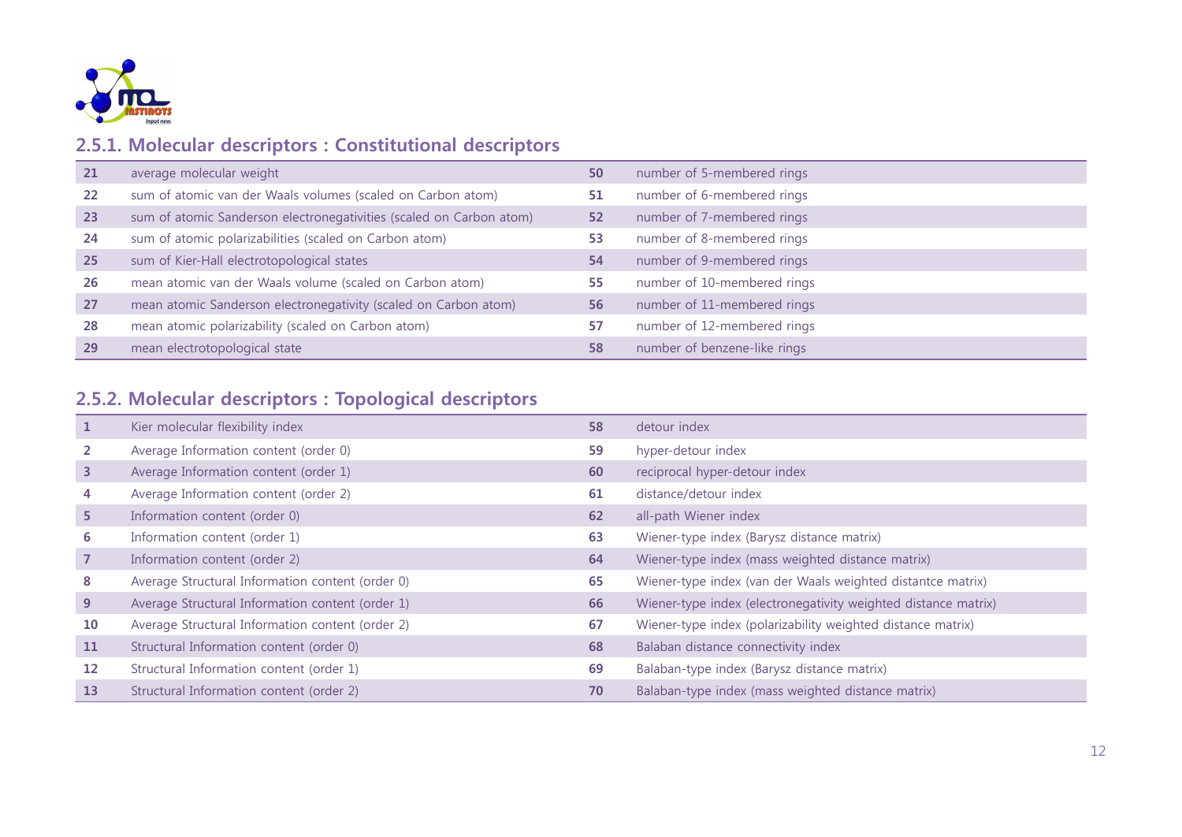## 2.5.1. Molecular descriptors : Constitutional descriptors

| | | | |
|---|---|---|---|
| 21 | average molecular weight | 50 | number of 5-membered rings |
| 22 | sum of atomic van der Waals volumes (scaled on Carbon atom) | 51 | number of 6-membered rings |
| 23 | sum of atomic Sanderson electronegativities (scaled on Carbon atom) | 52 | number of 7-membered rings |
| 24 | sum of atomic polarizabilities (scaled on Carbon atom) | 53 | number of 8-membered rings |
| 25 | sum of Kier-Hall electrotopological states | 54 | number of 9-membered rings |
| 26 | mean atomic van der Waals volume (scaled on Carbon atom) | 55 | number of 10-membered rings |
| 27 | mean atomic Sanderson electronegativity (scaled on Carbon atom) | 56 | number of 11-membered rings |
| 28 | mean atomic polarizability (scaled on Carbon atom) | 57 | number of 12-membered rings |
| 29 | mean electrotopological state | 58 | number of benzene-like rings |

## 2.5.2. Molecular descriptors : Topological descriptors

| | | | |
|---|---|---|---|
| 1 | Kier molecular flexibility index | 58 | detour index |
| 2 | Average Information content (order 0) | 59 | hyper-detour index |
| 3 | Average Information content (order 1) | 60 | reciprocal hyper-detour index |
| 4 | Average Information content (order 2) | 61 | distance/detour index |
| 5 | Information content (order 0) | 62 | all-path Wiener index |
| 6 | Information content (order 1) | 63 | Wiener-type index (Barysz distance matrix) |
| 7 | Information content (order 2) | 64 | Wiener-type index (mass weighted distance matrix) |
| 8 | Average Structural Information content (order 0) | 65 | Wiener-type index (van der Waals weighted distantce matrix) |
| 9 | Average Structural Information content (order 1) | 66 | Wiener-type index (electronegativity weighted distance matrix) |
| 10 | Average Structural Information content (order 2) | 67 | Wiener-type index (polarizability weighted distance matrix) |
| 11 | Structural Information content (order 0) | 68 | Balaban distance connectivity index |
| 12 | Structural Information content (order 1) | 69 | Balaban-type index (Barysz distance matrix) |
| 13 | Structural Information content (order 2) | 70 | Balaban-type index (mass weighted distance matrix) |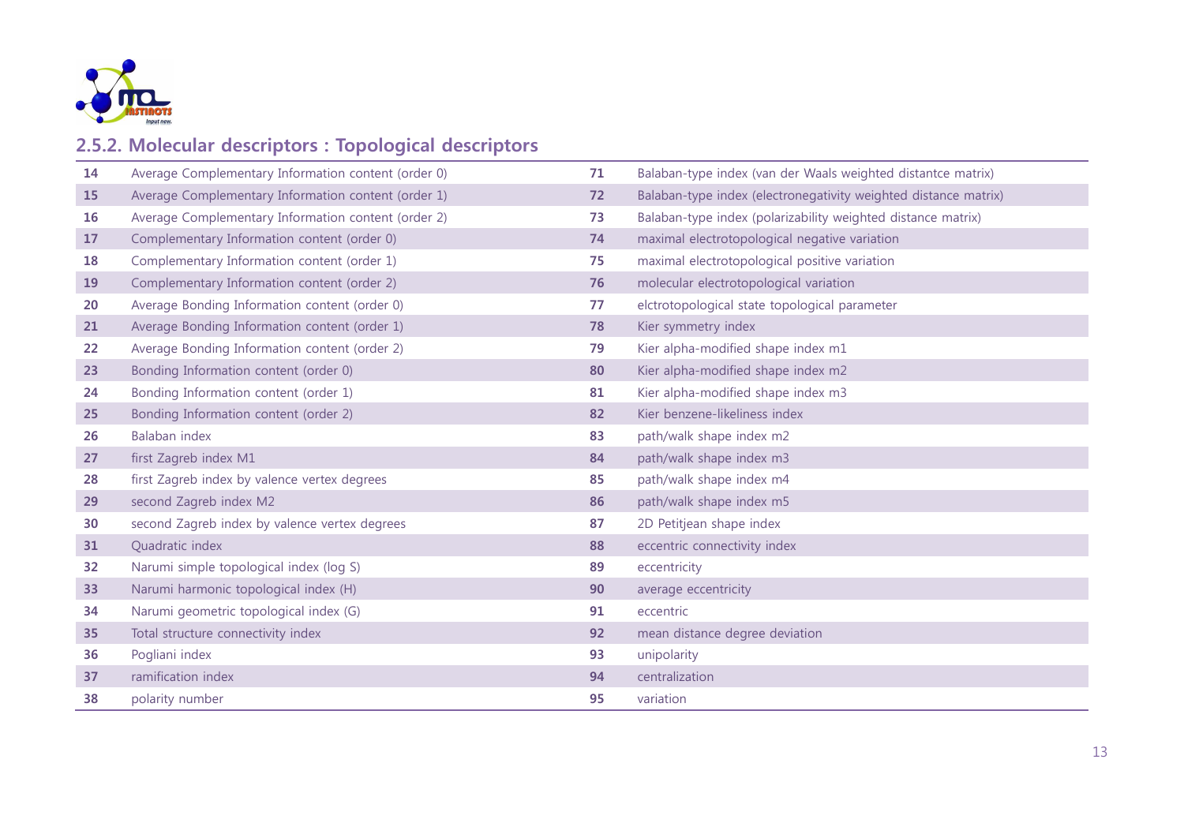## 2.5.2. Molecular descriptors : Topological descriptors

| | | | |
|---|---|---|---|
| 14 | Average Complementary Information content (order 0) | 71 | Balaban-type index (van der Waals weighted distantce matrix) |
| 15 | Average Complementary Information content (order 1) | 72 | Balaban-type index (electronegativity weighted distance matrix) |
| 16 | Average Complementary Information content (order 2) | 73 | Balaban-type index (polarizability weighted distance matrix) |
| 17 | Complementary Information content (order 0) | 74 | maximal electrotopological negative variation |
| 18 | Complementary Information content (order 1) | 75 | maximal electrotopological positive variation |
| 19 | Complementary Information content (order 2) | 76 | molecular electrotopological variation |
| 20 | Average Bonding Information content (order 0) | 77 | elctrotopological state topological parameter |
| 21 | Average Bonding Information content (order 1) | 78 | Kier symmetry index |
| 22 | Average Bonding Information content (order 2) | 79 | Kier alpha-modified shape index m1 |
| 23 | Bonding Information content (order 0) | 80 | Kier alpha-modified shape index m2 |
| 24 | Bonding Information content (order 1) | 81 | Kier alpha-modified shape index m3 |
| 25 | Bonding Information content (order 2) | 82 | Kier benzene-likeliness index |
| 26 | Balaban index | 83 | path/walk shape index m2 |
| 27 | first Zagreb index M1 | 84 | path/walk shape index m3 |
| 28 | first Zagreb index by valence vertex degrees | 85 | path/walk shape index m4 |
| 29 | second Zagreb index M2 | 86 | path/walk shape index m5 |
| 30 | second Zagreb index by valence vertex degrees | 87 | 2D Petitjean shape index |
| 31 | Quadratic index | 88 | eccentric connectivity index |
| 32 | Narumi simple topological index (log S) | 89 | eccentricity |
| 33 | Narumi harmonic topological index (H) | 90 | average eccentricity |
| 34 | Narumi geometric topological index (G) | 91 | eccentric |
| 35 | Total structure connectivity index | 92 | mean distance degree deviation |
| 36 | Pogliani index | 93 | unipolarity |
| 37 | ramification index | 94 | centralization |
| 38 | polarity number | 95 | variation |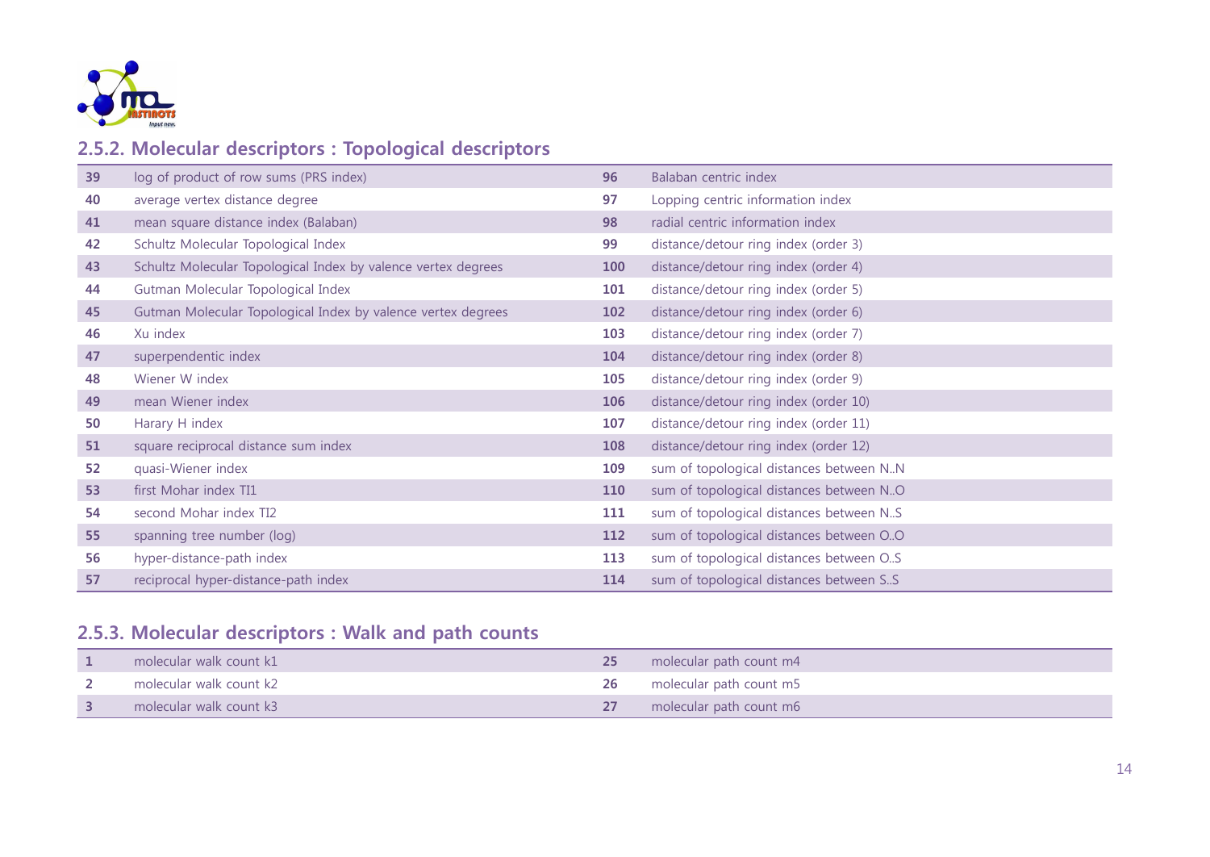## 2.5.2. Molecular descriptors : Topological descriptors

| | | | |
|---|---|---|---|
| 39 | log of product of row sums (PRS index) | 96 | Balaban centric index |
| 40 | average vertex distance degree | 97 | Lopping centric information index |
| 41 | mean square distance index (Balaban) | 98 | radial centric information index |
| 42 | Schultz Molecular Topological Index | 99 | distance/detour ring index (order 3) |
| 43 | Schultz Molecular Topological Index by valence vertex degrees | 100 | distance/detour ring index (order 4) |
| 44 | Gutman Molecular Topological Index | 101 | distance/detour ring index (order 5) |
| 45 | Gutman Molecular Topological Index by valence vertex degrees | 102 | distance/detour ring index (order 6) |
| 46 | Xu index | 103 | distance/detour ring index (order 7) |
| 47 | superpendentic index | 104 | distance/detour ring index (order 8) |
| 48 | Wiener W index | 105 | distance/detour ring index (order 9) |
| 49 | mean Wiener index | 106 | distance/detour ring index (order 10) |
| 50 | Harary H index | 107 | distance/detour ring index (order 11) |
| 51 | square reciprocal distance sum index | 108 | distance/detour ring index (order 12) |
| 52 | quasi-Wiener index | 109 | sum of topological distances between N..N |
| 53 | first Mohar index TI1 | 110 | sum of topological distances between N..O |
| 54 | second Mohar index TI2 | 111 | sum of topological distances between N..S |
| 55 | spanning tree number (log) | 112 | sum of topological distances between O..O |
| 56 | hyper-distance-path index | 113 | sum of topological distances between O..S |
| 57 | reciprocal hyper-distance-path index | 114 | sum of topological distances between S..S |

## 2.5.3. Molecular descriptors : Walk and path counts

| | | | |
|---|---|---|---|
| 1 | molecular walk count k1 | 25 | molecular path count m4 |
| 2 | molecular walk count k2 | 26 | molecular path count m5 |
| 3 | molecular walk count k3 | 27 | molecular path count m6 |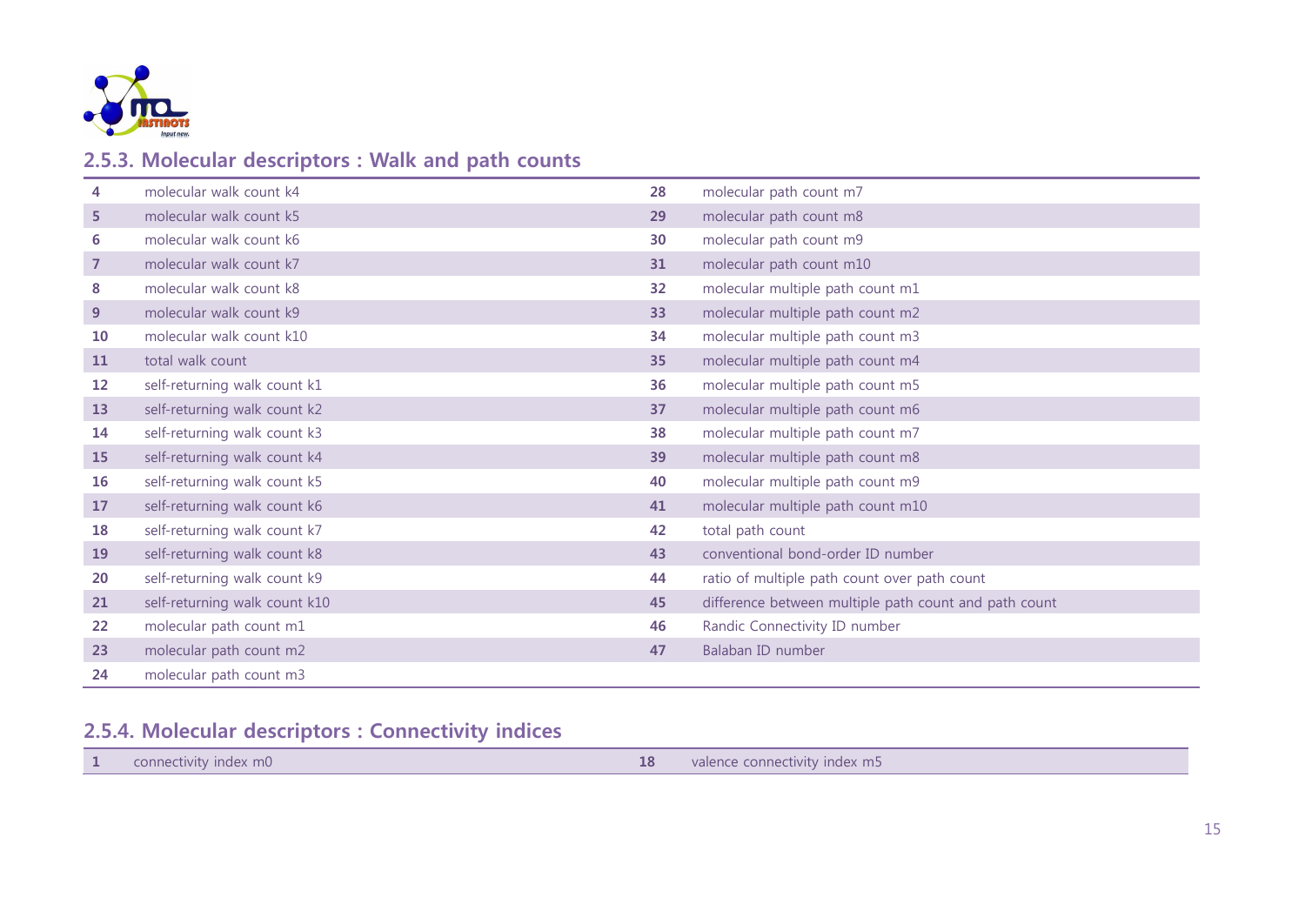## 2.5.3. Molecular descriptors : Walk and path counts

| | | | |
|---|---|---|---|
| 4 | molecular walk count k4 | 28 | molecular path count m7 |
| 5 | molecular walk count k5 | 29 | molecular path count m8 |
| 6 | molecular walk count k6 | 30 | molecular path count m9 |
| 7 | molecular walk count k7 | 31 | molecular path count m10 |
| 8 | molecular walk count k8 | 32 | molecular multiple path count m1 |
| 9 | molecular walk count k9 | 33 | molecular multiple path count m2 |
| 10 | molecular walk count k10 | 34 | molecular multiple path count m3 |
| 11 | total walk count | 35 | molecular multiple path count m4 |
| 12 | self-returning walk count k1 | 36 | molecular multiple path count m5 |
| 13 | self-returning walk count k2 | 37 | molecular multiple path count m6 |
| 14 | self-returning walk count k3 | 38 | molecular multiple path count m7 |
| 15 | self-returning walk count k4 | 39 | molecular multiple path count m8 |
| 16 | self-returning walk count k5 | 40 | molecular multiple path count m9 |
| 17 | self-returning walk count k6 | 41 | molecular multiple path count m10 |
| 18 | self-returning walk count k7 | 42 | total path count |
| 19 | self-returning walk count k8 | 43 | conventional bond-order ID number |
| 20 | self-returning walk count k9 | 44 | ratio of multiple path count over path count |
| 21 | self-returning walk count k10 | 45 | difference between multiple path count and path count |
| 22 | molecular path count m1 | 46 | Randic Connectivity ID number |
| 23 | molecular path count m2 | 47 | Balaban ID number |
| 24 | molecular path count m3 | | |

## 2.5.4. Molecular descriptors : Connectivity indices

| | | | |
|---|---|---|---|
| 1 | connectivity index m0 | 18 | valence connectivity index m5 |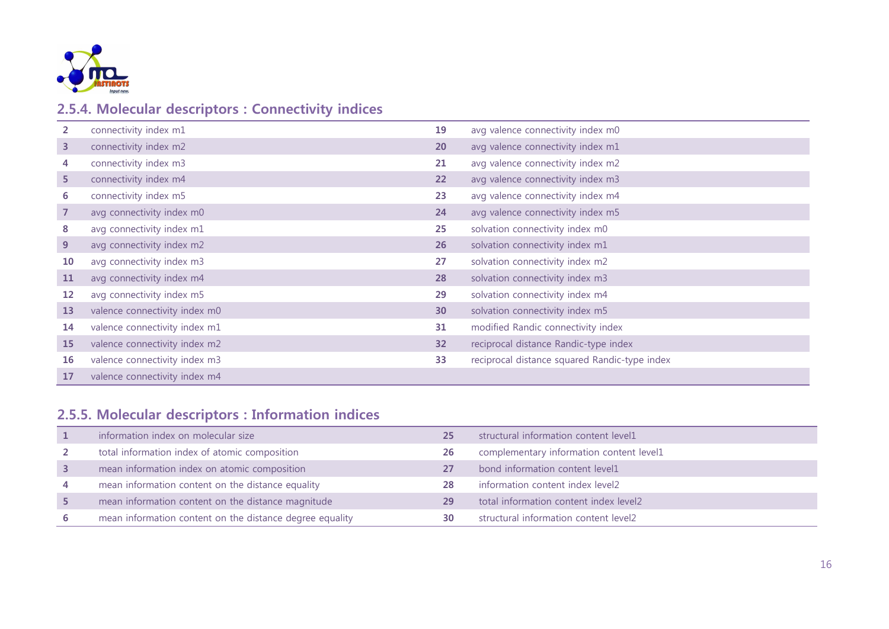## 2.5.4. Molecular descriptors : Connectivity indices

| | | | |
|---|---|---|---|
| 2 | connectivity index m1 | 19 | avg valence connectivity index m0 |
| 3 | connectivity index m2 | 20 | avg valence connectivity index m1 |
| 4 | connectivity index m3 | 21 | avg valence connectivity index m2 |
| 5 | connectivity index m4 | 22 | avg valence connectivity index m3 |
| 6 | connectivity index m5 | 23 | avg valence connectivity index m4 |
| 7 | avg connectivity index m0 | 24 | avg valence connectivity index m5 |
| 8 | avg connectivity index m1 | 25 | solvation connectivity index m0 |
| 9 | avg connectivity index m2 | 26 | solvation connectivity index m1 |
| 10 | avg connectivity index m3 | 27 | solvation connectivity index m2 |
| 11 | avg connectivity index m4 | 28 | solvation connectivity index m3 |
| 12 | avg connectivity index m5 | 29 | solvation connectivity index m4 |
| 13 | valence connectivity index m0 | 30 | solvation connectivity index m5 |
| 14 | valence connectivity index m1 | 31 | modified Randic connectivity index |
| 15 | valence connectivity index m2 | 32 | reciprocal distance Randic-type index |
| 16 | valence connectivity index m3 | 33 | reciprocal distance squared Randic-type index |
| 17 | valence connectivity index m4 | | |

## 2.5.5. Molecular descriptors : Information indices

| | | | |
|---|---|---|---|
| 1 | information index on molecular size | 25 | structural information content level1 |
| 2 | total information index of atomic composition | 26 | complementary information content level1 |
| 3 | mean information index on atomic composition | 27 | bond information content level1 |
| 4 | mean information content on the distance equality | 28 | information content index level2 |
| 5 | mean information content on the distance magnitude | 29 | total information content index level2 |
| 6 | mean information content on the distance degree equality | 30 | structural information content level2 |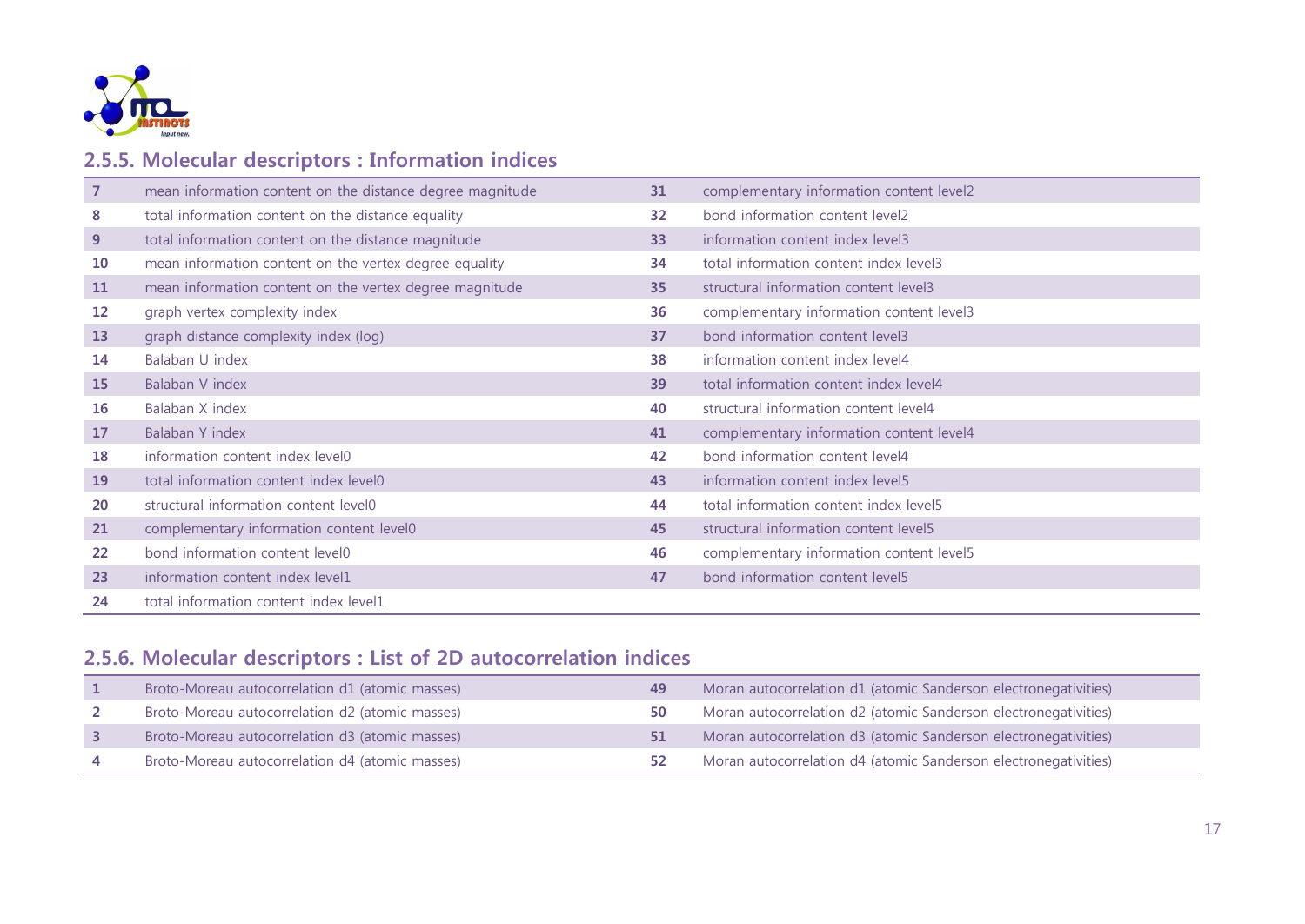## 2.5.5. Molecular descriptors : Information indices

| | | | |
|---|---|---|---|
| 7 | mean information content on the distance degree magnitude | 31 | complementary information content level2 |
| 8 | total information content on the distance equality | 32 | bond information content level2 |
| 9 | total information content on the distance magnitude | 33 | information content index level3 |
| 10 | mean information content on the vertex degree equality | 34 | total information content index level3 |
| 11 | mean information content on the vertex degree magnitude | 35 | structural information content level3 |
| 12 | graph vertex complexity index | 36 | complementary information content level3 |
| 13 | graph distance complexity index (log) | 37 | bond information content level3 |
| 14 | Balaban U index | 38 | information content index level4 |
| 15 | Balaban V index | 39 | total information content index level4 |
| 16 | Balaban X index | 40 | structural information content level4 |
| 17 | Balaban Y index | 41 | complementary information content level4 |
| 18 | information content index level0 | 42 | bond information content level4 |
| 19 | total information content index level0 | 43 | information content index level5 |
| 20 | structural information content level0 | 44 | total information content index level5 |
| 21 | complementary information content level0 | 45 | structural information content level5 |
| 22 | bond information content level0 | 46 | complementary information content level5 |
| 23 | information content index level1 | 47 | bond information content level5 |
| 24 | total information content index level1 | | |

## 2.5.6. Molecular descriptors : List of 2D autocorrelation indices

| | | | |
|---|---|---|---|
| 1 | Broto-Moreau autocorrelation d1 (atomic masses) | 49 | Moran autocorrelation d1 (atomic Sanderson electronegativities) |
| 2 | Broto-Moreau autocorrelation d2 (atomic masses) | 50 | Moran autocorrelation d2 (atomic Sanderson electronegativities) |
| 3 | Broto-Moreau autocorrelation d3 (atomic masses) | 51 | Moran autocorrelation d3 (atomic Sanderson electronegativities) |
| 4 | Broto-Moreau autocorrelation d4 (atomic masses) | 52 | Moran autocorrelation d4 (atomic Sanderson electronegativities) |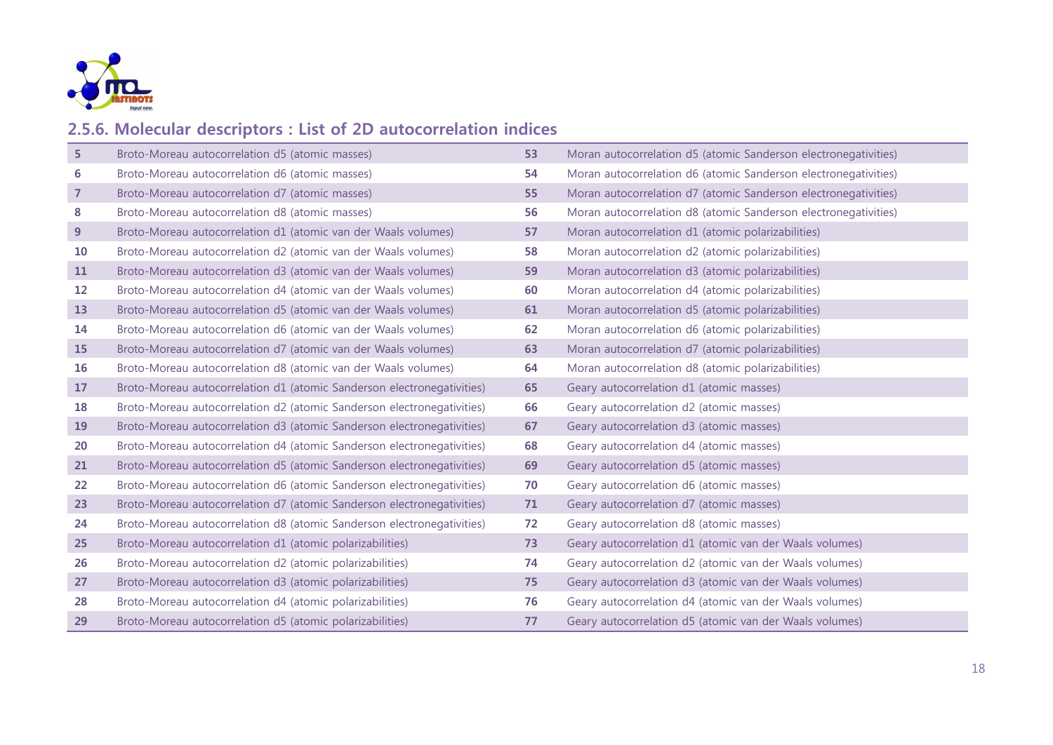## 2.5.6. Molecular descriptors : List of 2D autocorrelation indices

| | | | |
|---|---|---|---|
| 5 | Broto-Moreau autocorrelation d5 (atomic masses) | 53 | Moran autocorrelation d5 (atomic Sanderson electronegativities) |
| 6 | Broto-Moreau autocorrelation d6 (atomic masses) | 54 | Moran autocorrelation d6 (atomic Sanderson electronegativities) |
| 7 | Broto-Moreau autocorrelation d7 (atomic masses) | 55 | Moran autocorrelation d7 (atomic Sanderson electronegativities) |
| 8 | Broto-Moreau autocorrelation d8 (atomic masses) | 56 | Moran autocorrelation d8 (atomic Sanderson electronegativities) |
| 9 | Broto-Moreau autocorrelation d1 (atomic van der Waals volumes) | 57 | Moran autocorrelation d1 (atomic polarizabilities) |
| 10 | Broto-Moreau autocorrelation d2 (atomic van der Waals volumes) | 58 | Moran autocorrelation d2 (atomic polarizabilities) |
| 11 | Broto-Moreau autocorrelation d3 (atomic van der Waals volumes) | 59 | Moran autocorrelation d3 (atomic polarizabilities) |
| 12 | Broto-Moreau autocorrelation d4 (atomic van der Waals volumes) | 60 | Moran autocorrelation d4 (atomic polarizabilities) |
| 13 | Broto-Moreau autocorrelation d5 (atomic van der Waals volumes) | 61 | Moran autocorrelation d5 (atomic polarizabilities) |
| 14 | Broto-Moreau autocorrelation d6 (atomic van der Waals volumes) | 62 | Moran autocorrelation d6 (atomic polarizabilities) |
| 15 | Broto-Moreau autocorrelation d7 (atomic van der Waals volumes) | 63 | Moran autocorrelation d7 (atomic polarizabilities) |
| 16 | Broto-Moreau autocorrelation d8 (atomic van der Waals volumes) | 64 | Moran autocorrelation d8 (atomic polarizabilities) |
| 17 | Broto-Moreau autocorrelation d1 (atomic Sanderson electronegativities) | 65 | Geary autocorrelation d1 (atomic masses) |
| 18 | Broto-Moreau autocorrelation d2 (atomic Sanderson electronegativities) | 66 | Geary autocorrelation d2 (atomic masses) |
| 19 | Broto-Moreau autocorrelation d3 (atomic Sanderson electronegativities) | 67 | Geary autocorrelation d3 (atomic masses) |
| 20 | Broto-Moreau autocorrelation d4 (atomic Sanderson electronegativities) | 68 | Geary autocorrelation d4 (atomic masses) |
| 21 | Broto-Moreau autocorrelation d5 (atomic Sanderson electronegativities) | 69 | Geary autocorrelation d5 (atomic masses) |
| 22 | Broto-Moreau autocorrelation d6 (atomic Sanderson electronegativities) | 70 | Geary autocorrelation d6 (atomic masses) |
| 23 | Broto-Moreau autocorrelation d7 (atomic Sanderson electronegativities) | 71 | Geary autocorrelation d7 (atomic masses) |
| 24 | Broto-Moreau autocorrelation d8 (atomic Sanderson electronegativities) | 72 | Geary autocorrelation d8 (atomic masses) |
| 25 | Broto-Moreau autocorrelation d1 (atomic polarizabilities) | 73 | Geary autocorrelation d1 (atomic van der Waals volumes) |
| 26 | Broto-Moreau autocorrelation d2 (atomic polarizabilities) | 74 | Geary autocorrelation d2 (atomic van der Waals volumes) |
| 27 | Broto-Moreau autocorrelation d3 (atomic polarizabilities) | 75 | Geary autocorrelation d3 (atomic van der Waals volumes) |
| 28 | Broto-Moreau autocorrelation d4 (atomic polarizabilities) | 76 | Geary autocorrelation d4 (atomic van der Waals volumes) |
| 29 | Broto-Moreau autocorrelation d5 (atomic polarizabilities) | 77 | Geary autocorrelation d5 (atomic van der Waals volumes) |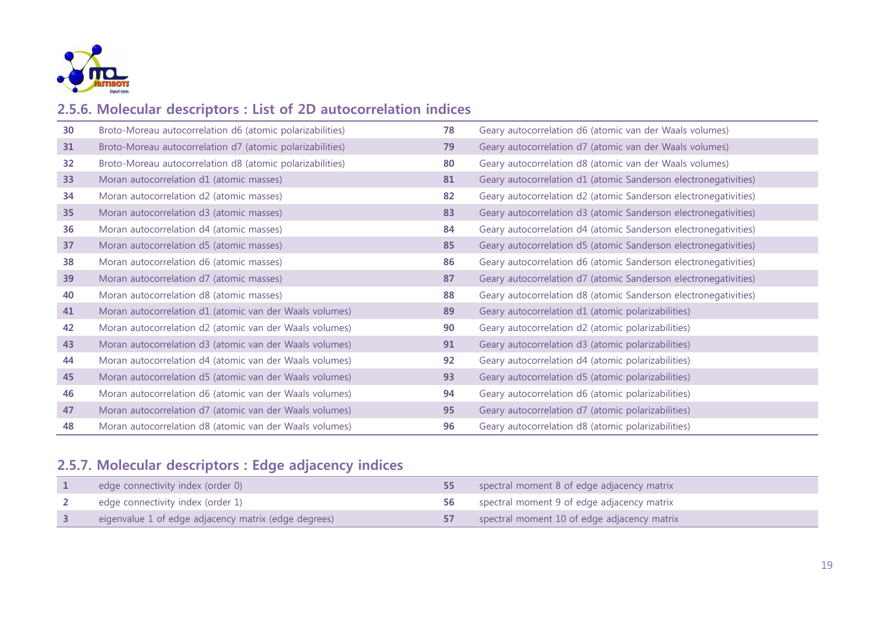## 2.5.6. Molecular descriptors : List of 2D autocorrelation indices

| | | | |
|---|---|---|---|
| 30 | Broto-Moreau autocorrelation d6 (atomic polarizabilities) | 78 | Geary autocorrelation d6 (atomic van der Waals volumes) |
| 31 | Broto-Moreau autocorrelation d7 (atomic polarizabilities) | 79 | Geary autocorrelation d7 (atomic van der Waals volumes) |
| 32 | Broto-Moreau autocorrelation d8 (atomic polarizabilities) | 80 | Geary autocorrelation d8 (atomic van der Waals volumes) |
| 33 | Moran autocorrelation d1 (atomic masses) | 81 | Geary autocorrelation d1 (atomic Sanderson electronegativities) |
| 34 | Moran autocorrelation d2 (atomic masses) | 82 | Geary autocorrelation d2 (atomic Sanderson electronegativities) |
| 35 | Moran autocorrelation d3 (atomic masses) | 83 | Geary autocorrelation d3 (atomic Sanderson electronegativities) |
| 36 | Moran autocorrelation d4 (atomic masses) | 84 | Geary autocorrelation d4 (atomic Sanderson electronegativities) |
| 37 | Moran autocorrelation d5 (atomic masses) | 85 | Geary autocorrelation d5 (atomic Sanderson electronegativities) |
| 38 | Moran autocorrelation d6 (atomic masses) | 86 | Geary autocorrelation d6 (atomic Sanderson electronegativities) |
| 39 | Moran autocorrelation d7 (atomic masses) | 87 | Geary autocorrelation d7 (atomic Sanderson electronegativities) |
| 40 | Moran autocorrelation d8 (atomic masses) | 88 | Geary autocorrelation d8 (atomic Sanderson electronegativities) |
| 41 | Moran autocorrelation d1 (atomic van der Waals volumes) | 89 | Geary autocorrelation d1 (atomic polarizabilities) |
| 42 | Moran autocorrelation d2 (atomic van der Waals volumes) | 90 | Geary autocorrelation d2 (atomic polarizabilities) |
| 43 | Moran autocorrelation d3 (atomic van der Waals volumes) | 91 | Geary autocorrelation d3 (atomic polarizabilities) |
| 44 | Moran autocorrelation d4 (atomic van der Waals volumes) | 92 | Geary autocorrelation d4 (atomic polarizabilities) |
| 45 | Moran autocorrelation d5 (atomic van der Waals volumes) | 93 | Geary autocorrelation d5 (atomic polarizabilities) |
| 46 | Moran autocorrelation d6 (atomic van der Waals volumes) | 94 | Geary autocorrelation d6 (atomic polarizabilities) |
| 47 | Moran autocorrelation d7 (atomic van der Waals volumes) | 95 | Geary autocorrelation d7 (atomic polarizabilities) |
| 48 | Moran autocorrelation d8 (atomic van der Waals volumes) | 96 | Geary autocorrelation d8 (atomic polarizabilities) |

## 2.5.7. Molecular descriptors : Edge adjacency indices

| | | | |
|---|---|---|---|
| 1 | edge connectivity index (order 0) | 55 | spectral moment 8 of edge adjacency matrix |
| 2 | edge connectivity index (order 1) | 56 | spectral moment 9 of edge adjacency matrix |
| 3 | eigenvalue 1 of edge adjacency matrix (edge degrees) | 57 | spectral moment 10 of edge adjacency matrix |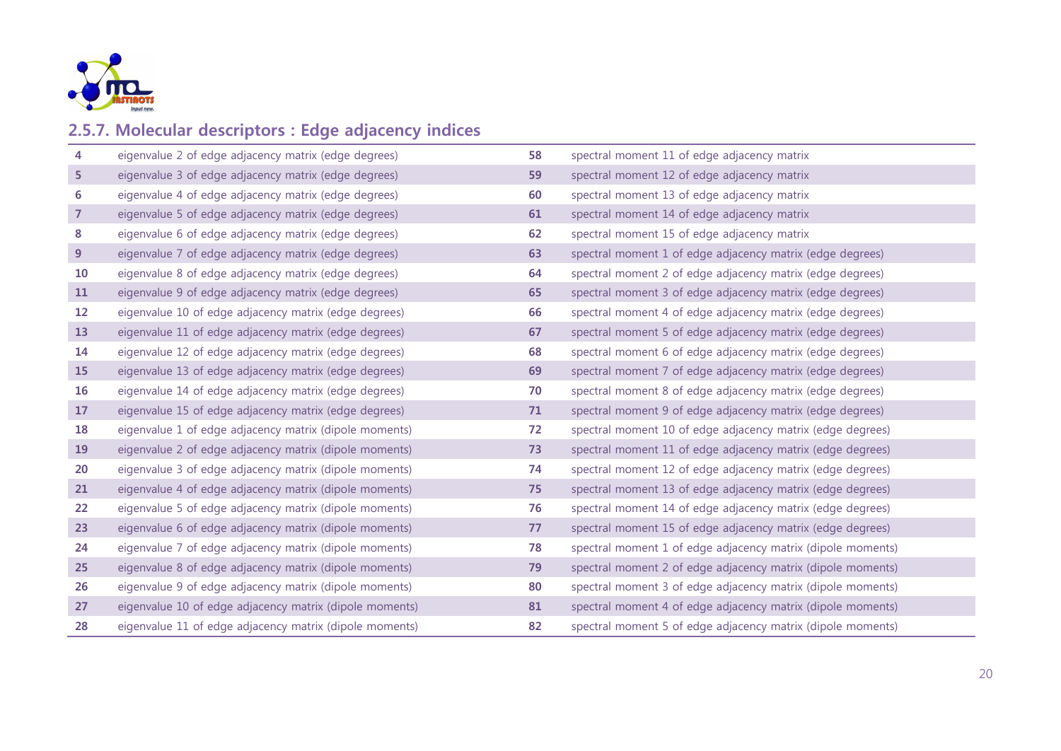## 2.5.7. Molecular descriptors : Edge adjacency indices

| | | | |
|---|---|---|---|
| 4 | eigenvalue 2 of edge adjacency matrix (edge degrees) | 58 | spectral moment 11 of edge adjacency matrix |
| 5 | eigenvalue 3 of edge adjacency matrix (edge degrees) | 59 | spectral moment 12 of edge adjacency matrix |
| 6 | eigenvalue 4 of edge adjacency matrix (edge degrees) | 60 | spectral moment 13 of edge adjacency matrix |
| 7 | eigenvalue 5 of edge adjacency matrix (edge degrees) | 61 | spectral moment 14 of edge adjacency matrix |
| 8 | eigenvalue 6 of edge adjacency matrix (edge degrees) | 62 | spectral moment 15 of edge adjacency matrix |
| 9 | eigenvalue 7 of edge adjacency matrix (edge degrees) | 63 | spectral moment 1 of edge adjacency matrix (edge degrees) |
| 10 | eigenvalue 8 of edge adjacency matrix (edge degrees) | 64 | spectral moment 2 of edge adjacency matrix (edge degrees) |
| 11 | eigenvalue 9 of edge adjacency matrix (edge degrees) | 65 | spectral moment 3 of edge adjacency matrix (edge degrees) |
| 12 | eigenvalue 10 of edge adjacency matrix (edge degrees) | 66 | spectral moment 4 of edge adjacency matrix (edge degrees) |
| 13 | eigenvalue 11 of edge adjacency matrix (edge degrees) | 67 | spectral moment 5 of edge adjacency matrix (edge degrees) |
| 14 | eigenvalue 12 of edge adjacency matrix (edge degrees) | 68 | spectral moment 6 of edge adjacency matrix (edge degrees) |
| 15 | eigenvalue 13 of edge adjacency matrix (edge degrees) | 69 | spectral moment 7 of edge adjacency matrix (edge degrees) |
| 16 | eigenvalue 14 of edge adjacency matrix (edge degrees) | 70 | spectral moment 8 of edge adjacency matrix (edge degrees) |
| 17 | eigenvalue 15 of edge adjacency matrix (edge degrees) | 71 | spectral moment 9 of edge adjacency matrix (edge degrees) |
| 18 | eigenvalue 1 of edge adjacency matrix (dipole moments) | 72 | spectral moment 10 of edge adjacency matrix (edge degrees) |
| 19 | eigenvalue 2 of edge adjacency matrix (dipole moments) | 73 | spectral moment 11 of edge adjacency matrix (edge degrees) |
| 20 | eigenvalue 3 of edge adjacency matrix (dipole moments) | 74 | spectral moment 12 of edge adjacency matrix (edge degrees) |
| 21 | eigenvalue 4 of edge adjacency matrix (dipole moments) | 75 | spectral moment 13 of edge adjacency matrix (edge degrees) |
| 22 | eigenvalue 5 of edge adjacency matrix (dipole moments) | 76 | spectral moment 14 of edge adjacency matrix (edge degrees) |
| 23 | eigenvalue 6 of edge adjacency matrix (dipole moments) | 77 | spectral moment 15 of edge adjacency matrix (edge degrees) |
| 24 | eigenvalue 7 of edge adjacency matrix (dipole moments) | 78 | spectral moment 1 of edge adjacency matrix (dipole moments) |
| 25 | eigenvalue 8 of edge adjacency matrix (dipole moments) | 79 | spectral moment 2 of edge adjacency matrix (dipole moments) |
| 26 | eigenvalue 9 of edge adjacency matrix (dipole moments) | 80 | spectral moment 3 of edge adjacency matrix (dipole moments) |
| 27 | eigenvalue 10 of edge adjacency matrix (dipole moments) | 81 | spectral moment 4 of edge adjacency matrix (dipole moments) |
| 28 | eigenvalue 11 of edge adjacency matrix (dipole moments) | 82 | spectral moment 5 of edge adjacency matrix (dipole moments) |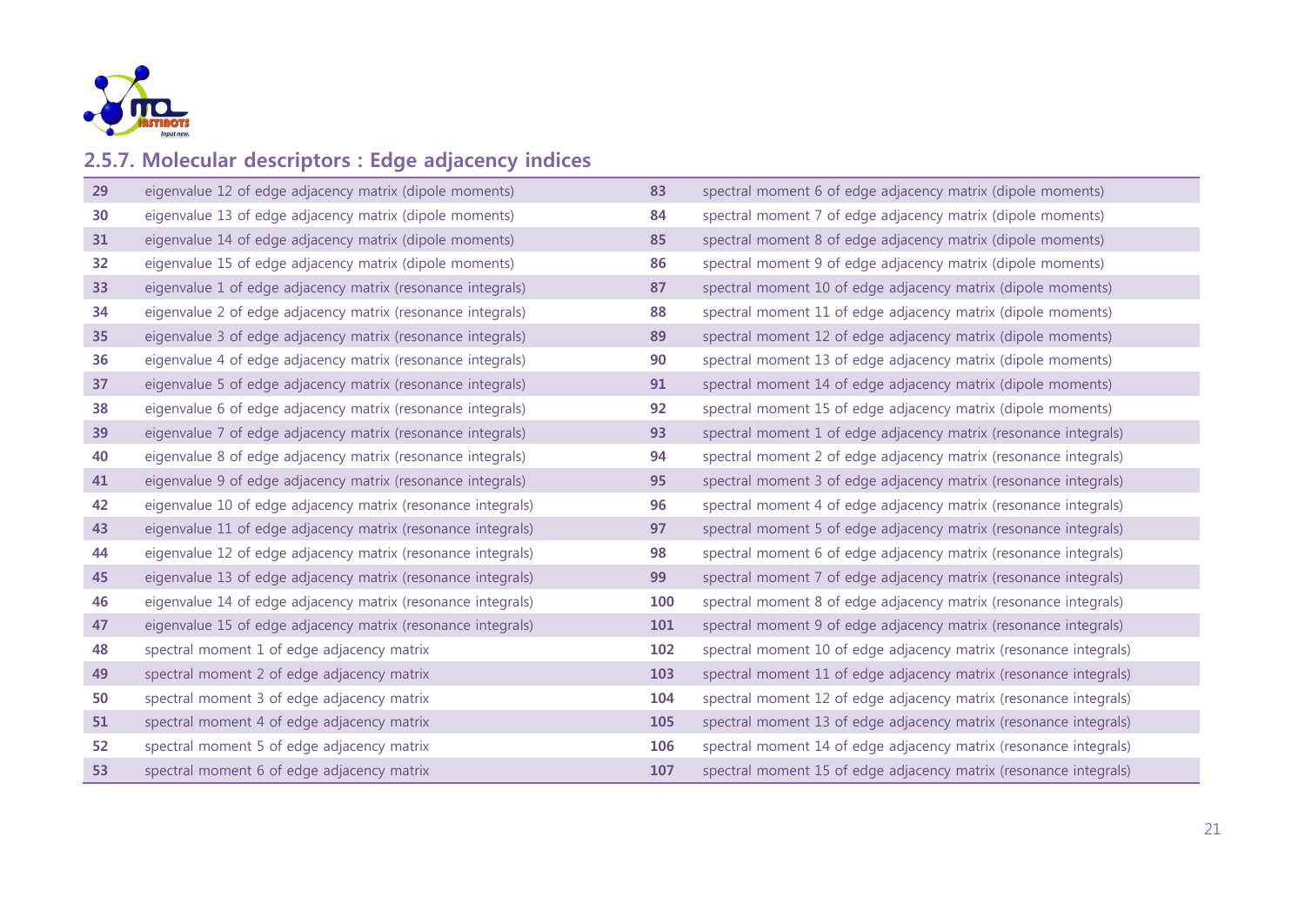### 2.5.7. Molecular descriptors : Edge adjacency indices

| | | | |
|---|---|---|---|
| **29** | eigenvalue 12 of edge adjacency matrix (dipole moments) | **83** | spectral moment 6 of edge adjacency matrix (dipole moments) |
| **30** | eigenvalue 13 of edge adjacency matrix (dipole moments) | **84** | spectral moment 7 of edge adjacency matrix (dipole moments) |
| **31** | eigenvalue 14 of edge adjacency matrix (dipole moments) | **85** | spectral moment 8 of edge adjacency matrix (dipole moments) |
| **32** | eigenvalue 15 of edge adjacency matrix (dipole moments) | **86** | spectral moment 9 of edge adjacency matrix (dipole moments) |
| **33** | eigenvalue 1 of edge adjacency matrix (resonance integrals) | **87** | spectral moment 10 of edge adjacency matrix (dipole moments) |
| **34** | eigenvalue 2 of edge adjacency matrix (resonance integrals) | **88** | spectral moment 11 of edge adjacency matrix (dipole moments) |
| **35** | eigenvalue 3 of edge adjacency matrix (resonance integrals) | **89** | spectral moment 12 of edge adjacency matrix (dipole moments) |
| **36** | eigenvalue 4 of edge adjacency matrix (resonance integrals) | **90** | spectral moment 13 of edge adjacency matrix (dipole moments) |
| **37** | eigenvalue 5 of edge adjacency matrix (resonance integrals) | **91** | spectral moment 14 of edge adjacency matrix (dipole moments) |
| **38** | eigenvalue 6 of edge adjacency matrix (resonance integrals) | **92** | spectral moment 15 of edge adjacency matrix (dipole moments) |
| **39** | eigenvalue 7 of edge adjacency matrix (resonance integrals) | **93** | spectral moment 1 of edge adjacency matrix (resonance integrals) |
| **40** | eigenvalue 8 of edge adjacency matrix (resonance integrals) | **94** | spectral moment 2 of edge adjacency matrix (resonance integrals) |
| **41** | eigenvalue 9 of edge adjacency matrix (resonance integrals) | **95** | spectral moment 3 of edge adjacency matrix (resonance integrals) |
| **42** | eigenvalue 10 of edge adjacency matrix (resonance integrals) | **96** | spectral moment 4 of edge adjacency matrix (resonance integrals) |
| **43** | eigenvalue 11 of edge adjacency matrix (resonance integrals) | **97** | spectral moment 5 of edge adjacency matrix (resonance integrals) |
| **44** | eigenvalue 12 of edge adjacency matrix (resonance integrals) | **98** | spectral moment 6 of edge adjacency matrix (resonance integrals) |
| **45** | eigenvalue 13 of edge adjacency matrix (resonance integrals) | **99** | spectral moment 7 of edge adjacency matrix (resonance integrals) |
| **46** | eigenvalue 14 of edge adjacency matrix (resonance integrals) | **100** | spectral moment 8 of edge adjacency matrix (resonance integrals) |
| **47** | eigenvalue 15 of edge adjacency matrix (resonance integrals) | **101** | spectral moment 9 of edge adjacency matrix (resonance integrals) |
| **48** | spectral moment 1 of edge adjacency matrix | **102** | spectral moment 10 of edge adjacency matrix (resonance integrals) |
| **49** | spectral moment 2 of edge adjacency matrix | **103** | spectral moment 11 of edge adjacency matrix (resonance integrals) |
| **50** | spectral moment 3 of edge adjacency matrix | **104** | spectral moment 12 of edge adjacency matrix (resonance integrals) |
| **51** | spectral moment 4 of edge adjacency matrix | **105** | spectral moment 13 of edge adjacency matrix (resonance integrals) |
| **52** | spectral moment 5 of edge adjacency matrix | **106** | spectral moment 14 of edge adjacency matrix (resonance integrals) |
| **53** | spectral moment 6 of edge adjacency matrix | **107** | spectral moment 15 of edge adjacency matrix (resonance integrals) |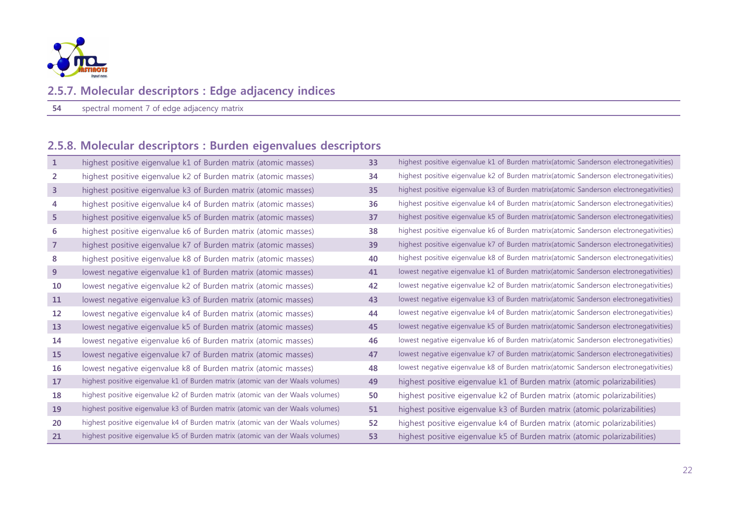## 2.5.7. Molecular descriptors : Edge adjacency indices

| | |
|---|---|
| 54 | spectral moment 7 of edge adjacency matrix |

## 2.5.8. Molecular descriptors : Burden eigenvalues descriptors

| | | | |
|---|---|---|---|
| 1 | highest positive eigenvalue k1 of Burden matrix (atomic masses) | 33 | highest positive eigenvalue k1 of Burden matrix(atomic Sanderson electronegativities) |
| 2 | highest positive eigenvalue k2 of Burden matrix (atomic masses) | 34 | highest positive eigenvalue k2 of Burden matrix(atomic Sanderson electronegativities) |
| 3 | highest positive eigenvalue k3 of Burden matrix (atomic masses) | 35 | highest positive eigenvalue k3 of Burden matrix(atomic Sanderson electronegativities) |
| 4 | highest positive eigenvalue k4 of Burden matrix (atomic masses) | 36 | highest positive eigenvalue k4 of Burden matrix(atomic Sanderson electronegativities) |
| 5 | highest positive eigenvalue k5 of Burden matrix (atomic masses) | 37 | highest positive eigenvalue k5 of Burden matrix(atomic Sanderson electronegativities) |
| 6 | highest positive eigenvalue k6 of Burden matrix (atomic masses) | 38 | highest positive eigenvalue k6 of Burden matrix(atomic Sanderson electronegativities) |
| 7 | highest positive eigenvalue k7 of Burden matrix (atomic masses) | 39 | highest positive eigenvalue k7 of Burden matrix(atomic Sanderson electronegativities) |
| 8 | highest positive eigenvalue k8 of Burden matrix (atomic masses) | 40 | highest positive eigenvalue k8 of Burden matrix(atomic Sanderson electronegativities) |
| 9 | lowest negative eigenvalue k1 of Burden matrix (atomic masses) | 41 | lowest negative eigenvalue k1 of Burden matrix(atomic Sanderson electronegativities) |
| 10 | lowest negative eigenvalue k2 of Burden matrix (atomic masses) | 42 | lowest negative eigenvalue k2 of Burden matrix(atomic Sanderson electronegativities) |
| 11 | lowest negative eigenvalue k3 of Burden matrix (atomic masses) | 43 | lowest negative eigenvalue k3 of Burden matrix(atomic Sanderson electronegativities) |
| 12 | lowest negative eigenvalue k4 of Burden matrix (atomic masses) | 44 | lowest negative eigenvalue k4 of Burden matrix(atomic Sanderson electronegativities) |
| 13 | lowest negative eigenvalue k5 of Burden matrix (atomic masses) | 45 | lowest negative eigenvalue k5 of Burden matrix(atomic Sanderson electronegativities) |
| 14 | lowest negative eigenvalue k6 of Burden matrix (atomic masses) | 46 | lowest negative eigenvalue k6 of Burden matrix(atomic Sanderson electronegativities) |
| 15 | lowest negative eigenvalue k7 of Burden matrix (atomic masses) | 47 | lowest negative eigenvalue k7 of Burden matrix(atomic Sanderson electronegativities) |
| 16 | lowest negative eigenvalue k8 of Burden matrix (atomic masses) | 48 | lowest negative eigenvalue k8 of Burden matrix(atomic Sanderson electronegativities) |
| 17 | highest positive eigenvalue k1 of Burden matrix (atomic van der Waals volumes) | 49 | highest positive eigenvalue k1 of Burden matrix (atomic polarizabilities) |
| 18 | highest positive eigenvalue k2 of Burden matrix (atomic van der Waals volumes) | 50 | highest positive eigenvalue k2 of Burden matrix (atomic polarizabilities) |
| 19 | highest positive eigenvalue k3 of Burden matrix (atomic van der Waals volumes) | 51 | highest positive eigenvalue k3 of Burden matrix (atomic polarizabilities) |
| 20 | highest positive eigenvalue k4 of Burden matrix (atomic van der Waals volumes) | 52 | highest positive eigenvalue k4 of Burden matrix (atomic polarizabilities) |
| 21 | highest positive eigenvalue k5 of Burden matrix (atomic van der Waals volumes) | 53 | highest positive eigenvalue k5 of Burden matrix (atomic polarizabilities) |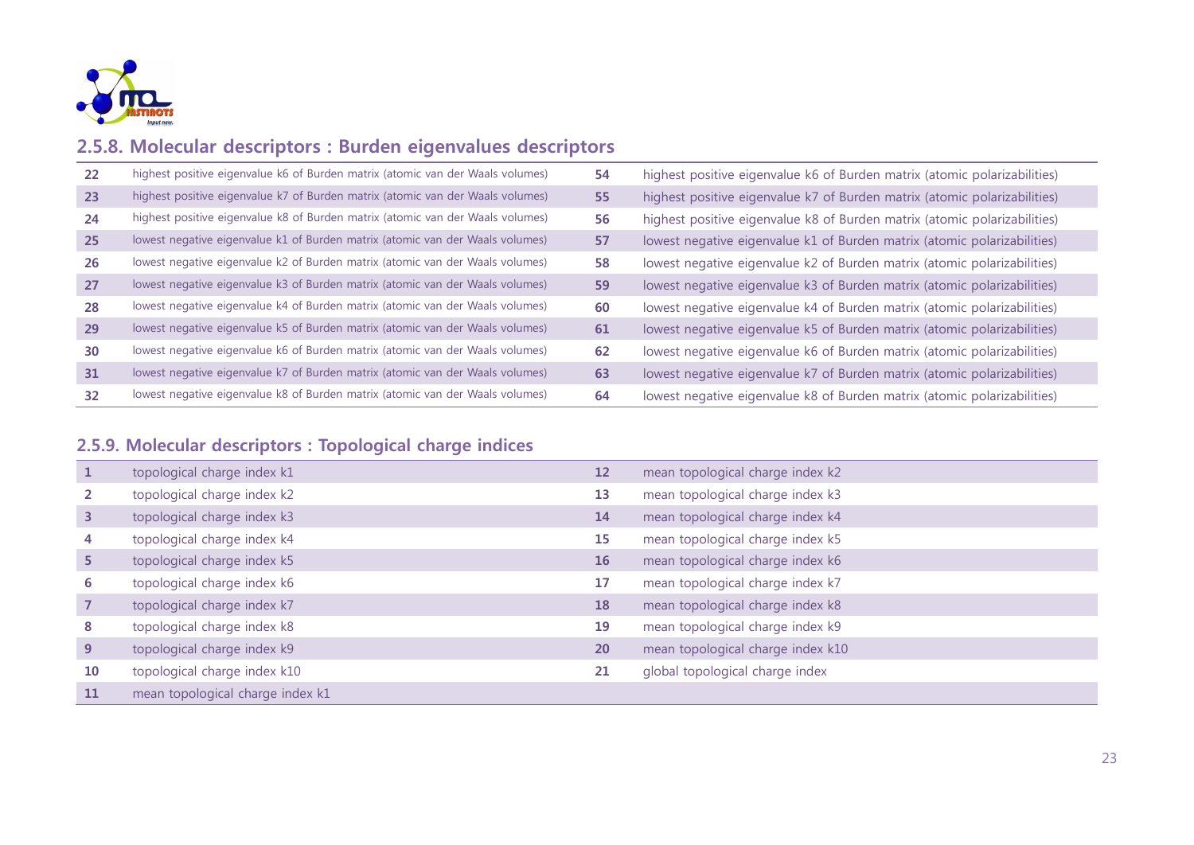## 2.5.8. Molecular descriptors : Burden eigenvalues descriptors

| | | | |
|---|---|---|---|
| 22 | highest positive eigenvalue k6 of Burden matrix (atomic van der Waals volumes) | 54 | highest positive eigenvalue k6 of Burden matrix (atomic polarizabilities) |
| 23 | highest positive eigenvalue k7 of Burden matrix (atomic van der Waals volumes) | 55 | highest positive eigenvalue k7 of Burden matrix (atomic polarizabilities) |
| 24 | highest positive eigenvalue k8 of Burden matrix (atomic van der Waals volumes) | 56 | highest positive eigenvalue k8 of Burden matrix (atomic polarizabilities) |
| 25 | lowest negative eigenvalue k1 of Burden matrix (atomic van der Waals volumes) | 57 | lowest negative eigenvalue k1 of Burden matrix (atomic polarizabilities) |
| 26 | lowest negative eigenvalue k2 of Burden matrix (atomic van der Waals volumes) | 58 | lowest negative eigenvalue k2 of Burden matrix (atomic polarizabilities) |
| 27 | lowest negative eigenvalue k3 of Burden matrix (atomic van der Waals volumes) | 59 | lowest negative eigenvalue k3 of Burden matrix (atomic polarizabilities) |
| 28 | lowest negative eigenvalue k4 of Burden matrix (atomic van der Waals volumes) | 60 | lowest negative eigenvalue k4 of Burden matrix (atomic polarizabilities) |
| 29 | lowest negative eigenvalue k5 of Burden matrix (atomic van der Waals volumes) | 61 | lowest negative eigenvalue k5 of Burden matrix (atomic polarizabilities) |
| 30 | lowest negative eigenvalue k6 of Burden matrix (atomic van der Waals volumes) | 62 | lowest negative eigenvalue k6 of Burden matrix (atomic polarizabilities) |
| 31 | lowest negative eigenvalue k7 of Burden matrix (atomic van der Waals volumes) | 63 | lowest negative eigenvalue k7 of Burden matrix (atomic polarizabilities) |
| 32 | lowest negative eigenvalue k8 of Burden matrix (atomic van der Waals volumes) | 64 | lowest negative eigenvalue k8 of Burden matrix (atomic polarizabilities) |

## 2.5.9. Molecular descriptors : Topological charge indices

| | | | |
|---|---|---|---|
| 1 | topological charge index k1 | 12 | mean topological charge index k2 |
| 2 | topological charge index k2 | 13 | mean topological charge index k3 |
| 3 | topological charge index k3 | 14 | mean topological charge index k4 |
| 4 | topological charge index k4 | 15 | mean topological charge index k5 |
| 5 | topological charge index k5 | 16 | mean topological charge index k6 |
| 6 | topological charge index k6 | 17 | mean topological charge index k7 |
| 7 | topological charge index k7 | 18 | mean topological charge index k8 |
| 8 | topological charge index k8 | 19 | mean topological charge index k9 |
| 9 | topological charge index k9 | 20 | mean topological charge index k10 |
| 10 | topological charge index k10 | 21 | global topological charge index |
| 11 | mean topological charge index k1 | | |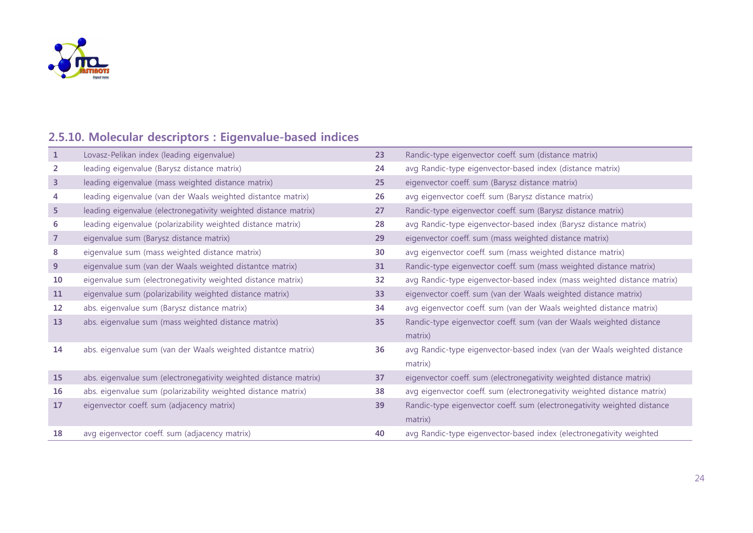## 2.5.10. Molecular descriptors : Eigenvalue-based indices

| | | | |
|---|---|---|---|
| 1 | Lovasz-Pelikan index (leading eigenvalue) | 23 | Randic-type eigenvector coeff. sum (distance matrix) |
| 2 | leading eigenvalue (Barysz distance matrix) | 24 | avg Randic-type eigenvector-based index (distance matrix) |
| 3 | leading eigenvalue (mass weighted distance matrix) | 25 | eigenvector coeff. sum (Barysz distance matrix) |
| 4 | leading eigenvalue (van der Waals weighted distantce matrix) | 26 | avg eigenvector coeff. sum (Barysz distance matrix) |
| 5 | leading eigenvalue (electronegativity weighted distance matrix) | 27 | Randic-type eigenvector coeff. sum (Barysz distance matrix) |
| 6 | leading eigenvalue (polarizability weighted distance matrix) | 28 | avg Randic-type eigenvector-based index (Barysz distance matrix) |
| 7 | eigenvalue sum (Barysz distance matrix) | 29 | eigenvector coeff. sum (mass weighted distance matrix) |
| 8 | eigenvalue sum (mass weighted distance matrix) | 30 | avg eigenvector coeff. sum (mass weighted distance matrix) |
| 9 | eigenvalue sum (van der Waals weighted distantce matrix) | 31 | Randic-type eigenvector coeff. sum (mass weighted distance matrix) |
| 10 | eigenvalue sum (electronegativity weighted distance matrix) | 32 | avg Randic-type eigenvector-based index (mass weighted distance matrix) |
| 11 | eigenvalue sum (polarizability weighted distance matrix) | 33 | eigenvector coeff. sum (van der Waals weighted distance matrix) |
| 12 | abs. eigenvalue sum (Barysz distance matrix) | 34 | avg eigenvector coeff. sum (van der Waals weighted distance matrix) |
| 13 | abs. eigenvalue sum (mass weighted distance matrix) | 35 | Randic-type eigenvector coeff. sum (van der Waals weighted distance matrix) |
| 14 | abs. eigenvalue sum (van der Waals weighted distantce matrix) | 36 | avg Randic-type eigenvector-based index (van der Waals weighted distance matrix) |
| 15 | abs. eigenvalue sum (electronegativity weighted distance matrix) | 37 | eigenvector coeff. sum (electronegativity weighted distance matrix) |
| 16 | abs. eigenvalue sum (polarizability weighted distance matrix) | 38 | avg eigenvector coeff. sum (electronegativity weighted distance matrix) |
| 17 | eigenvector coeff. sum (adjacency matrix) | 39 | Randic-type eigenvector coeff. sum (electronegativity weighted distance matrix) |
| 18 | avg eigenvector coeff. sum (adjacency matrix) | 40 | avg Randic-type eigenvector-based index (electronegativity weighted |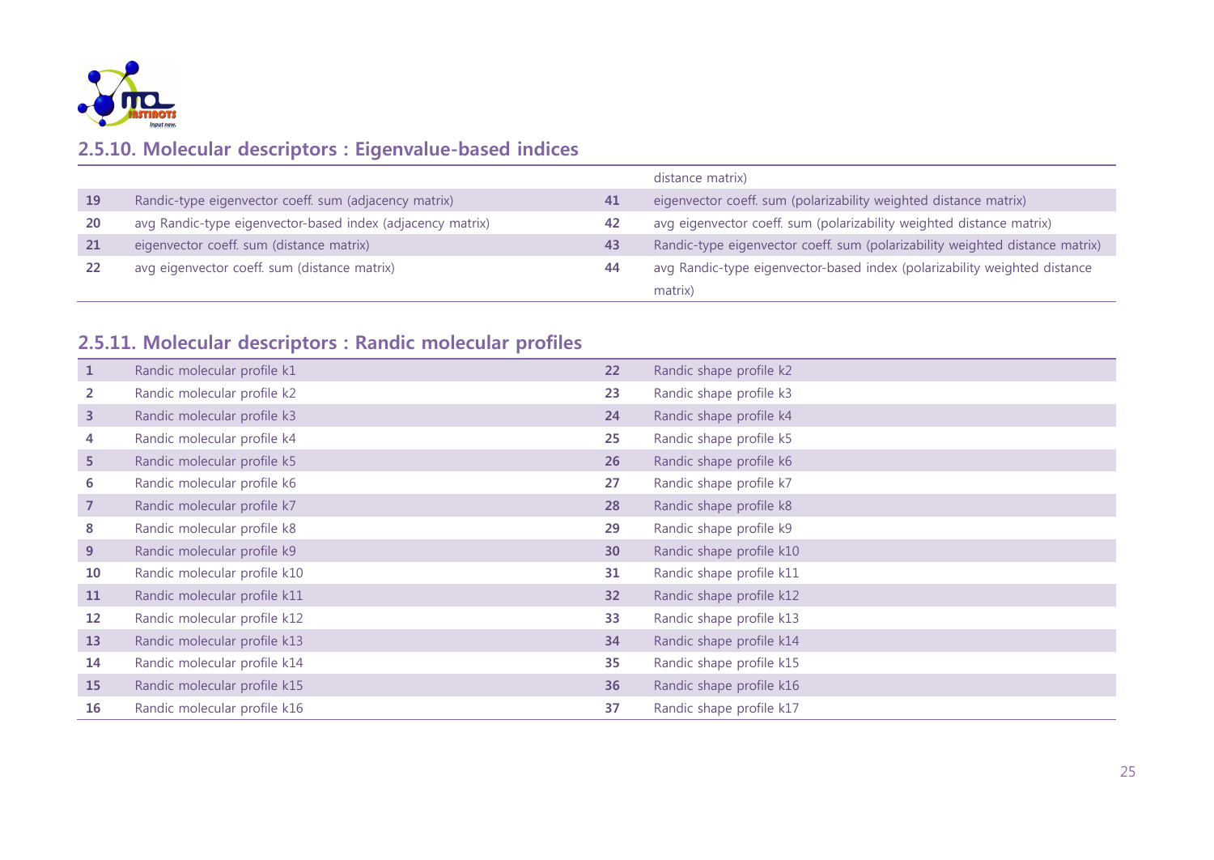## 2.5.10. Molecular descriptors : Eigenvalue-based indices

| | | | |
|---|---|---|---|
| | | | distance matrix) |
| 19 | Randic-type eigenvector coeff. sum (adjacency matrix) | 41 | eigenvector coeff. sum (polarizability weighted distance matrix) |
| 20 | avg Randic-type eigenvector-based index (adjacency matrix) | 42 | avg eigenvector coeff. sum (polarizability weighted distance matrix) |
| 21 | eigenvector coeff. sum (distance matrix) | 43 | Randic-type eigenvector coeff. sum (polarizability weighted distance matrix) |
| 22 | avg eigenvector coeff. sum (distance matrix) | 44 | avg Randic-type eigenvector-based index (polarizability weighted distance matrix) |

## 2.5.11. Molecular descriptors : Randic molecular profiles

| | | | |
|---|---|---|---|
| 1 | Randic molecular profile k1 | 22 | Randic shape profile k2 |
| 2 | Randic molecular profile k2 | 23 | Randic shape profile k3 |
| 3 | Randic molecular profile k3 | 24 | Randic shape profile k4 |
| 4 | Randic molecular profile k4 | 25 | Randic shape profile k5 |
| 5 | Randic molecular profile k5 | 26 | Randic shape profile k6 |
| 6 | Randic molecular profile k6 | 27 | Randic shape profile k7 |
| 7 | Randic molecular profile k7 | 28 | Randic shape profile k8 |
| 8 | Randic molecular profile k8 | 29 | Randic shape profile k9 |
| 9 | Randic molecular profile k9 | 30 | Randic shape profile k10 |
| 10 | Randic molecular profile k10 | 31 | Randic shape profile k11 |
| 11 | Randic molecular profile k11 | 32 | Randic shape profile k12 |
| 12 | Randic molecular profile k12 | 33 | Randic shape profile k13 |
| 13 | Randic molecular profile k13 | 34 | Randic shape profile k14 |
| 14 | Randic molecular profile k14 | 35 | Randic shape profile k15 |
| 15 | Randic molecular profile k15 | 36 | Randic shape profile k16 |
| 16 | Randic molecular profile k16 | 37 | Randic shape profile k17 |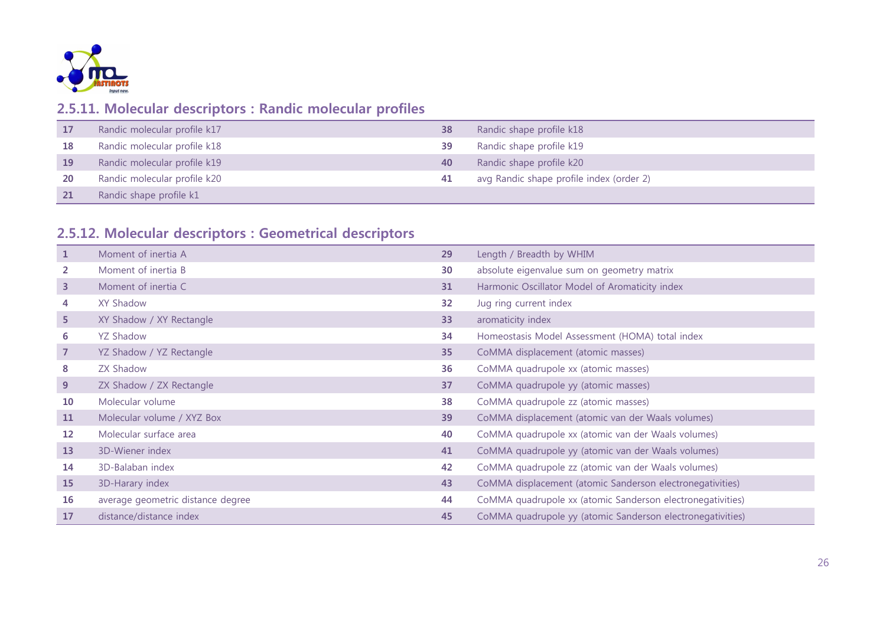## 2.5.11. Molecular descriptors : Randic molecular profiles

| | | | |
|---|---|---|---|
| 17 | Randic molecular profile k17 | 38 | Randic shape profile k18 |
| 18 | Randic molecular profile k18 | 39 | Randic shape profile k19 |
| 19 | Randic molecular profile k19 | 40 | Randic shape profile k20 |
| 20 | Randic molecular profile k20 | 41 | avg Randic shape profile index (order 2) |
| 21 | Randic shape profile k1 | | |

## 2.5.12. Molecular descriptors : Geometrical descriptors

| | | | |
|---|---|---|---|
| 1 | Moment of inertia A | 29 | Length / Breadth by WHIM |
| 2 | Moment of inertia B | 30 | absolute eigenvalue sum on geometry matrix |
| 3 | Moment of inertia C | 31 | Harmonic Oscillator Model of Aromaticity index |
| 4 | XY Shadow | 32 | Jug ring current index |
| 5 | XY Shadow / XY Rectangle | 33 | aromaticity index |
| 6 | YZ Shadow | 34 | Homeostasis Model Assessment (HOMA) total index |
| 7 | YZ Shadow / YZ Rectangle | 35 | CoMMA displacement (atomic masses) |
| 8 | ZX Shadow | 36 | CoMMA quadrupole xx (atomic masses) |
| 9 | ZX Shadow / ZX Rectangle | 37 | CoMMA quadrupole yy (atomic masses) |
| 10 | Molecular volume | 38 | CoMMA quadrupole zz (atomic masses) |
| 11 | Molecular volume / XYZ Box | 39 | CoMMA displacement (atomic van der Waals volumes) |
| 12 | Molecular surface area | 40 | CoMMA quadrupole xx (atomic van der Waals volumes) |
| 13 | 3D-Wiener index | 41 | CoMMA quadrupole yy (atomic van der Waals volumes) |
| 14 | 3D-Balaban index | 42 | CoMMA quadrupole zz (atomic van der Waals volumes) |
| 15 | 3D-Harary index | 43 | CoMMA displacement (atomic Sanderson electronegativities) |
| 16 | average geometric distance degree | 44 | CoMMA quadrupole xx (atomic Sanderson electronegativities) |
| 17 | distance/distance index | 45 | CoMMA quadrupole yy (atomic Sanderson electronegativities) |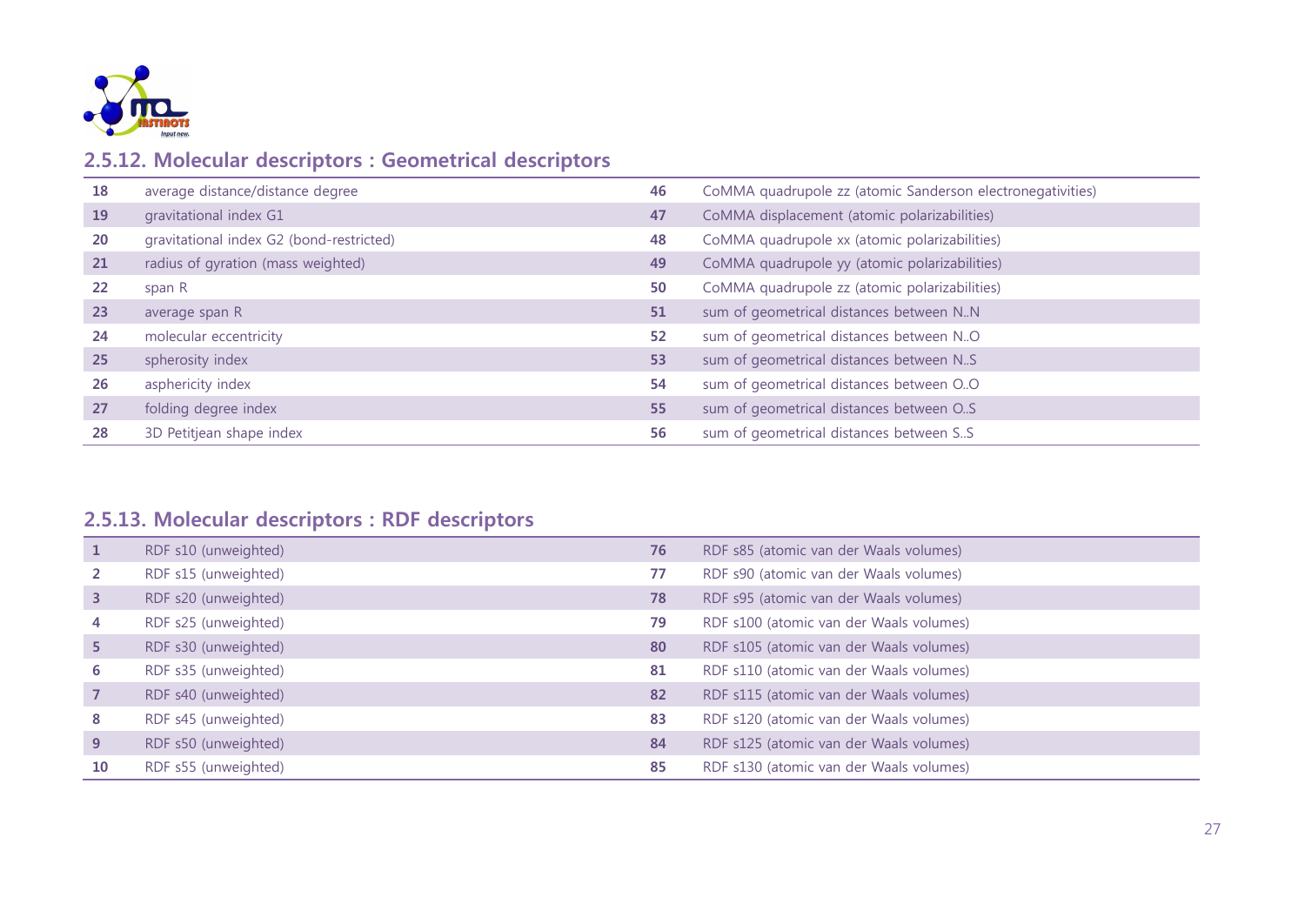## 2.5.12. Molecular descriptors : Geometrical descriptors

| | | | |
|---|---|---|---|
| 18 | average distance/distance degree | 46 | CoMMA quadrupole zz (atomic Sanderson electronegativities) |
| 19 | gravitational index G1 | 47 | CoMMA displacement (atomic polarizabilities) |
| 20 | gravitational index G2 (bond-restricted) | 48 | CoMMA quadrupole xx (atomic polarizabilities) |
| 21 | radius of gyration (mass weighted) | 49 | CoMMA quadrupole yy (atomic polarizabilities) |
| 22 | span R | 50 | CoMMA quadrupole zz (atomic polarizabilities) |
| 23 | average span R | 51 | sum of geometrical distances between N..N |
| 24 | molecular eccentricity | 52 | sum of geometrical distances between N..O |
| 25 | spherosity index | 53 | sum of geometrical distances between N..S |
| 26 | asphericity index | 54 | sum of geometrical distances between O..O |
| 27 | folding degree index | 55 | sum of geometrical distances between O..S |
| 28 | 3D Petitjean shape index | 56 | sum of geometrical distances between S..S |

## 2.5.13. Molecular descriptors : RDF descriptors

| | | | |
|---|---|---|---|
| 1 | RDF s10 (unweighted) | 76 | RDF s85 (atomic van der Waals volumes) |
| 2 | RDF s15 (unweighted) | 77 | RDF s90 (atomic van der Waals volumes) |
| 3 | RDF s20 (unweighted) | 78 | RDF s95 (atomic van der Waals volumes) |
| 4 | RDF s25 (unweighted) | 79 | RDF s100 (atomic van der Waals volumes) |
| 5 | RDF s30 (unweighted) | 80 | RDF s105 (atomic van der Waals volumes) |
| 6 | RDF s35 (unweighted) | 81 | RDF s110 (atomic van der Waals volumes) |
| 7 | RDF s40 (unweighted) | 82 | RDF s115 (atomic van der Waals volumes) |
| 8 | RDF s45 (unweighted) | 83 | RDF s120 (atomic van der Waals volumes) |
| 9 | RDF s50 (unweighted) | 84 | RDF s125 (atomic van der Waals volumes) |
| 10 | RDF s55 (unweighted) | 85 | RDF s130 (atomic van der Waals volumes) |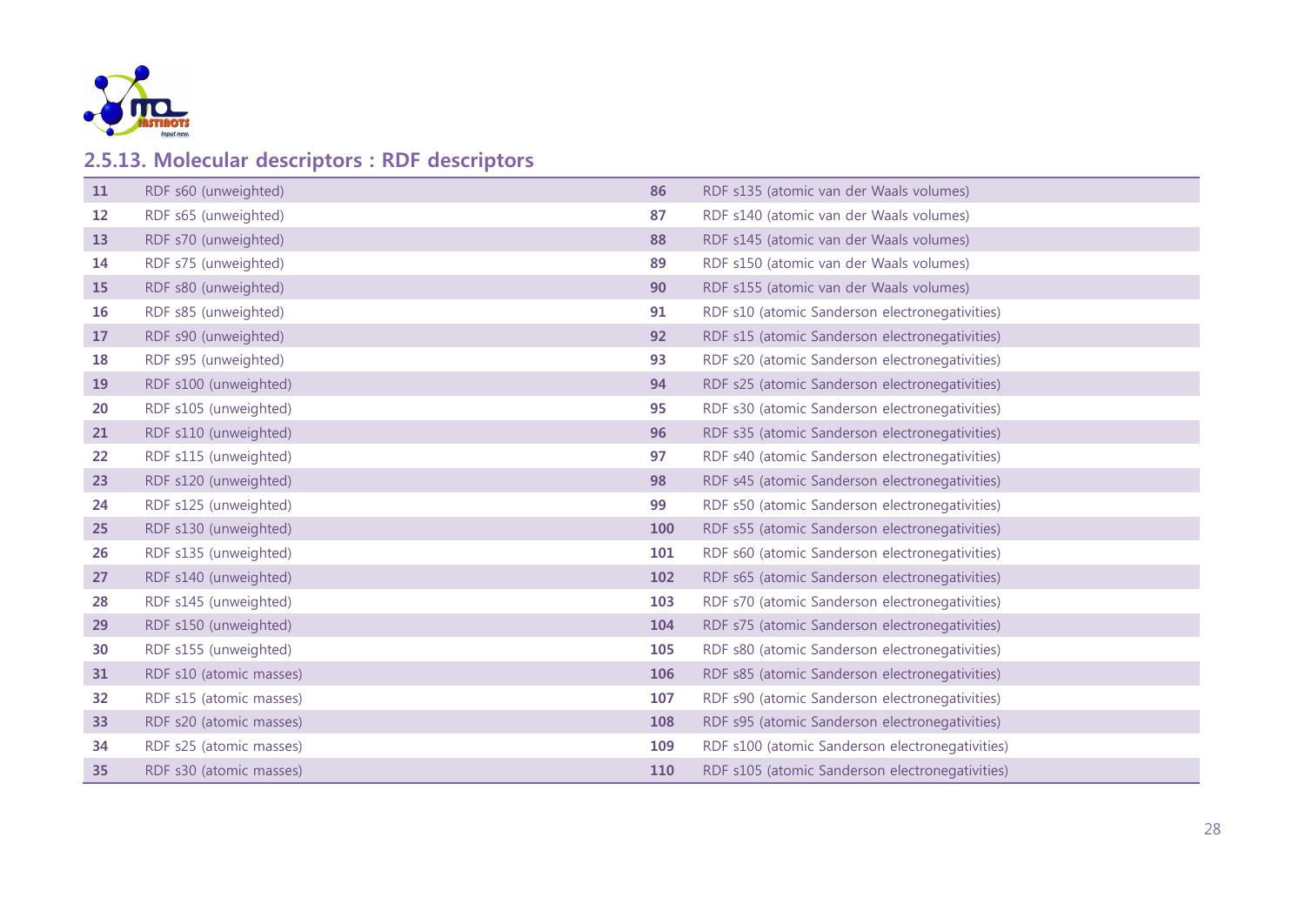## 2.5.13. Molecular descriptors : RDF descriptors

| | | | |
|---|---|---|---|
| 11 | RDF s60 (unweighted) | 86 | RDF s135 (atomic van der Waals volumes) |
| 12 | RDF s65 (unweighted) | 87 | RDF s140 (atomic van der Waals volumes) |
| 13 | RDF s70 (unweighted) | 88 | RDF s145 (atomic van der Waals volumes) |
| 14 | RDF s75 (unweighted) | 89 | RDF s150 (atomic van der Waals volumes) |
| 15 | RDF s80 (unweighted) | 90 | RDF s155 (atomic van der Waals volumes) |
| 16 | RDF s85 (unweighted) | 91 | RDF s10 (atomic Sanderson electronegativities) |
| 17 | RDF s90 (unweighted) | 92 | RDF s15 (atomic Sanderson electronegativities) |
| 18 | RDF s95 (unweighted) | 93 | RDF s20 (atomic Sanderson electronegativities) |
| 19 | RDF s100 (unweighted) | 94 | RDF s25 (atomic Sanderson electronegativities) |
| 20 | RDF s105 (unweighted) | 95 | RDF s30 (atomic Sanderson electronegativities) |
| 21 | RDF s110 (unweighted) | 96 | RDF s35 (atomic Sanderson electronegativities) |
| 22 | RDF s115 (unweighted) | 97 | RDF s40 (atomic Sanderson electronegativities) |
| 23 | RDF s120 (unweighted) | 98 | RDF s45 (atomic Sanderson electronegativities) |
| 24 | RDF s125 (unweighted) | 99 | RDF s50 (atomic Sanderson electronegativities) |
| 25 | RDF s130 (unweighted) | 100 | RDF s55 (atomic Sanderson electronegativities) |
| 26 | RDF s135 (unweighted) | 101 | RDF s60 (atomic Sanderson electronegativities) |
| 27 | RDF s140 (unweighted) | 102 | RDF s65 (atomic Sanderson electronegativities) |
| 28 | RDF s145 (unweighted) | 103 | RDF s70 (atomic Sanderson electronegativities) |
| 29 | RDF s150 (unweighted) | 104 | RDF s75 (atomic Sanderson electronegativities) |
| 30 | RDF s155 (unweighted) | 105 | RDF s80 (atomic Sanderson electronegativities) |
| 31 | RDF s10 (atomic masses) | 106 | RDF s85 (atomic Sanderson electronegativities) |
| 32 | RDF s15 (atomic masses) | 107 | RDF s90 (atomic Sanderson electronegativities) |
| 33 | RDF s20 (atomic masses) | 108 | RDF s95 (atomic Sanderson electronegativities) |
| 34 | RDF s25 (atomic masses) | 109 | RDF s100 (atomic Sanderson electronegativities) |
| 35 | RDF s30 (atomic masses) | 110 | RDF s105 (atomic Sanderson electronegativities) |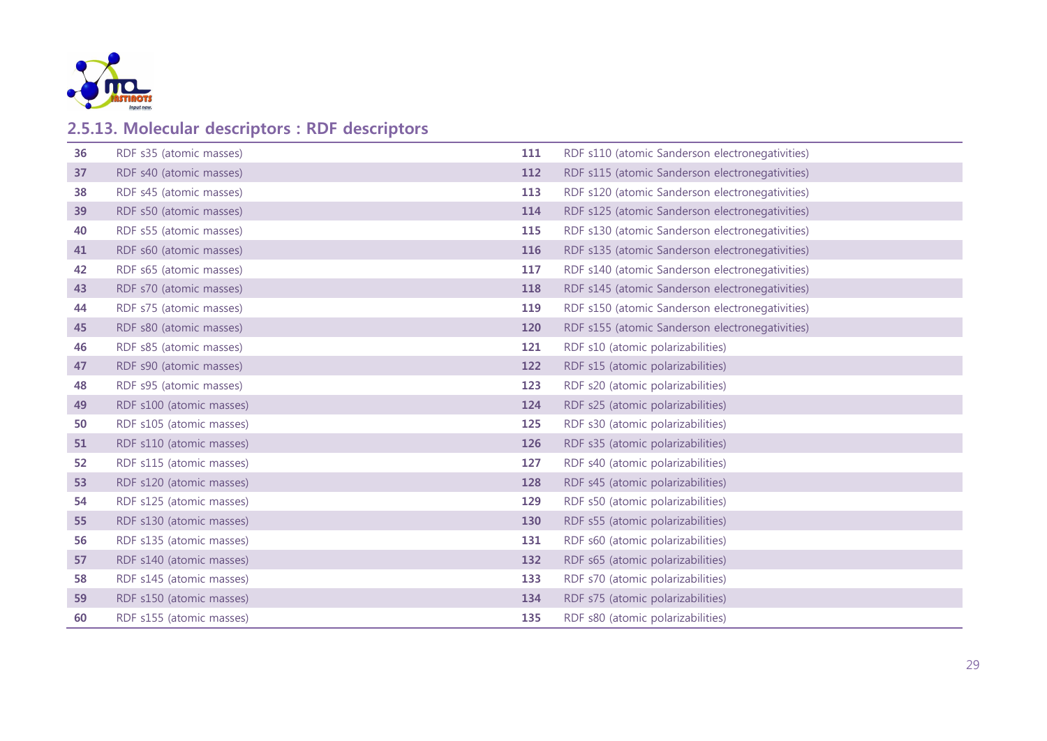## 2.5.13. Molecular descriptors : RDF descriptors

| | | | |
|---|---|---|---|
| 36 | RDF s35 (atomic masses) | 111 | RDF s110 (atomic Sanderson electronegativities) |
| 37 | RDF s40 (atomic masses) | 112 | RDF s115 (atomic Sanderson electronegativities) |
| 38 | RDF s45 (atomic masses) | 113 | RDF s120 (atomic Sanderson electronegativities) |
| 39 | RDF s50 (atomic masses) | 114 | RDF s125 (atomic Sanderson electronegativities) |
| 40 | RDF s55 (atomic masses) | 115 | RDF s130 (atomic Sanderson electronegativities) |
| 41 | RDF s60 (atomic masses) | 116 | RDF s135 (atomic Sanderson electronegativities) |
| 42 | RDF s65 (atomic masses) | 117 | RDF s140 (atomic Sanderson electronegativities) |
| 43 | RDF s70 (atomic masses) | 118 | RDF s145 (atomic Sanderson electronegativities) |
| 44 | RDF s75 (atomic masses) | 119 | RDF s150 (atomic Sanderson electronegativities) |
| 45 | RDF s80 (atomic masses) | 120 | RDF s155 (atomic Sanderson electronegativities) |
| 46 | RDF s85 (atomic masses) | 121 | RDF s10 (atomic polarizabilities) |
| 47 | RDF s90 (atomic masses) | 122 | RDF s15 (atomic polarizabilities) |
| 48 | RDF s95 (atomic masses) | 123 | RDF s20 (atomic polarizabilities) |
| 49 | RDF s100 (atomic masses) | 124 | RDF s25 (atomic polarizabilities) |
| 50 | RDF s105 (atomic masses) | 125 | RDF s30 (atomic polarizabilities) |
| 51 | RDF s110 (atomic masses) | 126 | RDF s35 (atomic polarizabilities) |
| 52 | RDF s115 (atomic masses) | 127 | RDF s40 (atomic polarizabilities) |
| 53 | RDF s120 (atomic masses) | 128 | RDF s45 (atomic polarizabilities) |
| 54 | RDF s125 (atomic masses) | 129 | RDF s50 (atomic polarizabilities) |
| 55 | RDF s130 (atomic masses) | 130 | RDF s55 (atomic polarizabilities) |
| 56 | RDF s135 (atomic masses) | 131 | RDF s60 (atomic polarizabilities) |
| 57 | RDF s140 (atomic masses) | 132 | RDF s65 (atomic polarizabilities) |
| 58 | RDF s145 (atomic masses) | 133 | RDF s70 (atomic polarizabilities) |
| 59 | RDF s150 (atomic masses) | 134 | RDF s75 (atomic polarizabilities) |
| 60 | RDF s155 (atomic masses) | 135 | RDF s80 (atomic polarizabilities) |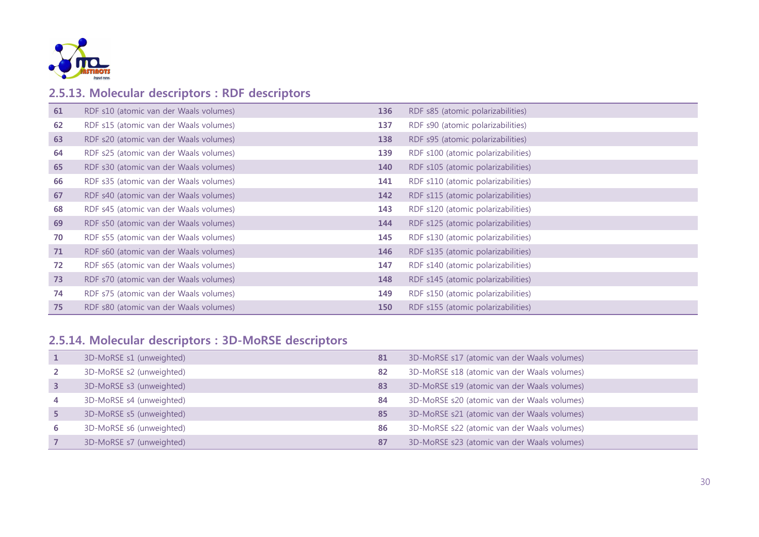## 2.5.13. Molecular descriptors : RDF descriptors

| | | | |
|---|---|---|---|
| **61** | RDF s10 (atomic van der Waals volumes) | **136** | RDF s85 (atomic polarizabilities) |
| **62** | RDF s15 (atomic van der Waals volumes) | **137** | RDF s90 (atomic polarizabilities) |
| **63** | RDF s20 (atomic van der Waals volumes) | **138** | RDF s95 (atomic polarizabilities) |
| **64** | RDF s25 (atomic van der Waals volumes) | **139** | RDF s100 (atomic polarizabilities) |
| **65** | RDF s30 (atomic van der Waals volumes) | **140** | RDF s105 (atomic polarizabilities) |
| **66** | RDF s35 (atomic van der Waals volumes) | **141** | RDF s110 (atomic polarizabilities) |
| **67** | RDF s40 (atomic van der Waals volumes) | **142** | RDF s115 (atomic polarizabilities) |
| **68** | RDF s45 (atomic van der Waals volumes) | **143** | RDF s120 (atomic polarizabilities) |
| **69** | RDF s50 (atomic van der Waals volumes) | **144** | RDF s125 (atomic polarizabilities) |
| **70** | RDF s55 (atomic van der Waals volumes) | **145** | RDF s130 (atomic polarizabilities) |
| **71** | RDF s60 (atomic van der Waals volumes) | **146** | RDF s135 (atomic polarizabilities) |
| **72** | RDF s65 (atomic van der Waals volumes) | **147** | RDF s140 (atomic polarizabilities) |
| **73** | RDF s70 (atomic van der Waals volumes) | **148** | RDF s145 (atomic polarizabilities) |
| **74** | RDF s75 (atomic van der Waals volumes) | **149** | RDF s150 (atomic polarizabilities) |
| **75** | RDF s80 (atomic van der Waals volumes) | **150** | RDF s155 (atomic polarizabilities) |

## 2.5.14. Molecular descriptors : 3D-MoRSE descriptors

| | | | |
|---|---|---|---|
| **1** | 3D-MoRSE s1 (unweighted) | **81** | 3D-MoRSE s17 (atomic van der Waals volumes) |
| **2** | 3D-MoRSE s2 (unweighted) | **82** | 3D-MoRSE s18 (atomic van der Waals volumes) |
| **3** | 3D-MoRSE s3 (unweighted) | **83** | 3D-MoRSE s19 (atomic van der Waals volumes) |
| **4** | 3D-MoRSE s4 (unweighted) | **84** | 3D-MoRSE s20 (atomic van der Waals volumes) |
| **5** | 3D-MoRSE s5 (unweighted) | **85** | 3D-MoRSE s21 (atomic van der Waals volumes) |
| **6** | 3D-MoRSE s6 (unweighted) | **86** | 3D-MoRSE s22 (atomic van der Waals volumes) |
| **7** | 3D-MoRSE s7 (unweighted) | **87** | 3D-MoRSE s23 (atomic van der Waals volumes) |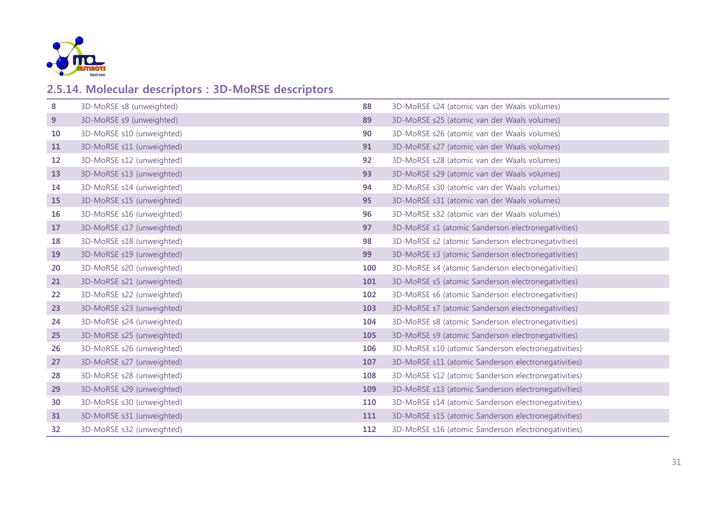## 2.5.14. Molecular descriptors : 3D-MoRSE descriptors

| | | | |
|---|---|---|---|
| **8** | 3D-MoRSE s8 (unweighted) | **88** | 3D-MoRSE s24 (atomic van der Waals volumes) |
| **9** | 3D-MoRSE s9 (unweighted) | **89** | 3D-MoRSE s25 (atomic van der Waals volumes) |
| **10** | 3D-MoRSE s10 (unweighted) | **90** | 3D-MoRSE s26 (atomic van der Waals volumes) |
| **11** | 3D-MoRSE s11 (unweighted) | **91** | 3D-MoRSE s27 (atomic van der Waals volumes) |
| **12** | 3D-MoRSE s12 (unweighted) | **92** | 3D-MoRSE s28 (atomic van der Waals volumes) |
| **13** | 3D-MoRSE s13 (unweighted) | **93** | 3D-MoRSE s29 (atomic van der Waals volumes) |
| **14** | 3D-MoRSE s14 (unweighted) | **94** | 3D-MoRSE s30 (atomic van der Waals volumes) |
| **15** | 3D-MoRSE s15 (unweighted) | **95** | 3D-MoRSE s31 (atomic van der Waals volumes) |
| **16** | 3D-MoRSE s16 (unweighted) | **96** | 3D-MoRSE s32 (atomic van der Waals volumes) |
| **17** | 3D-MoRSE s17 (unweighted) | **97** | 3D-MoRSE s1 (atomic Sanderson electronegativities) |
| **18** | 3D-MoRSE s18 (unweighted) | **98** | 3D-MoRSE s2 (atomic Sanderson electronegativities) |
| **19** | 3D-MoRSE s19 (unweighted) | **99** | 3D-MoRSE s3 (atomic Sanderson electronegativities) |
| **20** | 3D-MoRSE s20 (unweighted) | **100** | 3D-MoRSE s4 (atomic Sanderson electronegativities) |
| **21** | 3D-MoRSE s21 (unweighted) | **101** | 3D-MoRSE s5 (atomic Sanderson electronegativities) |
| **22** | 3D-MoRSE s22 (unweighted) | **102** | 3D-MoRSE s6 (atomic Sanderson electronegativities) |
| **23** | 3D-MoRSE s23 (unweighted) | **103** | 3D-MoRSE s7 (atomic Sanderson electronegativities) |
| **24** | 3D-MoRSE s24 (unweighted) | **104** | 3D-MoRSE s8 (atomic Sanderson electronegativities) |
| **25** | 3D-MoRSE s25 (unweighted) | **105** | 3D-MoRSE s9 (atomic Sanderson electronegativities) |
| **26** | 3D-MoRSE s26 (unweighted) | **106** | 3D-MoRSE s10 (atomic Sanderson electronegativities) |
| **27** | 3D-MoRSE s27 (unweighted) | **107** | 3D-MoRSE s11 (atomic Sanderson electronegativities) |
| **28** | 3D-MoRSE s28 (unweighted) | **108** | 3D-MoRSE s12 (atomic Sanderson electronegativities) |
| **29** | 3D-MoRSE s29 (unweighted) | **109** | 3D-MoRSE s13 (atomic Sanderson electronegativities) |
| **30** | 3D-MoRSE s30 (unweighted) | **110** | 3D-MoRSE s14 (atomic Sanderson electronegativities) |
| **31** | 3D-MoRSE s31 (unweighted) | **111** | 3D-MoRSE s15 (atomic Sanderson electronegativities) |
| **32** | 3D-MoRSE s32 (unweighted) | **112** | 3D-MoRSE s16 (atomic Sanderson electronegativities) |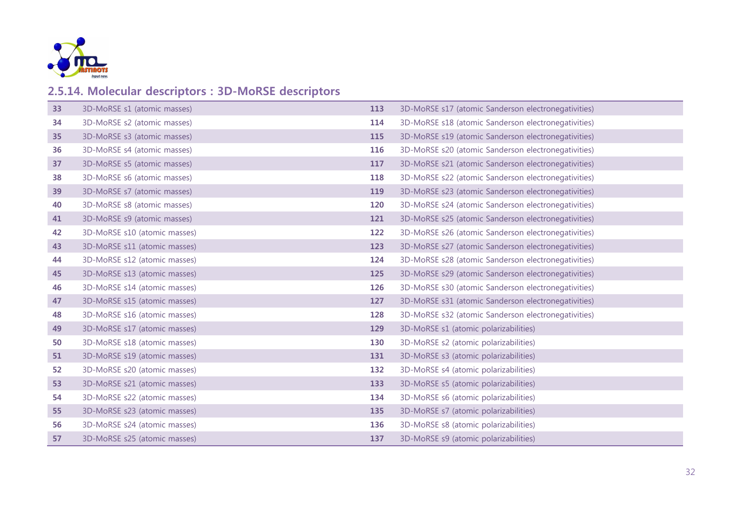## 2.5.14. Molecular descriptors : 3D-MoRSE descriptors

| | | | |
|---|---|---|---|
| **33** | 3D-MoRSE s1 (atomic masses) | **113** | 3D-MoRSE s17 (atomic Sanderson electronegativities) |
| **34** | 3D-MoRSE s2 (atomic masses) | **114** | 3D-MoRSE s18 (atomic Sanderson electronegativities) |
| **35** | 3D-MoRSE s3 (atomic masses) | **115** | 3D-MoRSE s19 (atomic Sanderson electronegativities) |
| **36** | 3D-MoRSE s4 (atomic masses) | **116** | 3D-MoRSE s20 (atomic Sanderson electronegativities) |
| **37** | 3D-MoRSE s5 (atomic masses) | **117** | 3D-MoRSE s21 (atomic Sanderson electronegativities) |
| **38** | 3D-MoRSE s6 (atomic masses) | **118** | 3D-MoRSE s22 (atomic Sanderson electronegativities) |
| **39** | 3D-MoRSE s7 (atomic masses) | **119** | 3D-MoRSE s23 (atomic Sanderson electronegativities) |
| **40** | 3D-MoRSE s8 (atomic masses) | **120** | 3D-MoRSE s24 (atomic Sanderson electronegativities) |
| **41** | 3D-MoRSE s9 (atomic masses) | **121** | 3D-MoRSE s25 (atomic Sanderson electronegativities) |
| **42** | 3D-MoRSE s10 (atomic masses) | **122** | 3D-MoRSE s26 (atomic Sanderson electronegativities) |
| **43** | 3D-MoRSE s11 (atomic masses) | **123** | 3D-MoRSE s27 (atomic Sanderson electronegativities) |
| **44** | 3D-MoRSE s12 (atomic masses) | **124** | 3D-MoRSE s28 (atomic Sanderson electronegativities) |
| **45** | 3D-MoRSE s13 (atomic masses) | **125** | 3D-MoRSE s29 (atomic Sanderson electronegativities) |
| **46** | 3D-MoRSE s14 (atomic masses) | **126** | 3D-MoRSE s30 (atomic Sanderson electronegativities) |
| **47** | 3D-MoRSE s15 (atomic masses) | **127** | 3D-MoRSE s31 (atomic Sanderson electronegativities) |
| **48** | 3D-MoRSE s16 (atomic masses) | **128** | 3D-MoRSE s32 (atomic Sanderson electronegativities) |
| **49** | 3D-MoRSE s17 (atomic masses) | **129** | 3D-MoRSE s1 (atomic polarizabilities) |
| **50** | 3D-MoRSE s18 (atomic masses) | **130** | 3D-MoRSE s2 (atomic polarizabilities) |
| **51** | 3D-MoRSE s19 (atomic masses) | **131** | 3D-MoRSE s3 (atomic polarizabilities) |
| **52** | 3D-MoRSE s20 (atomic masses) | **132** | 3D-MoRSE s4 (atomic polarizabilities) |
| **53** | 3D-MoRSE s21 (atomic masses) | **133** | 3D-MoRSE s5 (atomic polarizabilities) |
| **54** | 3D-MoRSE s22 (atomic masses) | **134** | 3D-MoRSE s6 (atomic polarizabilities) |
| **55** | 3D-MoRSE s23 (atomic masses) | **135** | 3D-MoRSE s7 (atomic polarizabilities) |
| **56** | 3D-MoRSE s24 (atomic masses) | **136** | 3D-MoRSE s8 (atomic polarizabilities) |
| **57** | 3D-MoRSE s25 (atomic masses) | **137** | 3D-MoRSE s9 (atomic polarizabilities) |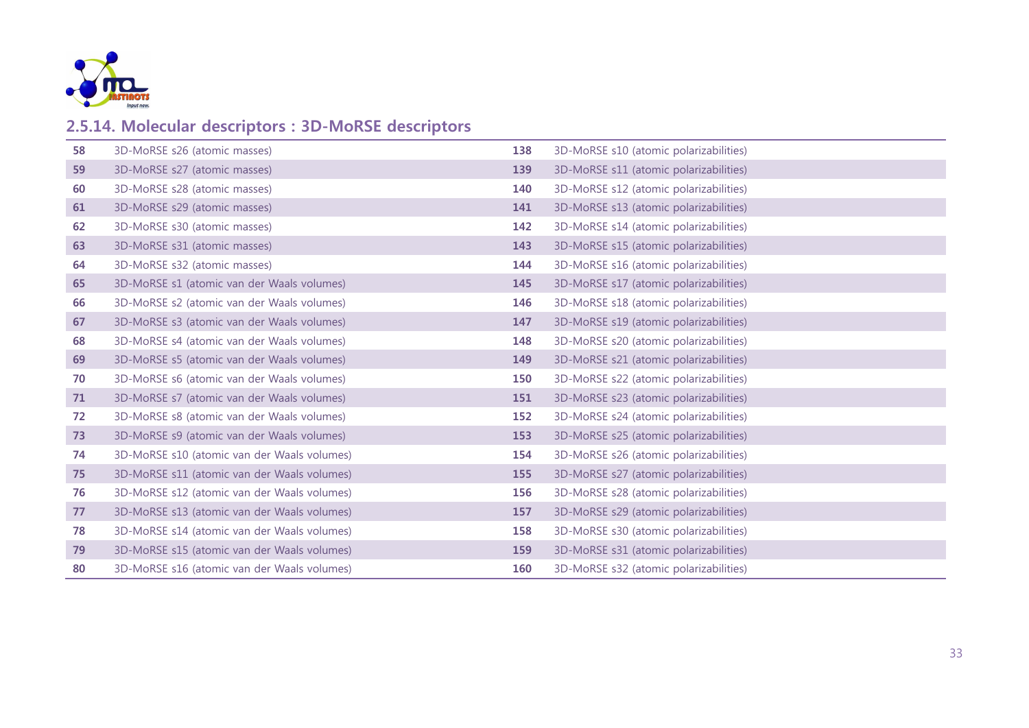## 2.5.14. Molecular descriptors : 3D-MoRSE descriptors

| | | | |
|---|---|---|---|
| **58** | 3D-MoRSE s26 (atomic masses) | **138** | 3D-MoRSE s10 (atomic polarizabilities) |
| **59** | 3D-MoRSE s27 (atomic masses) | **139** | 3D-MoRSE s11 (atomic polarizabilities) |
| **60** | 3D-MoRSE s28 (atomic masses) | **140** | 3D-MoRSE s12 (atomic polarizabilities) |
| **61** | 3D-MoRSE s29 (atomic masses) | **141** | 3D-MoRSE s13 (atomic polarizabilities) |
| **62** | 3D-MoRSE s30 (atomic masses) | **142** | 3D-MoRSE s14 (atomic polarizabilities) |
| **63** | 3D-MoRSE s31 (atomic masses) | **143** | 3D-MoRSE s15 (atomic polarizabilities) |
| **64** | 3D-MoRSE s32 (atomic masses) | **144** | 3D-MoRSE s16 (atomic polarizabilities) |
| **65** | 3D-MoRSE s1 (atomic van der Waals volumes) | **145** | 3D-MoRSE s17 (atomic polarizabilities) |
| **66** | 3D-MoRSE s2 (atomic van der Waals volumes) | **146** | 3D-MoRSE s18 (atomic polarizabilities) |
| **67** | 3D-MoRSE s3 (atomic van der Waals volumes) | **147** | 3D-MoRSE s19 (atomic polarizabilities) |
| **68** | 3D-MoRSE s4 (atomic van der Waals volumes) | **148** | 3D-MoRSE s20 (atomic polarizabilities) |
| **69** | 3D-MoRSE s5 (atomic van der Waals volumes) | **149** | 3D-MoRSE s21 (atomic polarizabilities) |
| **70** | 3D-MoRSE s6 (atomic van der Waals volumes) | **150** | 3D-MoRSE s22 (atomic polarizabilities) |
| **71** | 3D-MoRSE s7 (atomic van der Waals volumes) | **151** | 3D-MoRSE s23 (atomic polarizabilities) |
| **72** | 3D-MoRSE s8 (atomic van der Waals volumes) | **152** | 3D-MoRSE s24 (atomic polarizabilities) |
| **73** | 3D-MoRSE s9 (atomic van der Waals volumes) | **153** | 3D-MoRSE s25 (atomic polarizabilities) |
| **74** | 3D-MoRSE s10 (atomic van der Waals volumes) | **154** | 3D-MoRSE s26 (atomic polarizabilities) |
| **75** | 3D-MoRSE s11 (atomic van der Waals volumes) | **155** | 3D-MoRSE s27 (atomic polarizabilities) |
| **76** | 3D-MoRSE s12 (atomic van der Waals volumes) | **156** | 3D-MoRSE s28 (atomic polarizabilities) |
| **77** | 3D-MoRSE s13 (atomic van der Waals volumes) | **157** | 3D-MoRSE s29 (atomic polarizabilities) |
| **78** | 3D-MoRSE s14 (atomic van der Waals volumes) | **158** | 3D-MoRSE s30 (atomic polarizabilities) |
| **79** | 3D-MoRSE s15 (atomic van der Waals volumes) | **159** | 3D-MoRSE s31 (atomic polarizabilities) |
| **80** | 3D-MoRSE s16 (atomic van der Waals volumes) | **160** | 3D-MoRSE s32 (atomic polarizabilities) |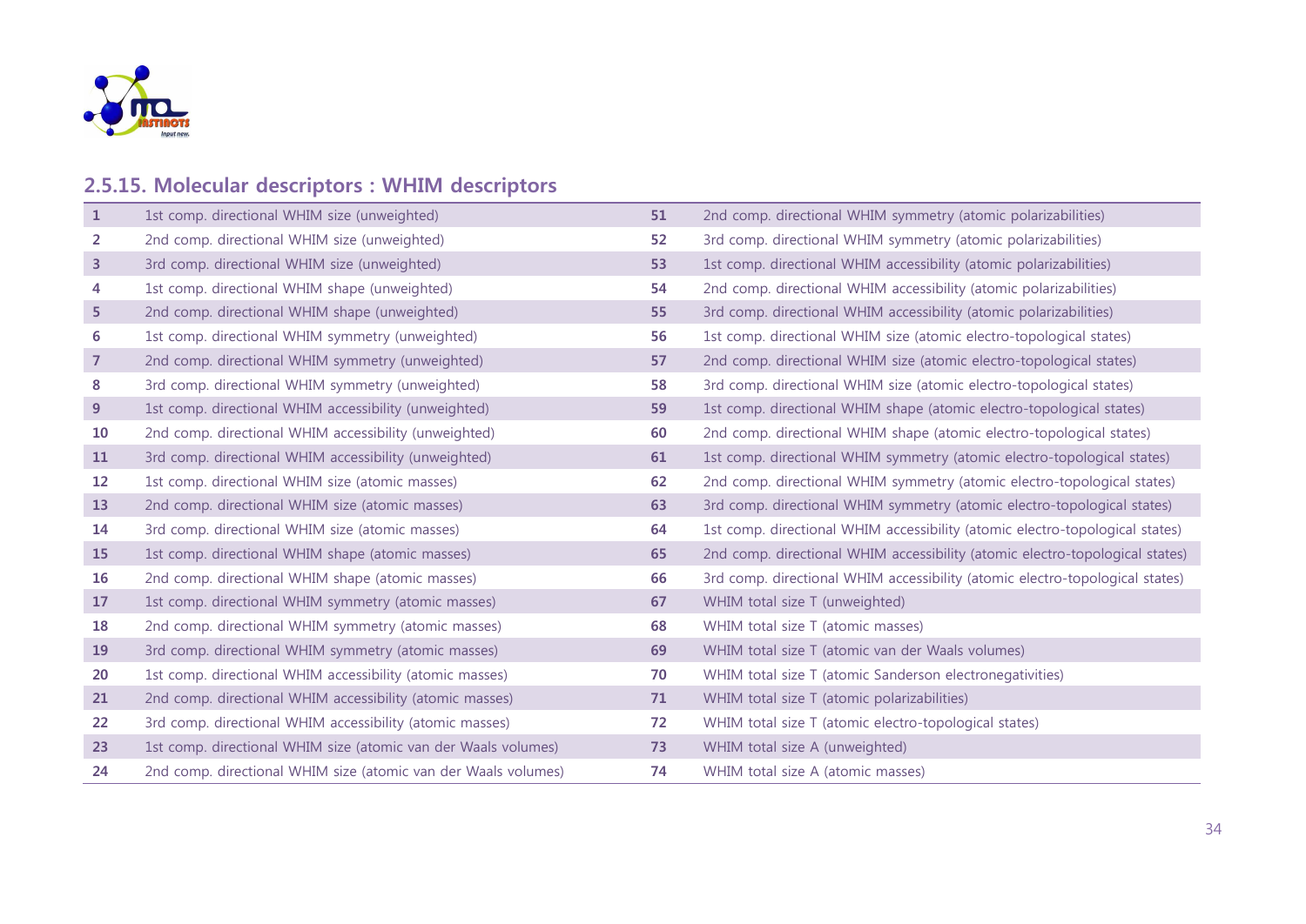## 2.5.15. Molecular descriptors : WHIM descriptors

| | | | |
|---|---|---|---|
| 1 | 1st comp. directional WHIM size (unweighted) | 51 | 2nd comp. directional WHIM symmetry (atomic polarizabilities) |
| 2 | 2nd comp. directional WHIM size (unweighted) | 52 | 3rd comp. directional WHIM symmetry (atomic polarizabilities) |
| 3 | 3rd comp. directional WHIM size (unweighted) | 53 | 1st comp. directional WHIM accessibility (atomic polarizabilities) |
| 4 | 1st comp. directional WHIM shape (unweighted) | 54 | 2nd comp. directional WHIM accessibility (atomic polarizabilities) |
| 5 | 2nd comp. directional WHIM shape (unweighted) | 55 | 3rd comp. directional WHIM accessibility (atomic polarizabilities) |
| 6 | 1st comp. directional WHIM symmetry (unweighted) | 56 | 1st comp. directional WHIM size (atomic electro-topological states) |
| 7 | 2nd comp. directional WHIM symmetry (unweighted) | 57 | 2nd comp. directional WHIM size (atomic electro-topological states) |
| 8 | 3rd comp. directional WHIM symmetry (unweighted) | 58 | 3rd comp. directional WHIM size (atomic electro-topological states) |
| 9 | 1st comp. directional WHIM accessibility (unweighted) | 59 | 1st comp. directional WHIM shape (atomic electro-topological states) |
| 10 | 2nd comp. directional WHIM accessibility (unweighted) | 60 | 2nd comp. directional WHIM shape (atomic electro-topological states) |
| 11 | 3rd comp. directional WHIM accessibility (unweighted) | 61 | 1st comp. directional WHIM symmetry (atomic electro-topological states) |
| 12 | 1st comp. directional WHIM size (atomic masses) | 62 | 2nd comp. directional WHIM symmetry (atomic electro-topological states) |
| 13 | 2nd comp. directional WHIM size (atomic masses) | 63 | 3rd comp. directional WHIM symmetry (atomic electro-topological states) |
| 14 | 3rd comp. directional WHIM size (atomic masses) | 64 | 1st comp. directional WHIM accessibility (atomic electro-topological states) |
| 15 | 1st comp. directional WHIM shape (atomic masses) | 65 | 2nd comp. directional WHIM accessibility (atomic electro-topological states) |
| 16 | 2nd comp. directional WHIM shape (atomic masses) | 66 | 3rd comp. directional WHIM accessibility (atomic electro-topological states) |
| 17 | 1st comp. directional WHIM symmetry (atomic masses) | 67 | WHIM total size T (unweighted) |
| 18 | 2nd comp. directional WHIM symmetry (atomic masses) | 68 | WHIM total size T (atomic masses) |
| 19 | 3rd comp. directional WHIM symmetry (atomic masses) | 69 | WHIM total size T (atomic van der Waals volumes) |
| 20 | 1st comp. directional WHIM accessibility (atomic masses) | 70 | WHIM total size T (atomic Sanderson electronegativities) |
| 21 | 2nd comp. directional WHIM accessibility (atomic masses) | 71 | WHIM total size T (atomic polarizabilities) |
| 22 | 3rd comp. directional WHIM accessibility (atomic masses) | 72 | WHIM total size T (atomic electro-topological states) |
| 23 | 1st comp. directional WHIM size (atomic van der Waals volumes) | 73 | WHIM total size A (unweighted) |
| 24 | 2nd comp. directional WHIM size (atomic van der Waals volumes) | 74 | WHIM total size A (atomic masses) |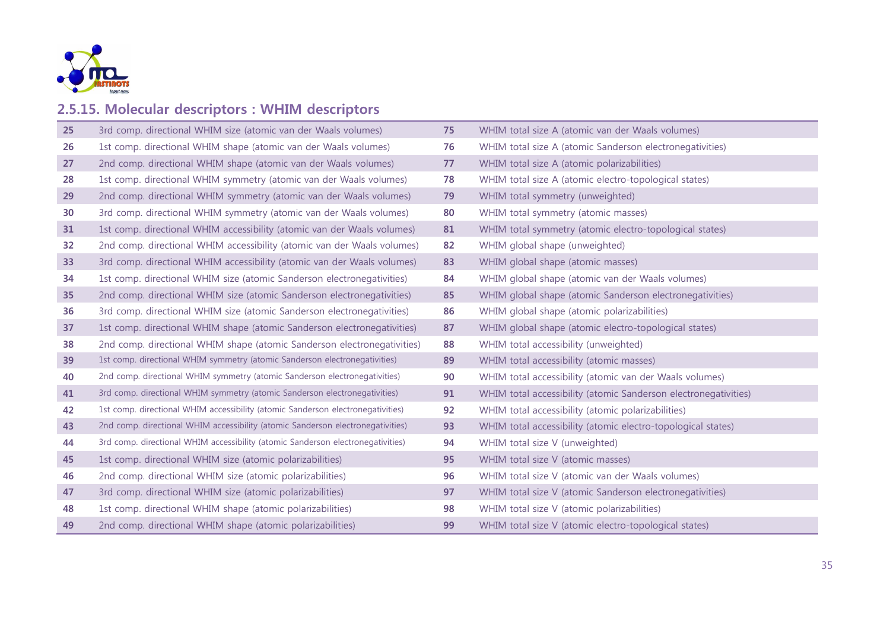## 2.5.15. Molecular descriptors : WHIM descriptors

| | | | |
|---|---|---|---|
| 25 | 3rd comp. directional WHIM size (atomic van der Waals volumes) | 75 | WHIM total size A (atomic van der Waals volumes) |
| 26 | 1st comp. directional WHIM shape (atomic van der Waals volumes) | 76 | WHIM total size A (atomic Sanderson electronegativities) |
| 27 | 2nd comp. directional WHIM shape (atomic van der Waals volumes) | 77 | WHIM total size A (atomic polarizabilities) |
| 28 | 1st comp. directional WHIM symmetry (atomic van der Waals volumes) | 78 | WHIM total size A (atomic electro-topological states) |
| 29 | 2nd comp. directional WHIM symmetry (atomic van der Waals volumes) | 79 | WHIM total symmetry (unweighted) |
| 30 | 3rd comp. directional WHIM symmetry (atomic van der Waals volumes) | 80 | WHIM total symmetry (atomic masses) |
| 31 | 1st comp. directional WHIM accessibility (atomic van der Waals volumes) | 81 | WHIM total symmetry (atomic electro-topological states) |
| 32 | 2nd comp. directional WHIM accessibility (atomic van der Waals volumes) | 82 | WHIM global shape (unweighted) |
| 33 | 3rd comp. directional WHIM accessibility (atomic van der Waals volumes) | 83 | WHIM global shape (atomic masses) |
| 34 | 1st comp. directional WHIM size (atomic Sanderson electronegativities) | 84 | WHIM global shape (atomic van der Waals volumes) |
| 35 | 2nd comp. directional WHIM size (atomic Sanderson electronegativities) | 85 | WHIM global shape (atomic Sanderson electronegativities) |
| 36 | 3rd comp. directional WHIM size (atomic Sanderson electronegativities) | 86 | WHIM global shape (atomic polarizabilities) |
| 37 | 1st comp. directional WHIM shape (atomic Sanderson electronegativities) | 87 | WHIM global shape (atomic electro-topological states) |
| 38 | 2nd comp. directional WHIM shape (atomic Sanderson electronegativities) | 88 | WHIM total accessibility (unweighted) |
| 39 | 1st comp. directional WHIM symmetry (atomic Sanderson electronegativities) | 89 | WHIM total accessibility (atomic masses) |
| 40 | 2nd comp. directional WHIM symmetry (atomic Sanderson electronegativities) | 90 | WHIM total accessibility (atomic van der Waals volumes) |
| 41 | 3rd comp. directional WHIM symmetry (atomic Sanderson electronegativities) | 91 | WHIM total accessibility (atomic Sanderson electronegativities) |
| 42 | 1st comp. directional WHIM accessibility (atomic Sanderson electronegativities) | 92 | WHIM total accessibility (atomic polarizabilities) |
| 43 | 2nd comp. directional WHIM accessibility (atomic Sanderson electronegativities) | 93 | WHIM total accessibility (atomic electro-topological states) |
| 44 | 3rd comp. directional WHIM accessibility (atomic Sanderson electronegativities) | 94 | WHIM total size V (unweighted) |
| 45 | 1st comp. directional WHIM size (atomic polarizabilities) | 95 | WHIM total size V (atomic masses) |
| 46 | 2nd comp. directional WHIM size (atomic polarizabilities) | 96 | WHIM total size V (atomic van der Waals volumes) |
| 47 | 3rd comp. directional WHIM size (atomic polarizabilities) | 97 | WHIM total size V (atomic Sanderson electronegativities) |
| 48 | 1st comp. directional WHIM shape (atomic polarizabilities) | 98 | WHIM total size V (atomic polarizabilities) |
| 49 | 2nd comp. directional WHIM shape (atomic polarizabilities) | 99 | WHIM total size V (atomic electro-topological states) |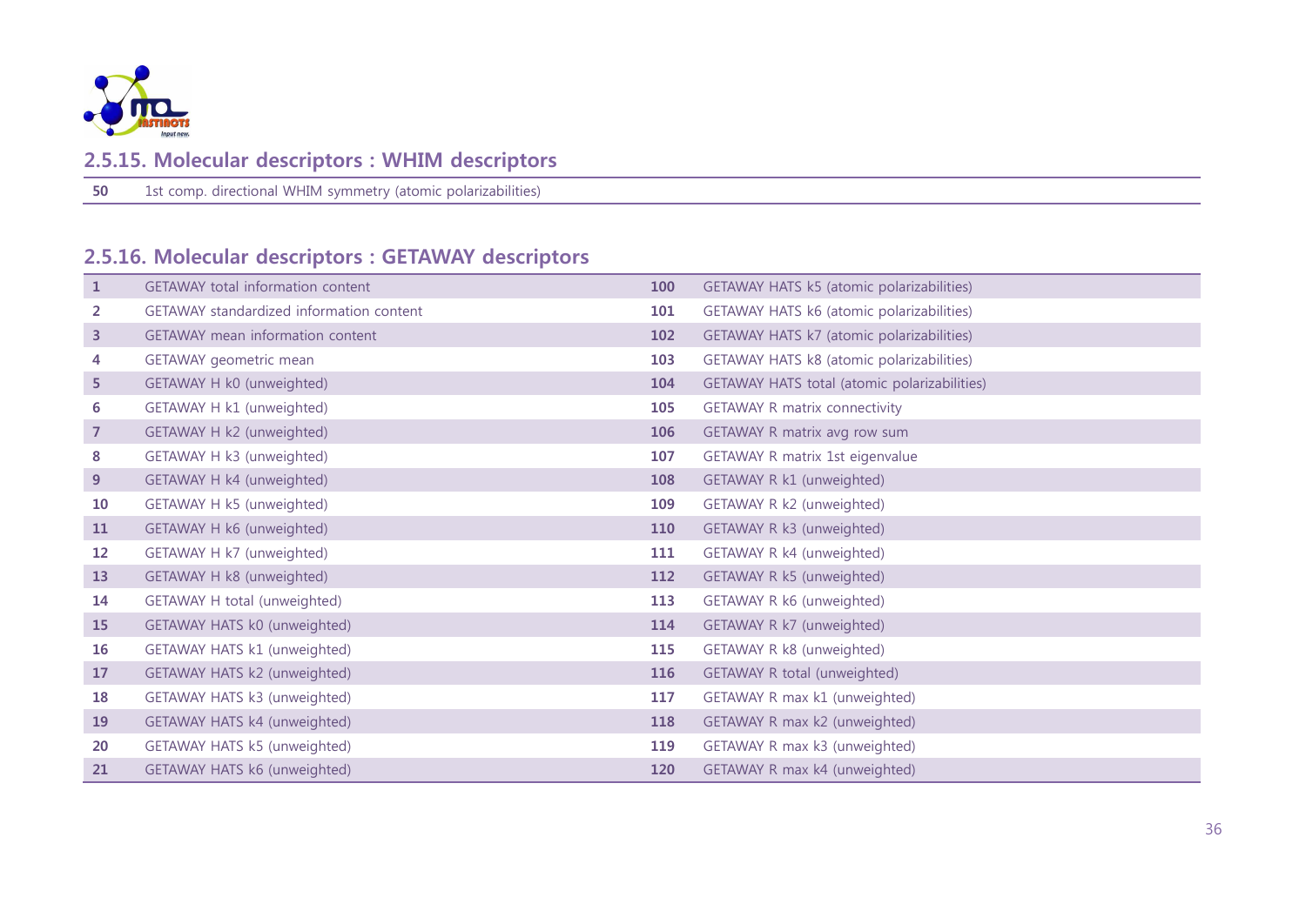## 2.5.15. Molecular descriptors : WHIM descriptors

| | |
|---|---|
| 50 | 1st comp. directional WHIM symmetry (atomic polarizabilities) |

## 2.5.16. Molecular descriptors : GETAWAY descriptors

| | | | |
|---|---|---|---|
| 1 | GETAWAY total information content | 100 | GETAWAY HATS k5 (atomic polarizabilities) |
| 2 | GETAWAY standardized information content | 101 | GETAWAY HATS k6 (atomic polarizabilities) |
| 3 | GETAWAY mean information content | 102 | GETAWAY HATS k7 (atomic polarizabilities) |
| 4 | GETAWAY geometric mean | 103 | GETAWAY HATS k8 (atomic polarizabilities) |
| 5 | GETAWAY H k0 (unweighted) | 104 | GETAWAY HATS total (atomic polarizabilities) |
| 6 | GETAWAY H k1 (unweighted) | 105 | GETAWAY R matrix connectivity |
| 7 | GETAWAY H k2 (unweighted) | 106 | GETAWAY R matrix avg row sum |
| 8 | GETAWAY H k3 (unweighted) | 107 | GETAWAY R matrix 1st eigenvalue |
| 9 | GETAWAY H k4 (unweighted) | 108 | GETAWAY R k1 (unweighted) |
| 10 | GETAWAY H k5 (unweighted) | 109 | GETAWAY R k2 (unweighted) |
| 11 | GETAWAY H k6 (unweighted) | 110 | GETAWAY R k3 (unweighted) |
| 12 | GETAWAY H k7 (unweighted) | 111 | GETAWAY R k4 (unweighted) |
| 13 | GETAWAY H k8 (unweighted) | 112 | GETAWAY R k5 (unweighted) |
| 14 | GETAWAY H total (unweighted) | 113 | GETAWAY R k6 (unweighted) |
| 15 | GETAWAY HATS k0 (unweighted) | 114 | GETAWAY R k7 (unweighted) |
| 16 | GETAWAY HATS k1 (unweighted) | 115 | GETAWAY R k8 (unweighted) |
| 17 | GETAWAY HATS k2 (unweighted) | 116 | GETAWAY R total (unweighted) |
| 18 | GETAWAY HATS k3 (unweighted) | 117 | GETAWAY R max k1 (unweighted) |
| 19 | GETAWAY HATS k4 (unweighted) | 118 | GETAWAY R max k2 (unweighted) |
| 20 | GETAWAY HATS k5 (unweighted) | 119 | GETAWAY R max k3 (unweighted) |
| 21 | GETAWAY HATS k6 (unweighted) | 120 | GETAWAY R max k4 (unweighted) |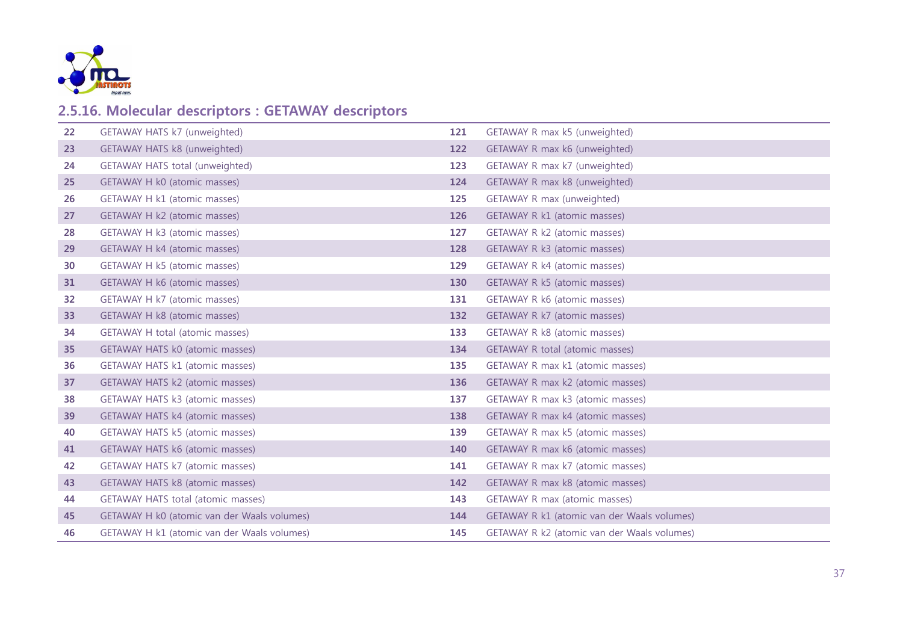## 2.5.16. Molecular descriptors : GETAWAY descriptors

| | | | |
|---|---|---|---|
| 22 | GETAWAY HATS k7 (unweighted) | 121 | GETAWAY R max k5 (unweighted) |
| 23 | GETAWAY HATS k8 (unweighted) | 122 | GETAWAY R max k6 (unweighted) |
| 24 | GETAWAY HATS total (unweighted) | 123 | GETAWAY R max k7 (unweighted) |
| 25 | GETAWAY H k0 (atomic masses) | 124 | GETAWAY R max k8 (unweighted) |
| 26 | GETAWAY H k1 (atomic masses) | 125 | GETAWAY R max (unweighted) |
| 27 | GETAWAY H k2 (atomic masses) | 126 | GETAWAY R k1 (atomic masses) |
| 28 | GETAWAY H k3 (atomic masses) | 127 | GETAWAY R k2 (atomic masses) |
| 29 | GETAWAY H k4 (atomic masses) | 128 | GETAWAY R k3 (atomic masses) |
| 30 | GETAWAY H k5 (atomic masses) | 129 | GETAWAY R k4 (atomic masses) |
| 31 | GETAWAY H k6 (atomic masses) | 130 | GETAWAY R k5 (atomic masses) |
| 32 | GETAWAY H k7 (atomic masses) | 131 | GETAWAY R k6 (atomic masses) |
| 33 | GETAWAY H k8 (atomic masses) | 132 | GETAWAY R k7 (atomic masses) |
| 34 | GETAWAY H total (atomic masses) | 133 | GETAWAY R k8 (atomic masses) |
| 35 | GETAWAY HATS k0 (atomic masses) | 134 | GETAWAY R total (atomic masses) |
| 36 | GETAWAY HATS k1 (atomic masses) | 135 | GETAWAY R max k1 (atomic masses) |
| 37 | GETAWAY HATS k2 (atomic masses) | 136 | GETAWAY R max k2 (atomic masses) |
| 38 | GETAWAY HATS k3 (atomic masses) | 137 | GETAWAY R max k3 (atomic masses) |
| 39 | GETAWAY HATS k4 (atomic masses) | 138 | GETAWAY R max k4 (atomic masses) |
| 40 | GETAWAY HATS k5 (atomic masses) | 139 | GETAWAY R max k5 (atomic masses) |
| 41 | GETAWAY HATS k6 (atomic masses) | 140 | GETAWAY R max k6 (atomic masses) |
| 42 | GETAWAY HATS k7 (atomic masses) | 141 | GETAWAY R max k7 (atomic masses) |
| 43 | GETAWAY HATS k8 (atomic masses) | 142 | GETAWAY R max k8 (atomic masses) |
| 44 | GETAWAY HATS total (atomic masses) | 143 | GETAWAY R max (atomic masses) |
| 45 | GETAWAY H k0 (atomic van der Waals volumes) | 144 | GETAWAY R k1 (atomic van der Waals volumes) |
| 46 | GETAWAY H k1 (atomic van der Waals volumes) | 145 | GETAWAY R k2 (atomic van der Waals volumes) |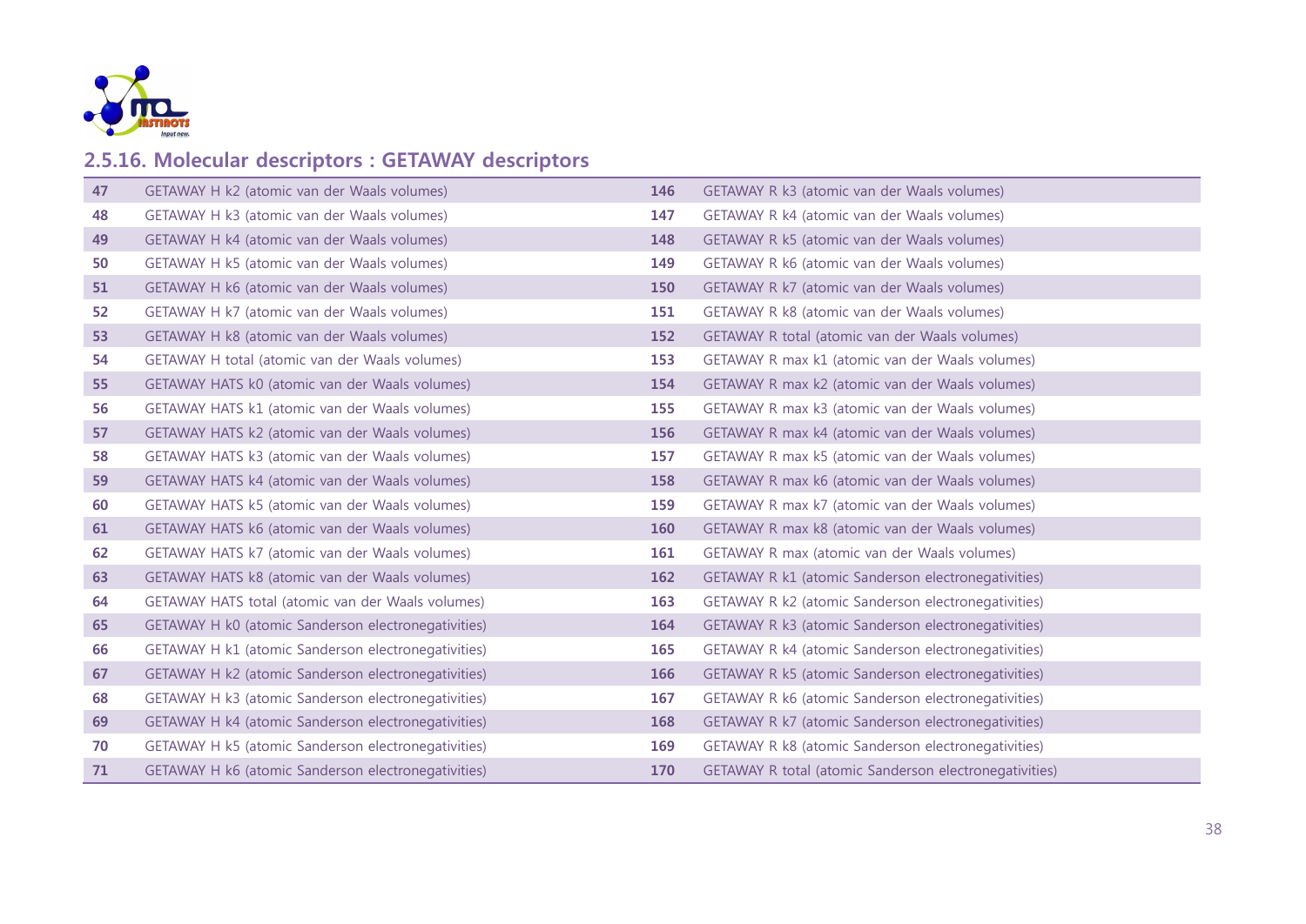## 2.5.16. Molecular descriptors : GETAWAY descriptors

| | | | |
|---|---|---|---|
| 47 | GETAWAY H k2 (atomic van der Waals volumes) | 146 | GETAWAY R k3 (atomic van der Waals volumes) |
| 48 | GETAWAY H k3 (atomic van der Waals volumes) | 147 | GETAWAY R k4 (atomic van der Waals volumes) |
| 49 | GETAWAY H k4 (atomic van der Waals volumes) | 148 | GETAWAY R k5 (atomic van der Waals volumes) |
| 50 | GETAWAY H k5 (atomic van der Waals volumes) | 149 | GETAWAY R k6 (atomic van der Waals volumes) |
| 51 | GETAWAY H k6 (atomic van der Waals volumes) | 150 | GETAWAY R k7 (atomic van der Waals volumes) |
| 52 | GETAWAY H k7 (atomic van der Waals volumes) | 151 | GETAWAY R k8 (atomic van der Waals volumes) |
| 53 | GETAWAY H k8 (atomic van der Waals volumes) | 152 | GETAWAY R total (atomic van der Waals volumes) |
| 54 | GETAWAY H total (atomic van der Waals volumes) | 153 | GETAWAY R max k1 (atomic van der Waals volumes) |
| 55 | GETAWAY HATS k0 (atomic van der Waals volumes) | 154 | GETAWAY R max k2 (atomic van der Waals volumes) |
| 56 | GETAWAY HATS k1 (atomic van der Waals volumes) | 155 | GETAWAY R max k3 (atomic van der Waals volumes) |
| 57 | GETAWAY HATS k2 (atomic van der Waals volumes) | 156 | GETAWAY R max k4 (atomic van der Waals volumes) |
| 58 | GETAWAY HATS k3 (atomic van der Waals volumes) | 157 | GETAWAY R max k5 (atomic van der Waals volumes) |
| 59 | GETAWAY HATS k4 (atomic van der Waals volumes) | 158 | GETAWAY R max k6 (atomic van der Waals volumes) |
| 60 | GETAWAY HATS k5 (atomic van der Waals volumes) | 159 | GETAWAY R max k7 (atomic van der Waals volumes) |
| 61 | GETAWAY HATS k6 (atomic van der Waals volumes) | 160 | GETAWAY R max k8 (atomic van der Waals volumes) |
| 62 | GETAWAY HATS k7 (atomic van der Waals volumes) | 161 | GETAWAY R max (atomic van der Waals volumes) |
| 63 | GETAWAY HATS k8 (atomic van der Waals volumes) | 162 | GETAWAY R k1 (atomic Sanderson electronegativities) |
| 64 | GETAWAY HATS total (atomic van der Waals volumes) | 163 | GETAWAY R k2 (atomic Sanderson electronegativities) |
| 65 | GETAWAY H k0 (atomic Sanderson electronegativities) | 164 | GETAWAY R k3 (atomic Sanderson electronegativities) |
| 66 | GETAWAY H k1 (atomic Sanderson electronegativities) | 165 | GETAWAY R k4 (atomic Sanderson electronegativities) |
| 67 | GETAWAY H k2 (atomic Sanderson electronegativities) | 166 | GETAWAY R k5 (atomic Sanderson electronegativities) |
| 68 | GETAWAY H k3 (atomic Sanderson electronegativities) | 167 | GETAWAY R k6 (atomic Sanderson electronegativities) |
| 69 | GETAWAY H k4 (atomic Sanderson electronegativities) | 168 | GETAWAY R k7 (atomic Sanderson electronegativities) |
| 70 | GETAWAY H k5 (atomic Sanderson electronegativities) | 169 | GETAWAY R k8 (atomic Sanderson electronegativities) |
| 71 | GETAWAY H k6 (atomic Sanderson electronegativities) | 170 | GETAWAY R total (atomic Sanderson electronegativities) |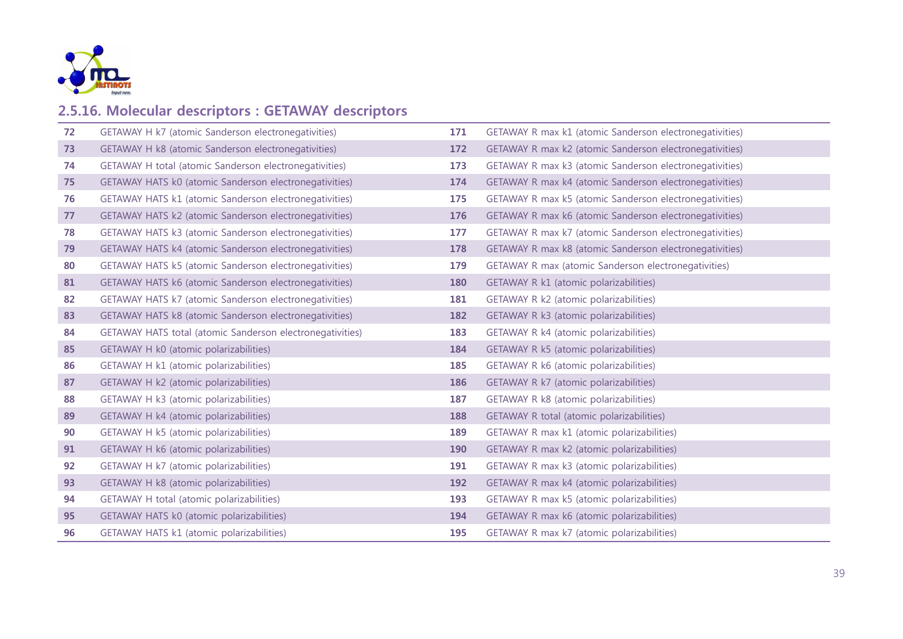## 2.5.16. Molecular descriptors : GETAWAY descriptors

| | | | |
|---|---|---|---|
| 72 | GETAWAY H k7 (atomic Sanderson electronegativities) | 171 | GETAWAY R max k1 (atomic Sanderson electronegativities) |
| 73 | GETAWAY H k8 (atomic Sanderson electronegativities) | 172 | GETAWAY R max k2 (atomic Sanderson electronegativities) |
| 74 | GETAWAY H total (atomic Sanderson electronegativities) | 173 | GETAWAY R max k3 (atomic Sanderson electronegativities) |
| 75 | GETAWAY HATS k0 (atomic Sanderson electronegativities) | 174 | GETAWAY R max k4 (atomic Sanderson electronegativities) |
| 76 | GETAWAY HATS k1 (atomic Sanderson electronegativities) | 175 | GETAWAY R max k5 (atomic Sanderson electronegativities) |
| 77 | GETAWAY HATS k2 (atomic Sanderson electronegativities) | 176 | GETAWAY R max k6 (atomic Sanderson electronegativities) |
| 78 | GETAWAY HATS k3 (atomic Sanderson electronegativities) | 177 | GETAWAY R max k7 (atomic Sanderson electronegativities) |
| 79 | GETAWAY HATS k4 (atomic Sanderson electronegativities) | 178 | GETAWAY R max k8 (atomic Sanderson electronegativities) |
| 80 | GETAWAY HATS k5 (atomic Sanderson electronegativities) | 179 | GETAWAY R max (atomic Sanderson electronegativities) |
| 81 | GETAWAY HATS k6 (atomic Sanderson electronegativities) | 180 | GETAWAY R k1 (atomic polarizabilities) |
| 82 | GETAWAY HATS k7 (atomic Sanderson electronegativities) | 181 | GETAWAY R k2 (atomic polarizabilities) |
| 83 | GETAWAY HATS k8 (atomic Sanderson electronegativities) | 182 | GETAWAY R k3 (atomic polarizabilities) |
| 84 | GETAWAY HATS total (atomic Sanderson electronegativities) | 183 | GETAWAY R k4 (atomic polarizabilities) |
| 85 | GETAWAY H k0 (atomic polarizabilities) | 184 | GETAWAY R k5 (atomic polarizabilities) |
| 86 | GETAWAY H k1 (atomic polarizabilities) | 185 | GETAWAY R k6 (atomic polarizabilities) |
| 87 | GETAWAY H k2 (atomic polarizabilities) | 186 | GETAWAY R k7 (atomic polarizabilities) |
| 88 | GETAWAY H k3 (atomic polarizabilities) | 187 | GETAWAY R k8 (atomic polarizabilities) |
| 89 | GETAWAY H k4 (atomic polarizabilities) | 188 | GETAWAY R total (atomic polarizabilities) |
| 90 | GETAWAY H k5 (atomic polarizabilities) | 189 | GETAWAY R max k1 (atomic polarizabilities) |
| 91 | GETAWAY H k6 (atomic polarizabilities) | 190 | GETAWAY R max k2 (atomic polarizabilities) |
| 92 | GETAWAY H k7 (atomic polarizabilities) | 191 | GETAWAY R max k3 (atomic polarizabilities) |
| 93 | GETAWAY H k8 (atomic polarizabilities) | 192 | GETAWAY R max k4 (atomic polarizabilities) |
| 94 | GETAWAY H total (atomic polarizabilities) | 193 | GETAWAY R max k5 (atomic polarizabilities) |
| 95 | GETAWAY HATS k0 (atomic polarizabilities) | 194 | GETAWAY R max k6 (atomic polarizabilities) |
| 96 | GETAWAY HATS k1 (atomic polarizabilities) | 195 | GETAWAY R max k7 (atomic polarizabilities) |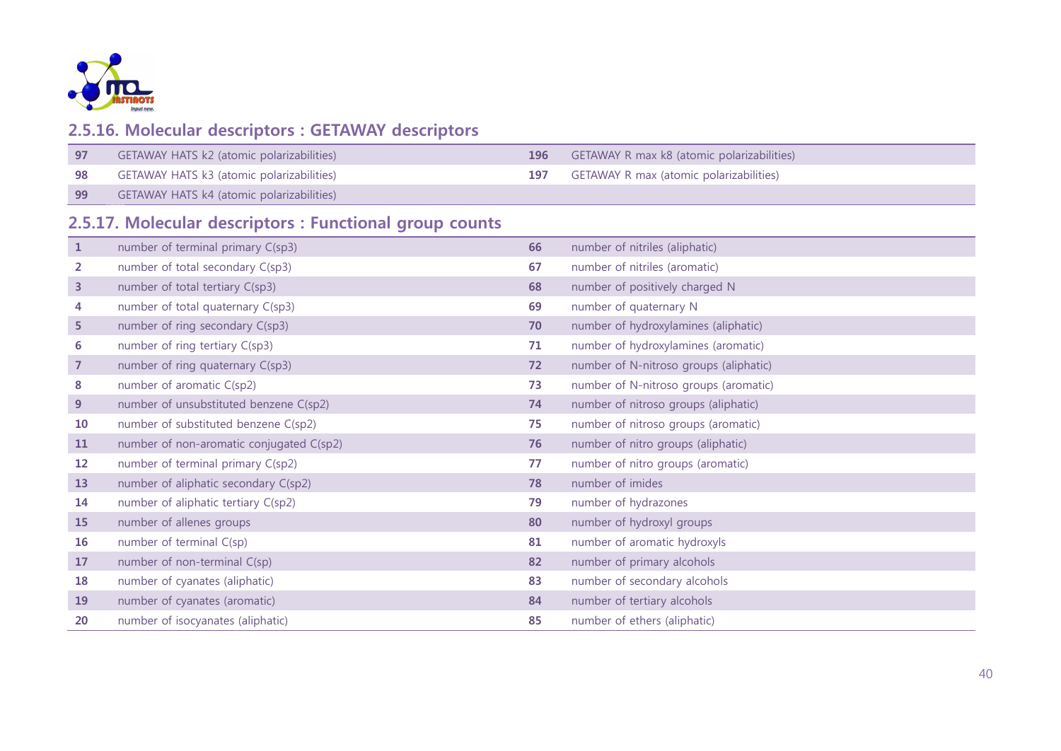## 2.5.16. Molecular descriptors : GETAWAY descriptors

| | | | |
|---|---|---|---|
| 97 | GETAWAY HATS k2 (atomic polarizabilities) | 196 | GETAWAY R max k8 (atomic polarizabilities) |
| 98 | GETAWAY HATS k3 (atomic polarizabilities) | 197 | GETAWAY R max (atomic polarizabilities) |
| 99 | GETAWAY HATS k4 (atomic polarizabilities) | | |

## 2.5.17. Molecular descriptors : Functional group counts

| | | | |
|---|---|---|---|
| 1 | number of terminal primary C(sp3) | 66 | number of nitriles (aliphatic) |
| 2 | number of total secondary C(sp3) | 67 | number of nitriles (aromatic) |
| 3 | number of total tertiary C(sp3) | 68 | number of positively charged N |
| 4 | number of total quaternary C(sp3) | 69 | number of quaternary N |
| 5 | number of ring secondary C(sp3) | 70 | number of hydroxylamines (aliphatic) |
| 6 | number of ring tertiary C(sp3) | 71 | number of hydroxylamines (aromatic) |
| 7 | number of ring quaternary C(sp3) | 72 | number of N-nitroso groups (aliphatic) |
| 8 | number of aromatic C(sp2) | 73 | number of N-nitroso groups (aromatic) |
| 9 | number of unsubstituted benzene C(sp2) | 74 | number of nitroso groups (aliphatic) |
| 10 | number of substituted benzene C(sp2) | 75 | number of nitroso groups (aromatic) |
| 11 | number of non-aromatic conjugated C(sp2) | 76 | number of nitro groups (aliphatic) |
| 12 | number of terminal primary C(sp2) | 77 | number of nitro groups (aromatic) |
| 13 | number of aliphatic secondary C(sp2) | 78 | number of imides |
| 14 | number of aliphatic tertiary C(sp2) | 79 | number of hydrazones |
| 15 | number of allenes groups | 80 | number of hydroxyl groups |
| 16 | number of terminal C(sp) | 81 | number of aromatic hydroxyls |
| 17 | number of non-terminal C(sp) | 82 | number of primary alcohols |
| 18 | number of cyanates (aliphatic) | 83 | number of secondary alcohols |
| 19 | number of cyanates (aromatic) | 84 | number of tertiary alcohols |
| 20 | number of isocyanates (aliphatic) | 85 | number of ethers (aliphatic) |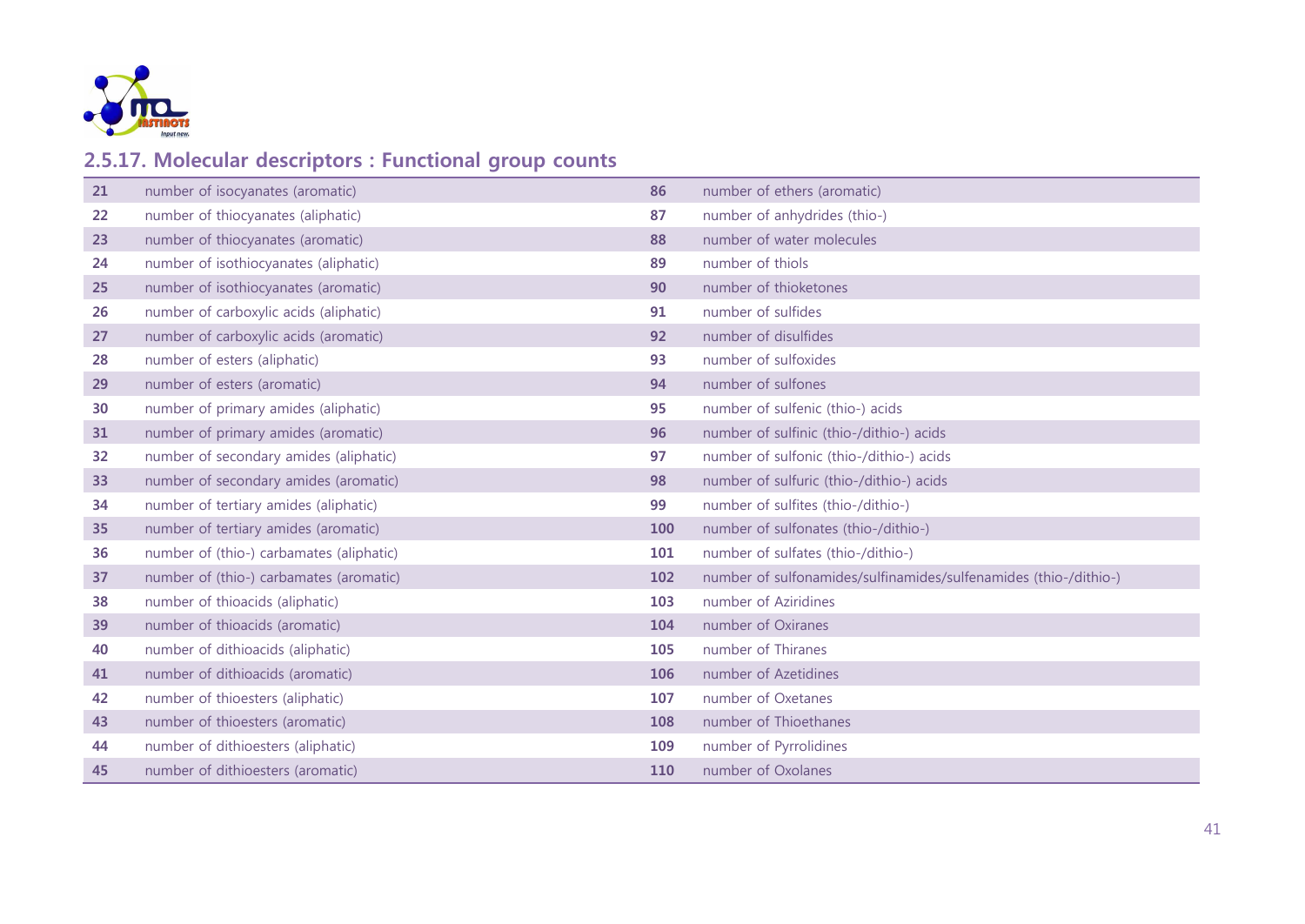## 2.5.17. Molecular descriptors : Functional group counts

| | | | |
|---|---|---|---|
| 21 | number of isocyanates (aromatic) | 86 | number of ethers (aromatic) |
| 22 | number of thiocyanates (aliphatic) | 87 | number of anhydrides (thio-) |
| 23 | number of thiocyanates (aromatic) | 88 | number of water molecules |
| 24 | number of isothiocyanates (aliphatic) | 89 | number of thiols |
| 25 | number of isothiocyanates (aromatic) | 90 | number of thioketones |
| 26 | number of carboxylic acids (aliphatic) | 91 | number of sulfides |
| 27 | number of carboxylic acids (aromatic) | 92 | number of disulfides |
| 28 | number of esters (aliphatic) | 93 | number of sulfoxides |
| 29 | number of esters (aromatic) | 94 | number of sulfones |
| 30 | number of primary amides (aliphatic) | 95 | number of sulfenic (thio-) acids |
| 31 | number of primary amides (aromatic) | 96 | number of sulfinic (thio-/dithio-) acids |
| 32 | number of secondary amides (aliphatic) | 97 | number of sulfonic (thio-/dithio-) acids |
| 33 | number of secondary amides (aromatic) | 98 | number of sulfuric (thio-/dithio-) acids |
| 34 | number of tertiary amides (aliphatic) | 99 | number of sulfites (thio-/dithio-) |
| 35 | number of tertiary amides (aromatic) | 100 | number of sulfonates (thio-/dithio-) |
| 36 | number of (thio-) carbamates (aliphatic) | 101 | number of sulfates (thio-/dithio-) |
| 37 | number of (thio-) carbamates (aromatic) | 102 | number of sulfonamides/sulfinamides/sulfenamides (thio-/dithio-) |
| 38 | number of thioacids (aliphatic) | 103 | number of Aziridines |
| 39 | number of thioacids (aromatic) | 104 | number of Oxiranes |
| 40 | number of dithioacids (aliphatic) | 105 | number of Thiranes |
| 41 | number of dithioacids (aromatic) | 106 | number of Azetidines |
| 42 | number of thioesters (aliphatic) | 107 | number of Oxetanes |
| 43 | number of thioesters (aromatic) | 108 | number of Thioethanes |
| 44 | number of dithioesters (aliphatic) | 109 | number of Pyrrolidines |
| 45 | number of dithioesters (aromatic) | 110 | number of Oxolanes |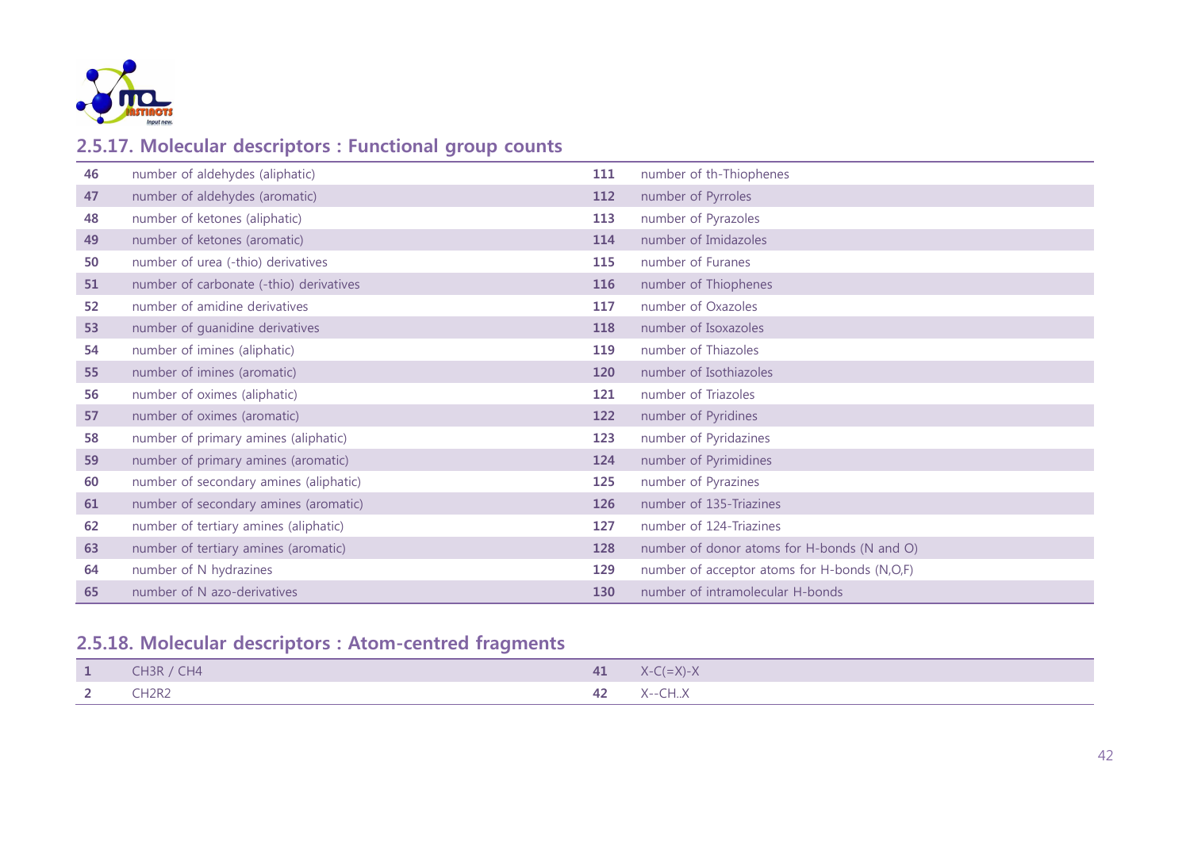## 2.5.17. Molecular descriptors : Functional group counts

| | | | |
|---|---|---|---|
| 46 | number of aldehydes (aliphatic) | 111 | number of th-Thiophenes |
| 47 | number of aldehydes (aromatic) | 112 | number of Pyrroles |
| 48 | number of ketones (aliphatic) | 113 | number of Pyrazoles |
| 49 | number of ketones (aromatic) | 114 | number of Imidazoles |
| 50 | number of urea (-thio) derivatives | 115 | number of Furanes |
| 51 | number of carbonate (-thio) derivatives | 116 | number of Thiophenes |
| 52 | number of amidine derivatives | 117 | number of Oxazoles |
| 53 | number of guanidine derivatives | 118 | number of Isoxazoles |
| 54 | number of imines (aliphatic) | 119 | number of Thiazoles |
| 55 | number of imines (aromatic) | 120 | number of Isothiazoles |
| 56 | number of oximes (aliphatic) | 121 | number of Triazoles |
| 57 | number of oximes (aromatic) | 122 | number of Pyridines |
| 58 | number of primary amines (aliphatic) | 123 | number of Pyridazines |
| 59 | number of primary amines (aromatic) | 124 | number of Pyrimidines |
| 60 | number of secondary amines (aliphatic) | 125 | number of Pyrazines |
| 61 | number of secondary amines (aromatic) | 126 | number of 135-Triazines |
| 62 | number of tertiary amines (aliphatic) | 127 | number of 124-Triazines |
| 63 | number of tertiary amines (aromatic) | 128 | number of donor atoms for H-bonds (N and O) |
| 64 | number of N hydrazines | 129 | number of acceptor atoms for H-bonds (N,O,F) |
| 65 | number of N azo-derivatives | 130 | number of intramolecular H-bonds |

## 2.5.18. Molecular descriptors : Atom-centred fragments

| | | | |
|---|---|---|---|
| 1 | CH3R / CH4 | 41 | X-C(=X)-X |
| 2 | CH2R2 | 42 | X--CH..X |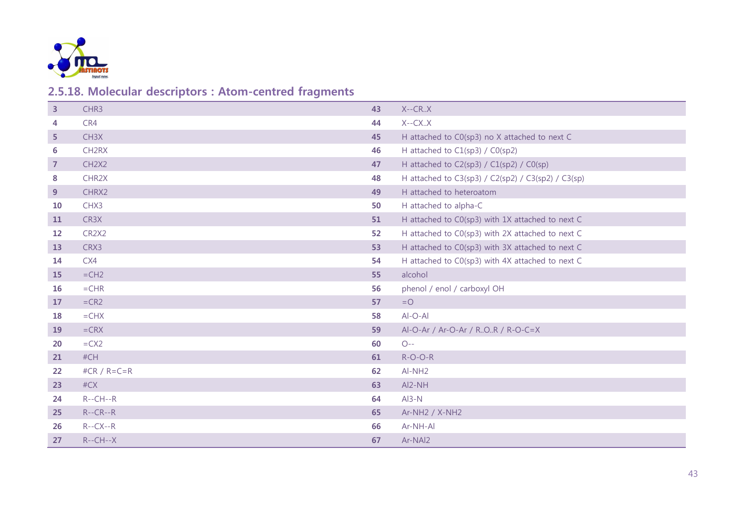## 2.5.18. Molecular descriptors : Atom-centred fragments

| | | | |
|---|---|---|---|
| 3 | CHR3 | 43 | X--CR..X |
| 4 | CR4 | 44 | X--CX..X |
| 5 | CH3X | 45 | H attached to C0(sp3) no X attached to next C |
| 6 | CH2RX | 46 | H attached to C1(sp3) / C0(sp2) |
| 7 | CH2X2 | 47 | H attached to C2(sp3) / C1(sp2) / C0(sp) |
| 8 | CHR2X | 48 | H attached to C3(sp3) / C2(sp2) / C3(sp2) / C3(sp) |
| 9 | CHRX2 | 49 | H attached to heteroatom |
| 10 | CHX3 | 50 | H attached to alpha-C |
| 11 | CR3X | 51 | H attached to C0(sp3) with 1X attached to next C |
| 12 | CR2X2 | 52 | H attached to C0(sp3) with 2X attached to next C |
| 13 | CRX3 | 53 | H attached to C0(sp3) with 3X attached to next C |
| 14 | CX4 | 54 | H attached to C0(sp3) with 4X attached to next C |
| 15 | =CH2 | 55 | alcohol |
| 16 | =CHR | 56 | phenol / enol / carboxyl OH |
| 17 | =CR2 | 57 | =O |
| 18 | =CHX | 58 | Al-O-Al |
| 19 | =CRX | 59 | Al-O-Ar / Ar-O-Ar / R..O..R / R-O-C=X |
| 20 | =CX2 | 60 | O-- |
| 21 | #CH | 61 | R-O-O-R |
| 22 | #CR / R=C=R | 62 | Al-NH2 |
| 23 | #CX | 63 | Al2-NH |
| 24 | R--CH--R | 64 | Al3-N |
| 25 | R--CR--R | 65 | Ar-NH2 / X-NH2 |
| 26 | R--CX--R | 66 | Ar-NH-Al |
| 27 | R--CH--X | 67 | Ar-NAl2 |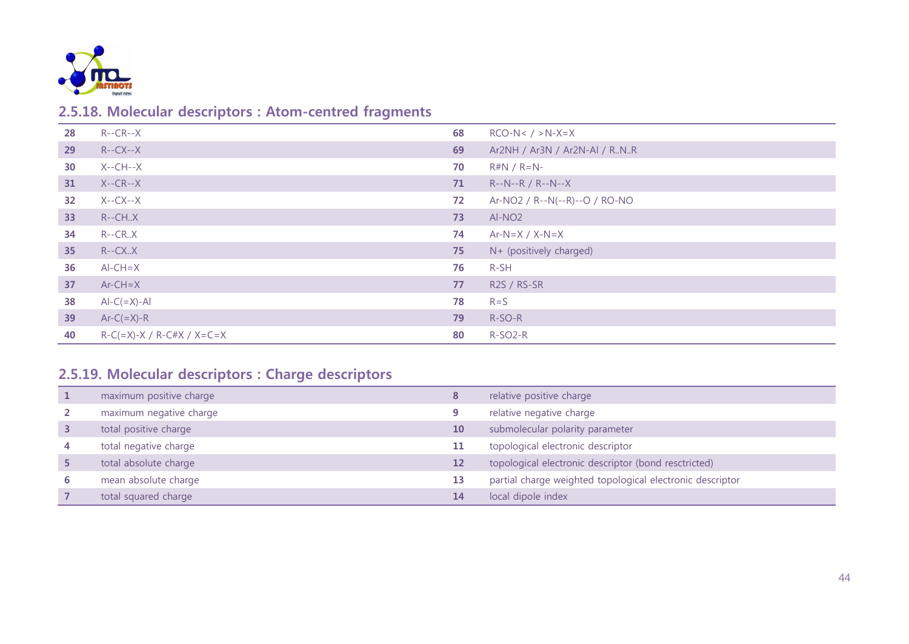## 2.5.18. Molecular descriptors : Atom-centred fragments

| | | | |
|---|---|---|---|
| 28 | R--CR--X | 68 | RCO-N< / >N-X=X |
| 29 | R--CX--X | 69 | Ar2NH / Ar3N / Ar2N-Al / R..N..R |
| 30 | X--CH--X | 70 | R#N / R=N- |
| 31 | X--CR--X | 71 | R--N--R / R--N--X |
| 32 | X--CX--X | 72 | Ar-NO2 / R--N(--R)--O / RO-NO |
| 33 | R--CH..X | 73 | Al-NO2 |
| 34 | R--CR..X | 74 | Ar-N=X / X-N=X |
| 35 | R--CX..X | 75 | N+ (positively charged) |
| 36 | Al-CH=X | 76 | R-SH |
| 37 | Ar-CH=X | 77 | R2S / RS-SR |
| 38 | Al-C(=X)-Al | 78 | R=S |
| 39 | Ar-C(=X)-R | 79 | R-SO-R |
| 40 | R-C(=X)-X / R-C#X / X=C=X | 80 | R-SO2-R |

## 2.5.19. Molecular descriptors : Charge descriptors

| | | | |
|---|---|---|---|
| 1 | maximum positive charge | 8 | relative positive charge |
| 2 | maximum negative charge | 9 | relative negative charge |
| 3 | total positive charge | 10 | submolecular polarity parameter |
| 4 | total negative charge | 11 | topological electronic descriptor |
| 5 | total absolute charge | 12 | topological electronic descriptor (bond resctricted) |
| 6 | mean absolute charge | 13 | partial charge weighted topological electronic descriptor |
| 7 | total squared charge | 14 | local dipole index |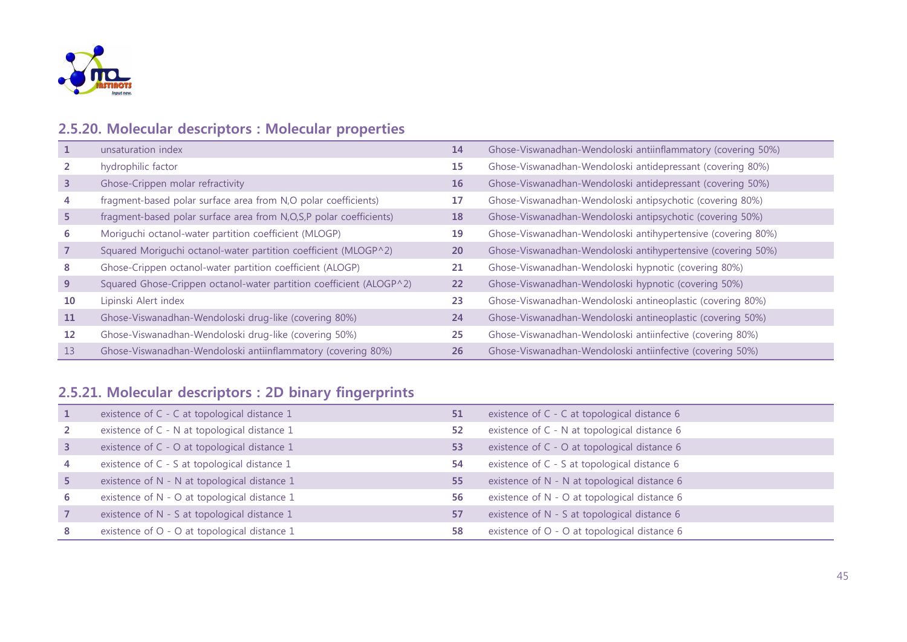## 2.5.20. Molecular descriptors : Molecular properties

| | | | |
|---|---|---|---|
| 1 | unsaturation index | 14 | Ghose-Viswanadhan-Wendoloski antiinflammatory (covering 50%) |
| 2 | hydrophilic factor | 15 | Ghose-Viswanadhan-Wendoloski antidepressant (covering 80%) |
| 3 | Ghose-Crippen molar refractivity | 16 | Ghose-Viswanadhan-Wendoloski antidepressant (covering 50%) |
| 4 | fragment-based polar surface area from N,O polar coefficients) | 17 | Ghose-Viswanadhan-Wendoloski antipsychotic (covering 80%) |
| 5 | fragment-based polar surface area from N,O,S,P polar coefficients) | 18 | Ghose-Viswanadhan-Wendoloski antipsychotic (covering 50%) |
| 6 | Moriguchi octanol-water partition coefficient (MLOGP) | 19 | Ghose-Viswanadhan-Wendoloski antihypertensive (covering 80%) |
| 7 | Squared Moriguchi octanol-water partition coefficient (MLOGP^2) | 20 | Ghose-Viswanadhan-Wendoloski antihypertensive (covering 50%) |
| 8 | Ghose-Crippen octanol-water partition coefficient (ALOGP) | 21 | Ghose-Viswanadhan-Wendoloski hypnotic (covering 80%) |
| 9 | Squared Ghose-Crippen octanol-water partition coefficient (ALOGP^2) | 22 | Ghose-Viswanadhan-Wendoloski hypnotic (covering 50%) |
| 10 | Lipinski Alert index | 23 | Ghose-Viswanadhan-Wendoloski antineoplastic (covering 80%) |
| 11 | Ghose-Viswanadhan-Wendoloski drug-like (covering 80%) | 24 | Ghose-Viswanadhan-Wendoloski antineoplastic (covering 50%) |
| 12 | Ghose-Viswanadhan-Wendoloski drug-like (covering 50%) | 25 | Ghose-Viswanadhan-Wendoloski antiinfective (covering 80%) |
| 13 | Ghose-Viswanadhan-Wendoloski antiinflammatory (covering 80%) | 26 | Ghose-Viswanadhan-Wendoloski antiinfective (covering 50%) |

## 2.5.21. Molecular descriptors : 2D binary fingerprints

| | | | |
|---|---|---|---|
| 1 | existence of C - C at topological distance 1 | 51 | existence of C - C at topological distance 6 |
| 2 | existence of C - N at topological distance 1 | 52 | existence of C - N at topological distance 6 |
| 3 | existence of C - O at topological distance 1 | 53 | existence of C - O at topological distance 6 |
| 4 | existence of C - S at topological distance 1 | 54 | existence of C - S at topological distance 6 |
| 5 | existence of N - N at topological distance 1 | 55 | existence of N - N at topological distance 6 |
| 6 | existence of N - O at topological distance 1 | 56 | existence of N - O at topological distance 6 |
| 7 | existence of N - S at topological distance 1 | 57 | existence of N - S at topological distance 6 |
| 8 | existence of O - O at topological distance 1 | 58 | existence of O - O at topological distance 6 |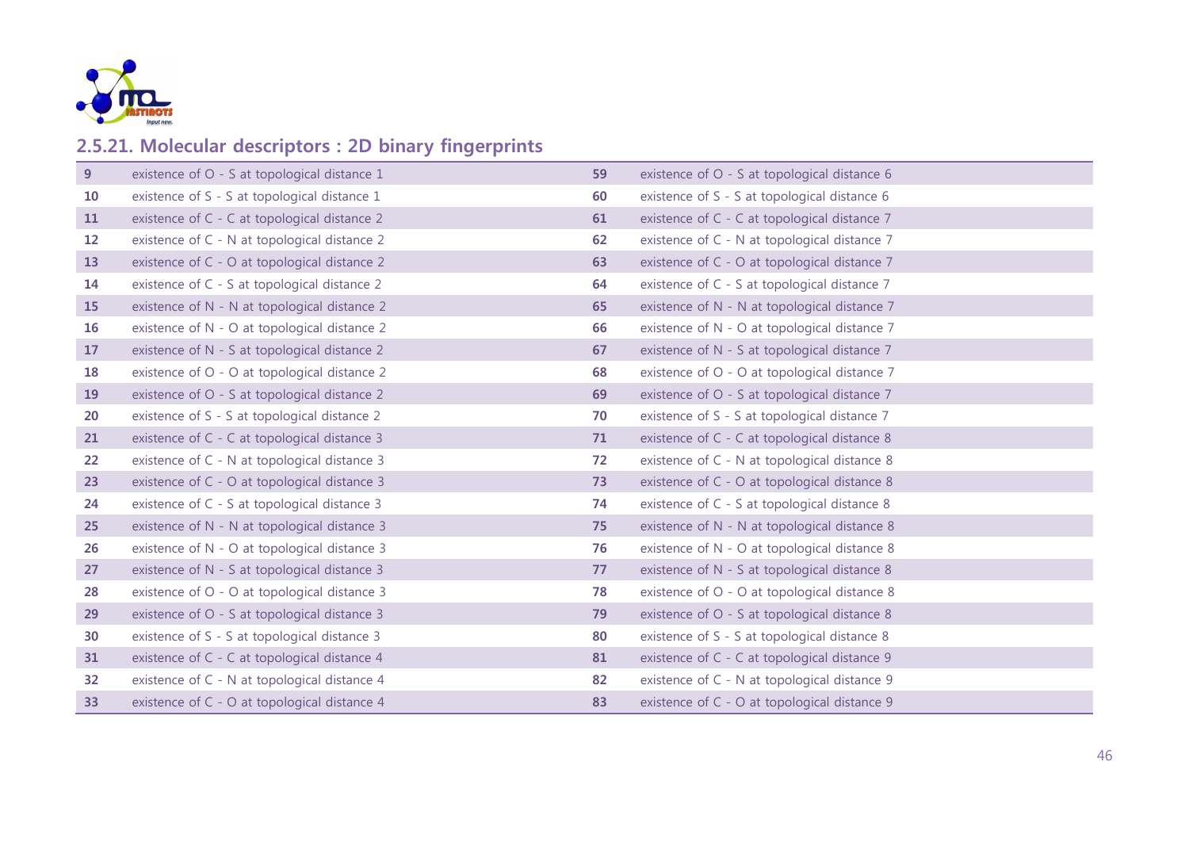## 2.5.21. Molecular descriptors : 2D binary fingerprints

| | | | |
|---|---|---|---|
| 9 | existence of O - S at topological distance 1 | 59 | existence of O - S at topological distance 6 |
| 10 | existence of S - S at topological distance 1 | 60 | existence of S - S at topological distance 6 |
| 11 | existence of C - C at topological distance 2 | 61 | existence of C - C at topological distance 7 |
| 12 | existence of C - N at topological distance 2 | 62 | existence of C - N at topological distance 7 |
| 13 | existence of C - O at topological distance 2 | 63 | existence of C - O at topological distance 7 |
| 14 | existence of C - S at topological distance 2 | 64 | existence of C - S at topological distance 7 |
| 15 | existence of N - N at topological distance 2 | 65 | existence of N - N at topological distance 7 |
| 16 | existence of N - O at topological distance 2 | 66 | existence of N - O at topological distance 7 |
| 17 | existence of N - S at topological distance 2 | 67 | existence of N - S at topological distance 7 |
| 18 | existence of O - O at topological distance 2 | 68 | existence of O - O at topological distance 7 |
| 19 | existence of O - S at topological distance 2 | 69 | existence of O - S at topological distance 7 |
| 20 | existence of S - S at topological distance 2 | 70 | existence of S - S at topological distance 7 |
| 21 | existence of C - C at topological distance 3 | 71 | existence of C - C at topological distance 8 |
| 22 | existence of C - N at topological distance 3 | 72 | existence of C - N at topological distance 8 |
| 23 | existence of C - O at topological distance 3 | 73 | existence of C - O at topological distance 8 |
| 24 | existence of C - S at topological distance 3 | 74 | existence of C - S at topological distance 8 |
| 25 | existence of N - N at topological distance 3 | 75 | existence of N - N at topological distance 8 |
| 26 | existence of N - O at topological distance 3 | 76 | existence of N - O at topological distance 8 |
| 27 | existence of N - S at topological distance 3 | 77 | existence of N - S at topological distance 8 |
| 28 | existence of O - O at topological distance 3 | 78 | existence of O - O at topological distance 8 |
| 29 | existence of O - S at topological distance 3 | 79 | existence of O - S at topological distance 8 |
| 30 | existence of S - S at topological distance 3 | 80 | existence of S - S at topological distance 8 |
| 31 | existence of C - C at topological distance 4 | 81 | existence of C - C at topological distance 9 |
| 32 | existence of C - N at topological distance 4 | 82 | existence of C - N at topological distance 9 |
| 33 | existence of C - O at topological distance 4 | 83 | existence of C - O at topological distance 9 |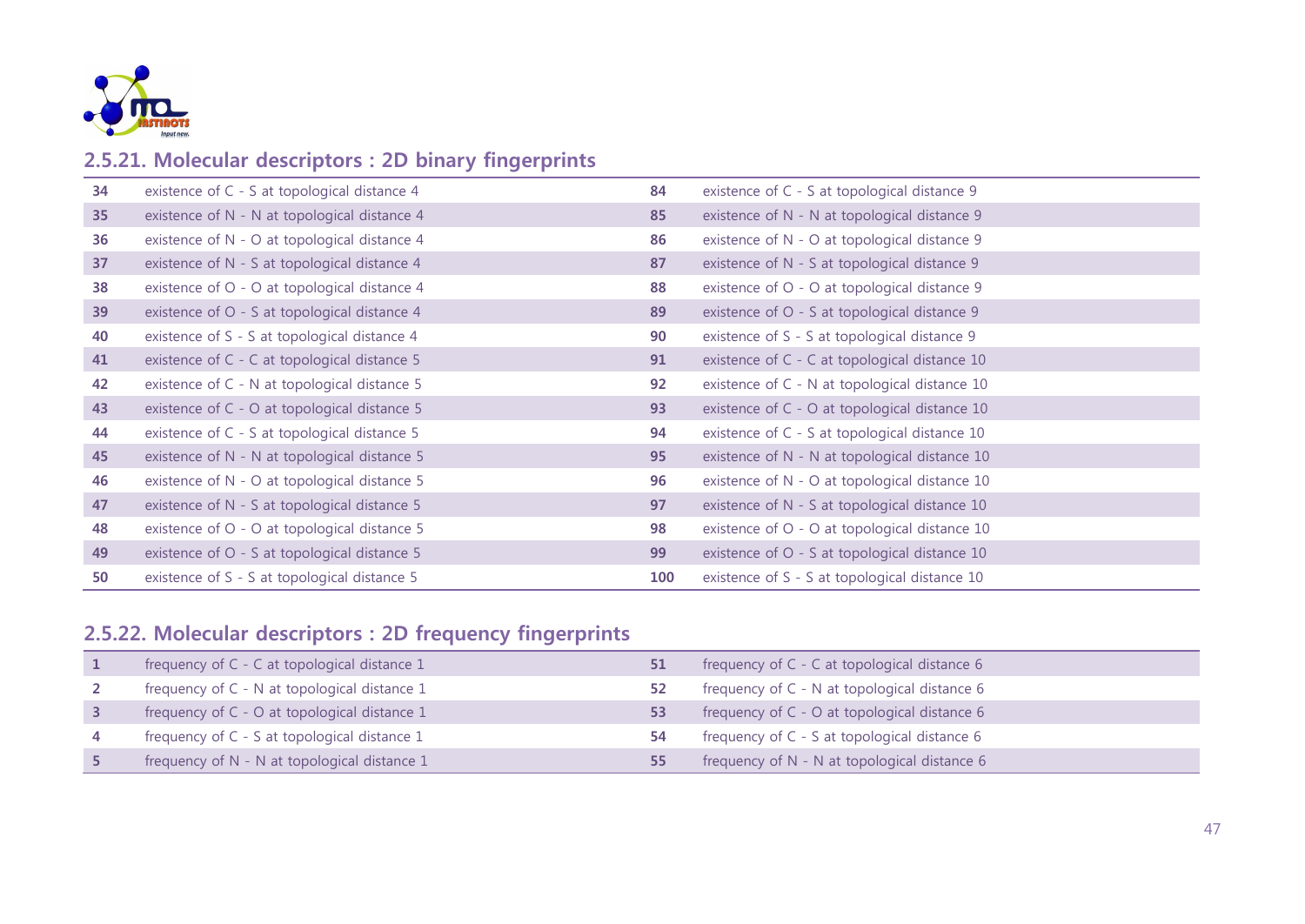## 2.5.21. Molecular descriptors : 2D binary fingerprints

| | | | |
|---|---|---|---|
| 34 | existence of C - S at topological distance 4 | 84 | existence of C - S at topological distance 9 |
| 35 | existence of N - N at topological distance 4 | 85 | existence of N - N at topological distance 9 |
| 36 | existence of N - O at topological distance 4 | 86 | existence of N - O at topological distance 9 |
| 37 | existence of N - S at topological distance 4 | 87 | existence of N - S at topological distance 9 |
| 38 | existence of O - O at topological distance 4 | 88 | existence of O - O at topological distance 9 |
| 39 | existence of O - S at topological distance 4 | 89 | existence of O - S at topological distance 9 |
| 40 | existence of S - S at topological distance 4 | 90 | existence of S - S at topological distance 9 |
| 41 | existence of C - C at topological distance 5 | 91 | existence of C - C at topological distance 10 |
| 42 | existence of C - N at topological distance 5 | 92 | existence of C - N at topological distance 10 |
| 43 | existence of C - O at topological distance 5 | 93 | existence of C - O at topological distance 10 |
| 44 | existence of C - S at topological distance 5 | 94 | existence of C - S at topological distance 10 |
| 45 | existence of N - N at topological distance 5 | 95 | existence of N - N at topological distance 10 |
| 46 | existence of N - O at topological distance 5 | 96 | existence of N - O at topological distance 10 |
| 47 | existence of N - S at topological distance 5 | 97 | existence of N - S at topological distance 10 |
| 48 | existence of O - O at topological distance 5 | 98 | existence of O - O at topological distance 10 |
| 49 | existence of O - S at topological distance 5 | 99 | existence of O - S at topological distance 10 |
| 50 | existence of S - S at topological distance 5 | 100 | existence of S - S at topological distance 10 |

## 2.5.22. Molecular descriptors : 2D frequency fingerprints

| | | | |
|---|---|---|---|
| 1 | frequency of C - C at topological distance 1 | 51 | frequency of C - C at topological distance 6 |
| 2 | frequency of C - N at topological distance 1 | 52 | frequency of C - N at topological distance 6 |
| 3 | frequency of C - O at topological distance 1 | 53 | frequency of C - O at topological distance 6 |
| 4 | frequency of C - S at topological distance 1 | 54 | frequency of C - S at topological distance 6 |
| 5 | frequency of N - N at topological distance 1 | 55 | frequency of N - N at topological distance 6 |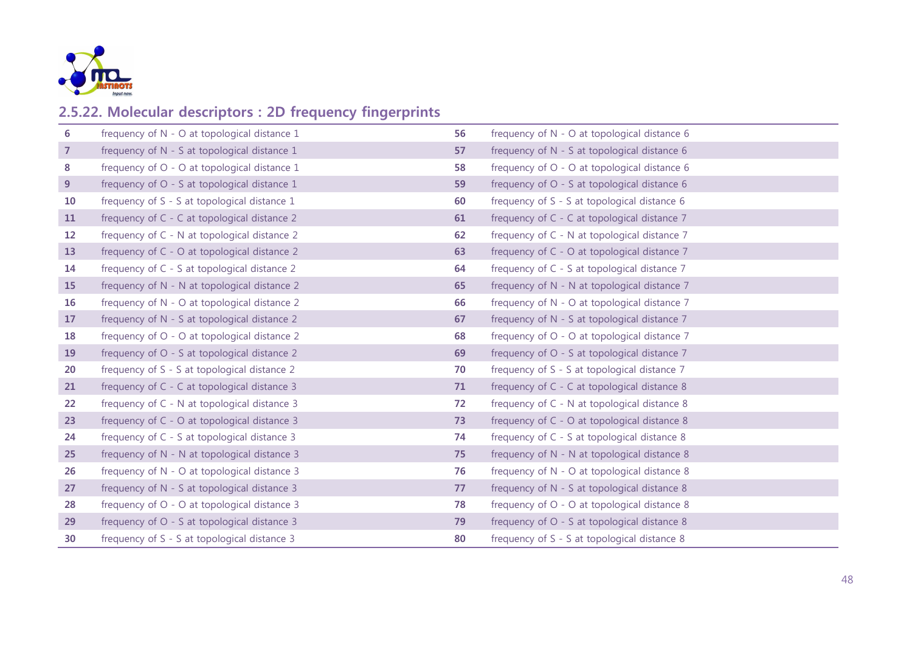## 2.5.22. Molecular descriptors : 2D frequency fingerprints

| | | | |
|---|---|---|---|
| 6 | frequency of N - O at topological distance 1 | 56 | frequency of N - O at topological distance 6 |
| 7 | frequency of N - S at topological distance 1 | 57 | frequency of N - S at topological distance 6 |
| 8 | frequency of O - O at topological distance 1 | 58 | frequency of O - O at topological distance 6 |
| 9 | frequency of O - S at topological distance 1 | 59 | frequency of O - S at topological distance 6 |
| 10 | frequency of S - S at topological distance 1 | 60 | frequency of S - S at topological distance 6 |
| 11 | frequency of C - C at topological distance 2 | 61 | frequency of C - C at topological distance 7 |
| 12 | frequency of C - N at topological distance 2 | 62 | frequency of C - N at topological distance 7 |
| 13 | frequency of C - O at topological distance 2 | 63 | frequency of C - O at topological distance 7 |
| 14 | frequency of C - S at topological distance 2 | 64 | frequency of C - S at topological distance 7 |
| 15 | frequency of N - N at topological distance 2 | 65 | frequency of N - N at topological distance 7 |
| 16 | frequency of N - O at topological distance 2 | 66 | frequency of N - O at topological distance 7 |
| 17 | frequency of N - S at topological distance 2 | 67 | frequency of N - S at topological distance 7 |
| 18 | frequency of O - O at topological distance 2 | 68 | frequency of O - O at topological distance 7 |
| 19 | frequency of O - S at topological distance 2 | 69 | frequency of O - S at topological distance 7 |
| 20 | frequency of S - S at topological distance 2 | 70 | frequency of S - S at topological distance 7 |
| 21 | frequency of C - C at topological distance 3 | 71 | frequency of C - C at topological distance 8 |
| 22 | frequency of C - N at topological distance 3 | 72 | frequency of C - N at topological distance 8 |
| 23 | frequency of C - O at topological distance 3 | 73 | frequency of C - O at topological distance 8 |
| 24 | frequency of C - S at topological distance 3 | 74 | frequency of C - S at topological distance 8 |
| 25 | frequency of N - N at topological distance 3 | 75 | frequency of N - N at topological distance 8 |
| 26 | frequency of N - O at topological distance 3 | 76 | frequency of N - O at topological distance 8 |
| 27 | frequency of N - S at topological distance 3 | 77 | frequency of N - S at topological distance 8 |
| 28 | frequency of O - O at topological distance 3 | 78 | frequency of O - O at topological distance 8 |
| 29 | frequency of O - S at topological distance 3 | 79 | frequency of O - S at topological distance 8 |
| 30 | frequency of S - S at topological distance 3 | 80 | frequency of S - S at topological distance 8 |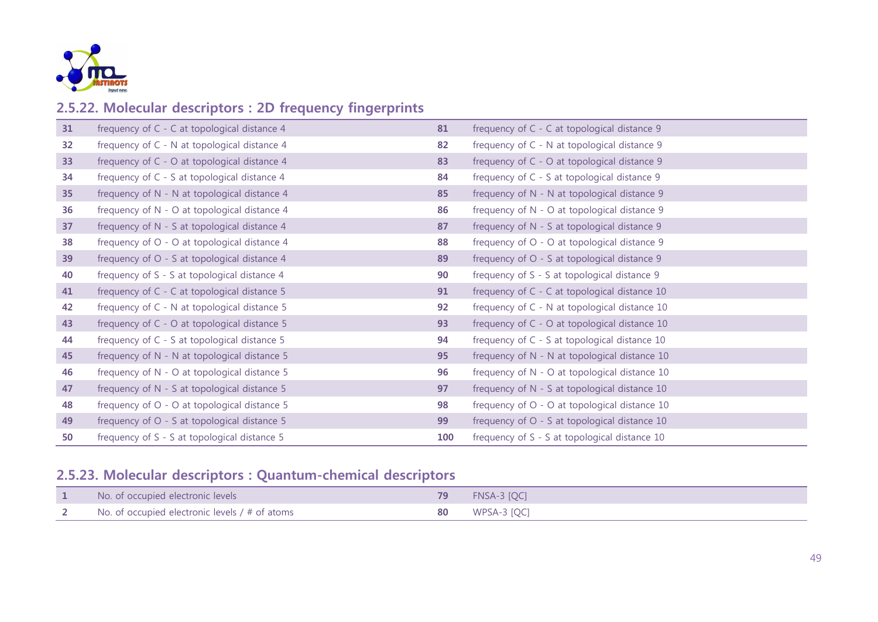## 2.5.22. Molecular descriptors : 2D frequency fingerprints

| | | | |
|---|---|---|---|
| **31** | frequency of C - C at topological distance 4 | **81** | frequency of C - C at topological distance 9 |
| **32** | frequency of C - N at topological distance 4 | **82** | frequency of C - N at topological distance 9 |
| **33** | frequency of C - O at topological distance 4 | **83** | frequency of C - O at topological distance 9 |
| **34** | frequency of C - S at topological distance 4 | **84** | frequency of C - S at topological distance 9 |
| **35** | frequency of N - N at topological distance 4 | **85** | frequency of N - N at topological distance 9 |
| **36** | frequency of N - O at topological distance 4 | **86** | frequency of N - O at topological distance 9 |
| **37** | frequency of N - S at topological distance 4 | **87** | frequency of N - S at topological distance 9 |
| **38** | frequency of O - O at topological distance 4 | **88** | frequency of O - O at topological distance 9 |
| **39** | frequency of O - S at topological distance 4 | **89** | frequency of O - S at topological distance 9 |
| **40** | frequency of S - S at topological distance 4 | **90** | frequency of S - S at topological distance 9 |
| **41** | frequency of C - C at topological distance 5 | **91** | frequency of C - C at topological distance 10 |
| **42** | frequency of C - N at topological distance 5 | **92** | frequency of C - N at topological distance 10 |
| **43** | frequency of C - O at topological distance 5 | **93** | frequency of C - O at topological distance 10 |
| **44** | frequency of C - S at topological distance 5 | **94** | frequency of C - S at topological distance 10 |
| **45** | frequency of N - N at topological distance 5 | **95** | frequency of N - N at topological distance 10 |
| **46** | frequency of N - O at topological distance 5 | **96** | frequency of N - O at topological distance 10 |
| **47** | frequency of N - S at topological distance 5 | **97** | frequency of N - S at topological distance 10 |
| **48** | frequency of O - O at topological distance 5 | **98** | frequency of O - O at topological distance 10 |
| **49** | frequency of O - S at topological distance 5 | **99** | frequency of O - S at topological distance 10 |
| **50** | frequency of S - S at topological distance 5 | **100** | frequency of S - S at topological distance 10 |

## 2.5.23. Molecular descriptors : Quantum-chemical descriptors

| | | | |
|---|---|---|---|
| **1** | No. of occupied electronic levels | **79** | FNSA-3 [QC] |
| **2** | No. of occupied electronic levels / # of atoms | **80** | WPSA-3 [QC] |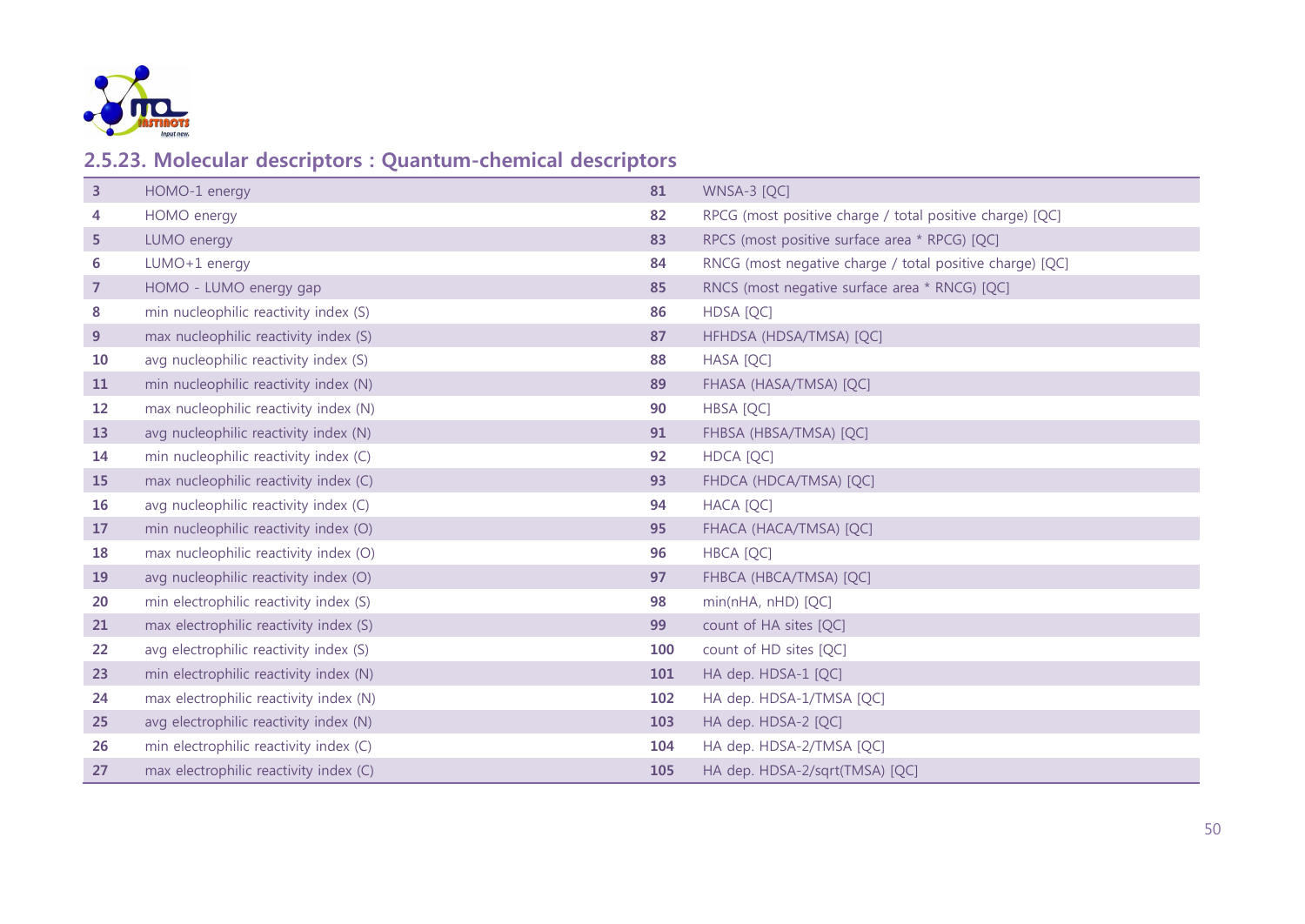## 2.5.23. Molecular descriptors : Quantum-chemical descriptors

| | | | |
|---|---|---|---|
| **3** | HOMO-1 energy | **81** | WNSA-3 [QC] |
| **4** | HOMO energy | **82** | RPCG (most positive charge / total positive charge) [QC] |
| **5** | LUMO energy | **83** | RPCS (most positive surface area * RPCG) [QC] |
| **6** | LUMO+1 energy | **84** | RNCG (most negative charge / total positive charge) [QC] |
| **7** | HOMO - LUMO energy gap | **85** | RNCS (most negative surface area * RNCG) [QC] |
| **8** | min nucleophilic reactivity index (S) | **86** | HDSA [QC] |
| **9** | max nucleophilic reactivity index (S) | **87** | HFHDSA (HDSA/TMSA) [QC] |
| **10** | avg nucleophilic reactivity index (S) | **88** | HASA [QC] |
| **11** | min nucleophilic reactivity index (N) | **89** | FHASA (HASA/TMSA) [QC] |
| **12** | max nucleophilic reactivity index (N) | **90** | HBSA [QC] |
| **13** | avg nucleophilic reactivity index (N) | **91** | FHBSA (HBSA/TMSA) [QC] |
| **14** | min nucleophilic reactivity index (C) | **92** | HDCA [QC] |
| **15** | max nucleophilic reactivity index (C) | **93** | FHDCA (HDCA/TMSA) [QC] |
| **16** | avg nucleophilic reactivity index (C) | **94** | HACA [QC] |
| **17** | min nucleophilic reactivity index (O) | **95** | FHACA (HACA/TMSA) [QC] |
| **18** | max nucleophilic reactivity index (O) | **96** | HBCA [QC] |
| **19** | avg nucleophilic reactivity index (O) | **97** | FHBCA (HBCA/TMSA) [QC] |
| **20** | min electrophilic reactivity index (S) | **98** | min(nHA, nHD) [QC] |
| **21** | max electrophilic reactivity index (S) | **99** | count of HA sites [QC] |
| **22** | avg electrophilic reactivity index (S) | **100** | count of HD sites [QC] |
| **23** | min electrophilic reactivity index (N) | **101** | HA dep. HDSA-1 [QC] |
| **24** | max electrophilic reactivity index (N) | **102** | HA dep. HDSA-1/TMSA [QC] |
| **25** | avg electrophilic reactivity index (N) | **103** | HA dep. HDSA-2 [QC] |
| **26** | min electrophilic reactivity index (C) | **104** | HA dep. HDSA-2/TMSA [QC] |
| **27** | max electrophilic reactivity index (C) | **105** | HA dep. HDSA-2/sqrt(TMSA) [QC] |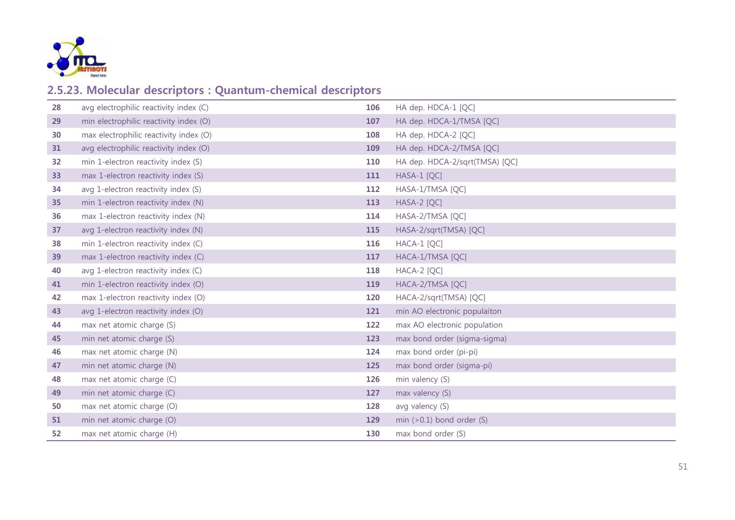## 2.5.23. Molecular descriptors : Quantum-chemical descriptors

| | | | |
|---|---|---|---|
| **28** | avg electrophilic reactivity index (C) | **106** | HA dep. HDCA-1 [QC] |
| **29** | min electrophilic reactivity index (O) | **107** | HA dep. HDCA-1/TMSA [QC] |
| **30** | max electrophilic reactivity index (O) | **108** | HA dep. HDCA-2 [QC] |
| **31** | avg electrophilic reactivity index (O) | **109** | HA dep. HDCA-2/TMSA [QC] |
| **32** | min 1-electron reactivity index (S) | **110** | HA dep. HDCA-2/sqrt(TMSA) [QC] |
| **33** | max 1-electron reactivity index (S) | **111** | HASA-1 [QC] |
| **34** | avg 1-electron reactivity index (S) | **112** | HASA-1/TMSA [QC] |
| **35** | min 1-electron reactivity index (N) | **113** | HASA-2 [QC] |
| **36** | max 1-electron reactivity index (N) | **114** | HASA-2/TMSA [QC] |
| **37** | avg 1-electron reactivity index (N) | **115** | HASA-2/sqrt(TMSA) [QC] |
| **38** | min 1-electron reactivity index (C) | **116** | HACA-1 [QC] |
| **39** | max 1-electron reactivity index (C) | **117** | HACA-1/TMSA [QC] |
| **40** | avg 1-electron reactivity index (C) | **118** | HACA-2 [QC] |
| **41** | min 1-electron reactivity index (O) | **119** | HACA-2/TMSA [QC] |
| **42** | max 1-electron reactivity index (O) | **120** | HACA-2/sqrt(TMSA) [QC] |
| **43** | avg 1-electron reactivity index (O) | **121** | min AO electronic populaiton |
| **44** | max net atomic charge (S) | **122** | max AO electronic population |
| **45** | min net atomic charge (S) | **123** | max bond order (sigma-sigma) |
| **46** | max net atomic charge (N) | **124** | max bond order (pi-pi) |
| **47** | min net atomic charge (N) | **125** | max bond order (sigma-pi) |
| **48** | max net atomic charge (C) | **126** | min valency (S) |
| **49** | min net atomic charge (C) | **127** | max valency (S) |
| **50** | max net atomic charge (O) | **128** | avg valency (S) |
| **51** | min net atomic charge (O) | **129** | min (>0.1) bond order (S) |
| **52** | max net atomic charge (H) | **130** | max bond order (S) |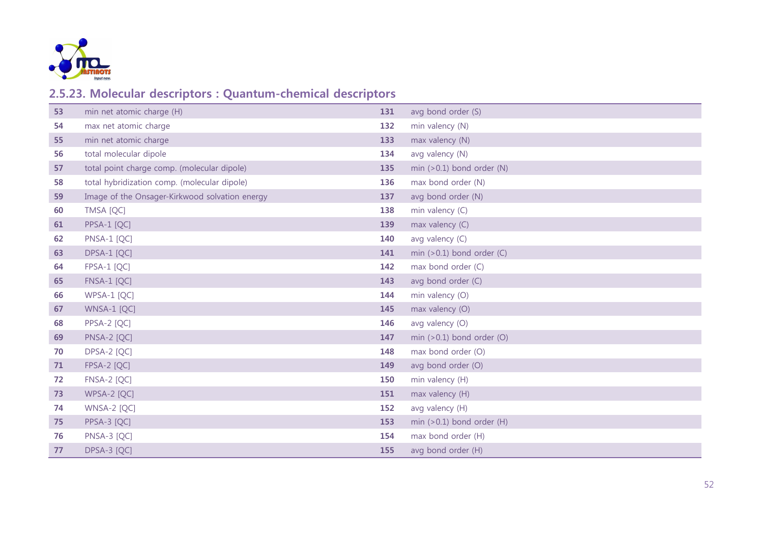## 2.5.23. Molecular descriptors : Quantum-chemical descriptors

| | | | |
|---|---|---|---|
| **53** | min net atomic charge (H) | **131** | avg bond order (S) |
| **54** | max net atomic charge | **132** | min valency (N) |
| **55** | min net atomic charge | **133** | max valency (N) |
| **56** | total molecular dipole | **134** | avg valency (N) |
| **57** | total point charge comp. (molecular dipole) | **135** | min (>0.1) bond order (N) |
| **58** | total hybridization comp. (molecular dipole) | **136** | max bond order (N) |
| **59** | Image of the Onsager-Kirkwood solvation energy | **137** | avg bond order (N) |
| **60** | TMSA [QC] | **138** | min valency (C) |
| **61** | PPSA-1 [QC] | **139** | max valency (C) |
| **62** | PNSA-1 [QC] | **140** | avg valency (C) |
| **63** | DPSA-1 [QC] | **141** | min (>0.1) bond order (C) |
| **64** | FPSA-1 [QC] | **142** | max bond order (C) |
| **65** | FNSA-1 [QC] | **143** | avg bond order (C) |
| **66** | WPSA-1 [QC] | **144** | min valency (O) |
| **67** | WNSA-1 [QC] | **145** | max valency (O) |
| **68** | PPSA-2 [QC] | **146** | avg valency (O) |
| **69** | PNSA-2 [QC] | **147** | min (>0.1) bond order (O) |
| **70** | DPSA-2 [QC] | **148** | max bond order (O) |
| **71** | FPSA-2 [QC] | **149** | avg bond order (O) |
| **72** | FNSA-2 [QC] | **150** | min valency (H) |
| **73** | WPSA-2 [QC] | **151** | max valency (H) |
| **74** | WNSA-2 [QC] | **152** | avg valency (H) |
| **75** | PPSA-3 [QC] | **153** | min (>0.1) bond order (H) |
| **76** | PNSA-3 [QC] | **154** | max bond order (H) |
| **77** | DPSA-3 [QC] | **155** | avg bond order (H) |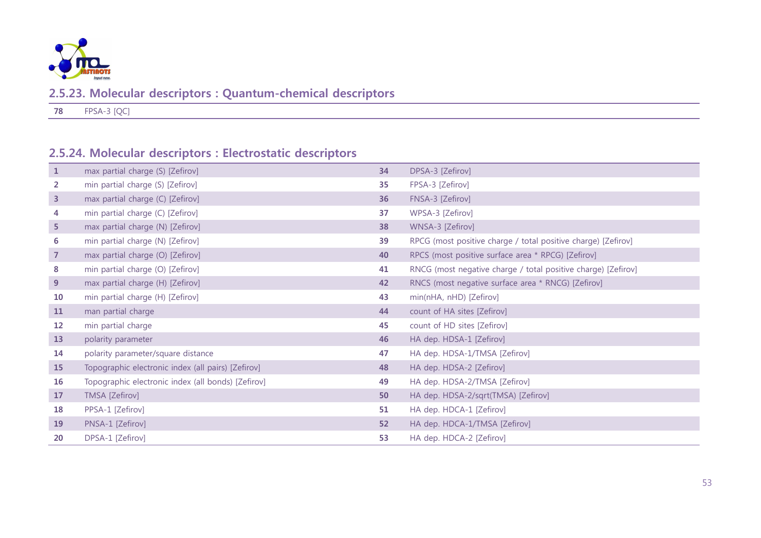## 2.5.23. Molecular descriptors : Quantum-chemical descriptors

| | |
|---|---|
| 78 | FPSA-3 [QC] |

## 2.5.24. Molecular descriptors : Electrostatic descriptors

| | | | |
|---|---|---|---|
| 1 | max partial charge (S) [Zefirov] | 34 | DPSA-3 [Zefirov] |
| 2 | min partial charge (S) [Zefirov] | 35 | FPSA-3 [Zefirov] |
| 3 | max partial charge (C) [Zefirov] | 36 | FNSA-3 [Zefirov] |
| 4 | min partial charge (C) [Zefirov] | 37 | WPSA-3 [Zefirov] |
| 5 | max partial charge (N) [Zefirov] | 38 | WNSA-3 [Zefirov] |
| 6 | min partial charge (N) [Zefirov] | 39 | RPCG (most positive charge / total positive charge) [Zefirov] |
| 7 | max partial charge (O) [Zefirov] | 40 | RPCS (most positive surface area * RPCG) [Zefirov] |
| 8 | min partial charge (O) [Zefirov] | 41 | RNCG (most negative charge / total positive charge) [Zefirov] |
| 9 | max partial charge (H) [Zefirov] | 42 | RNCS (most negative surface area * RNCG) [Zefirov] |
| 10 | min partial charge (H) [Zefirov] | 43 | min(nHA, nHD) [Zefirov] |
| 11 | man partial charge | 44 | count of HA sites [Zefirov] |
| 12 | min partial charge | 45 | count of HD sites [Zefirov] |
| 13 | polarity parameter | 46 | HA dep. HDSA-1 [Zefirov] |
| 14 | polarity parameter/square distance | 47 | HA dep. HDSA-1/TMSA [Zefirov] |
| 15 | Topographic electronic index (all pairs) [Zefirov] | 48 | HA dep. HDSA-2 [Zefirov] |
| 16 | Topographic electronic index (all bonds) [Zefirov] | 49 | HA dep. HDSA-2/TMSA [Zefirov] |
| 17 | TMSA [Zefirov] | 50 | HA dep. HDSA-2/sqrt(TMSA) [Zefirov] |
| 18 | PPSA-1 [Zefirov] | 51 | HA dep. HDCA-1 [Zefirov] |
| 19 | PNSA-1 [Zefirov] | 52 | HA dep. HDCA-1/TMSA [Zefirov] |
| 20 | DPSA-1 [Zefirov] | 53 | HA dep. HDCA-2 [Zefirov] |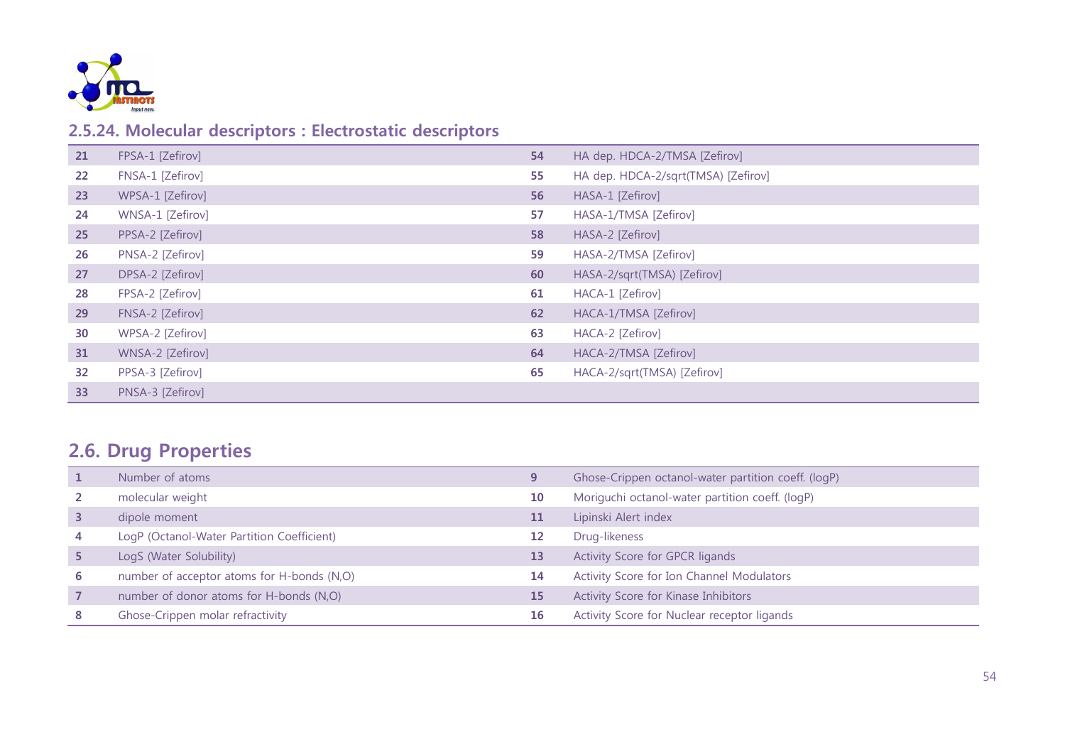## 2.5.24. Molecular descriptors : Electrostatic descriptors

| | | | |
|---|---|---|---|
| 21 | FPSA-1 [Zefirov] | 54 | HA dep. HDCA-2/TMSA [Zefirov] |
| 22 | FNSA-1 [Zefirov] | 55 | HA dep. HDCA-2/sqrt(TMSA) [Zefirov] |
| 23 | WPSA-1 [Zefirov] | 56 | HASA-1 [Zefirov] |
| 24 | WNSA-1 [Zefirov] | 57 | HASA-1/TMSA [Zefirov] |
| 25 | PPSA-2 [Zefirov] | 58 | HASA-2 [Zefirov] |
| 26 | PNSA-2 [Zefirov] | 59 | HASA-2/TMSA [Zefirov] |
| 27 | DPSA-2 [Zefirov] | 60 | HASA-2/sqrt(TMSA) [Zefirov] |
| 28 | FPSA-2 [Zefirov] | 61 | HACA-1 [Zefirov] |
| 29 | FNSA-2 [Zefirov] | 62 | HACA-1/TMSA [Zefirov] |
| 30 | WPSA-2 [Zefirov] | 63 | HACA-2 [Zefirov] |
| 31 | WNSA-2 [Zefirov] | 64 | HACA-2/TMSA [Zefirov] |
| 32 | PPSA-3 [Zefirov] | 65 | HACA-2/sqrt(TMSA) [Zefirov] |
| 33 | PNSA-3 [Zefirov] | | |

## 2.6. Drug Properties

| | | | |
|---|---|---|---|
| 1 | Number of atoms | 9 | Ghose-Crippen octanol-water partition coeff. (logP) |
| 2 | molecular weight | 10 | Moriguchi octanol-water partition coeff. (logP) |
| 3 | dipole moment | 11 | Lipinski Alert index |
| 4 | LogP (Octanol-Water Partition Coefficient) | 12 | Drug-likeness |
| 5 | LogS (Water Solubility) | 13 | Activity Score for GPCR ligands |
| 6 | number of acceptor atoms for H-bonds (N,O) | 14 | Activity Score for Ion Channel Modulators |
| 7 | number of donor atoms for H-bonds (N,O) | 15 | Activity Score for Kinase Inhibitors |
| 8 | Ghose-Crippen molar refractivity | 16 | Activity Score for Nuclear receptor ligands |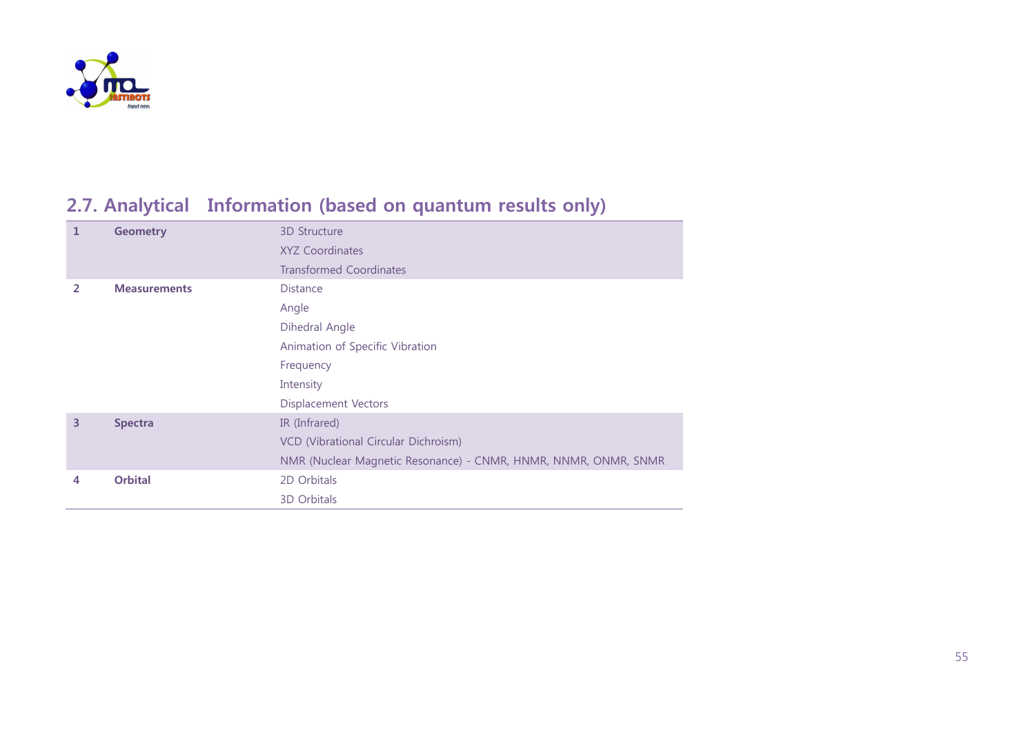## 2.7. Analytical Information (based on quantum results only)

| | | |
|---|---|---|
| 1 | **Geometry** | 3D Structure |
| | | XYZ Coordinates |
| | | Transformed Coordinates |
| 2 | **Measurements** | Distance |
| | | Angle |
| | | Dihedral Angle |
| | | Animation of Specific Vibration |
| | | Frequency |
| | | Intensity |
| | | Displacement Vectors |
| 3 | **Spectra** | IR (Infrared) |
| | | VCD (Vibrational Circular Dichroism) |
| | | NMR (Nuclear Magnetic Resonance) - CNMR, HNMR, NNMR, ONMR, SNMR |
| 4 | **Orbital** | 2D Orbitals |
| | | 3D Orbitals |